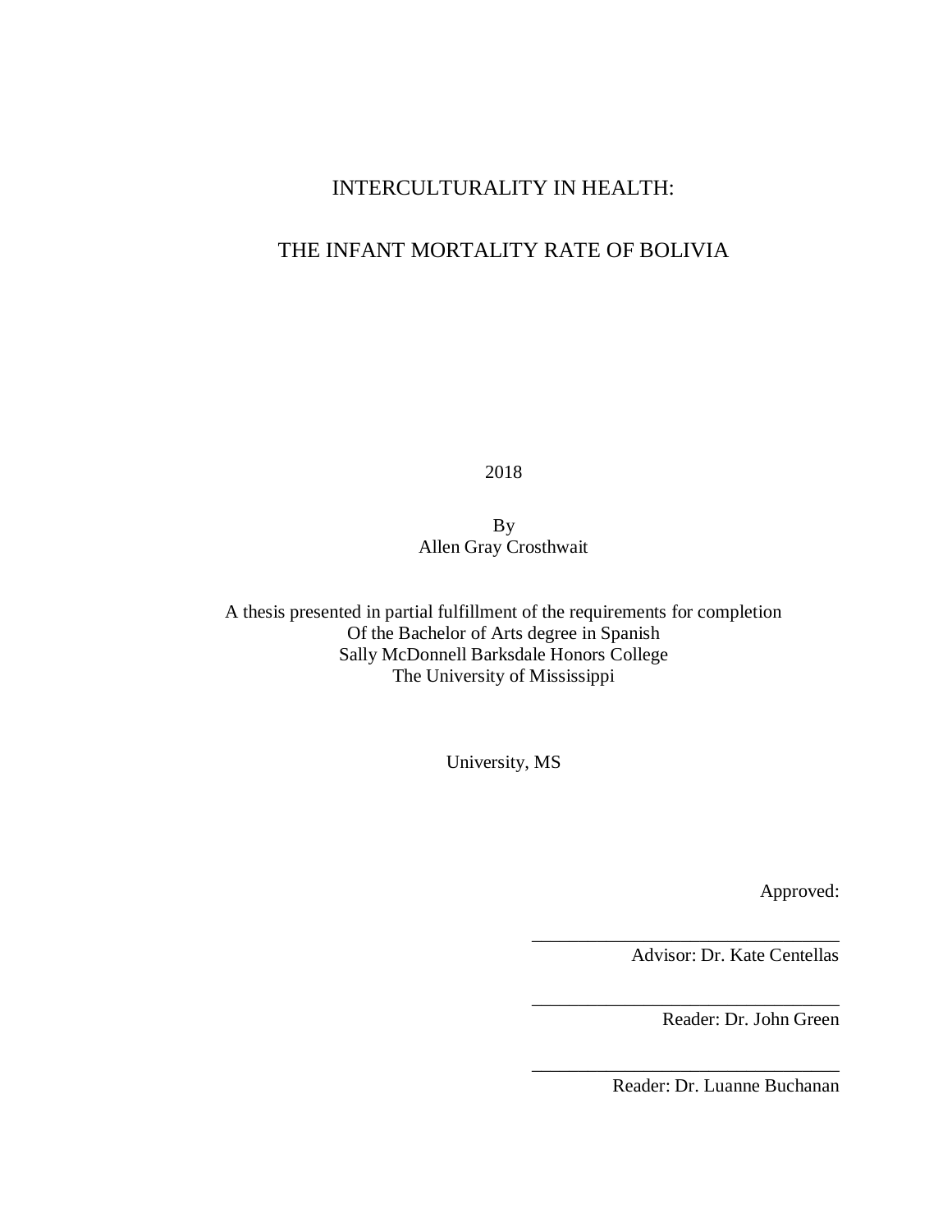# INTERCULTURALITY IN HEALTH:

# THE INFANT MORTALITY RATE OF BOLIVIA

2018

By
Allen Gray Crosthwait

A thesis presented in partial fulfillment of the requirements for completion
Of the Bachelor of Arts degree in Spanish
Sally McDonnell Barksdale Honors College
The University of Mississippi

University, MS

Approved:

\_\_\_\_\_\_\_\_\_\_\_\_\_\_\_\_\_\_\_\_\_\_\_\_\_\_\_\_\_\_\_\_
Advisor: Dr. Kate Centellas

\_\_\_\_\_\_\_\_\_\_\_\_\_\_\_\_\_\_\_\_\_\_\_\_\_\_\_\_\_\_\_\_
Reader: Dr. John Green

\_\_\_\_\_\_\_\_\_\_\_\_\_\_\_\_\_\_\_\_\_\_\_\_\_\_\_\_\_\_\_\_
Reader: Dr. Luanne Buchanan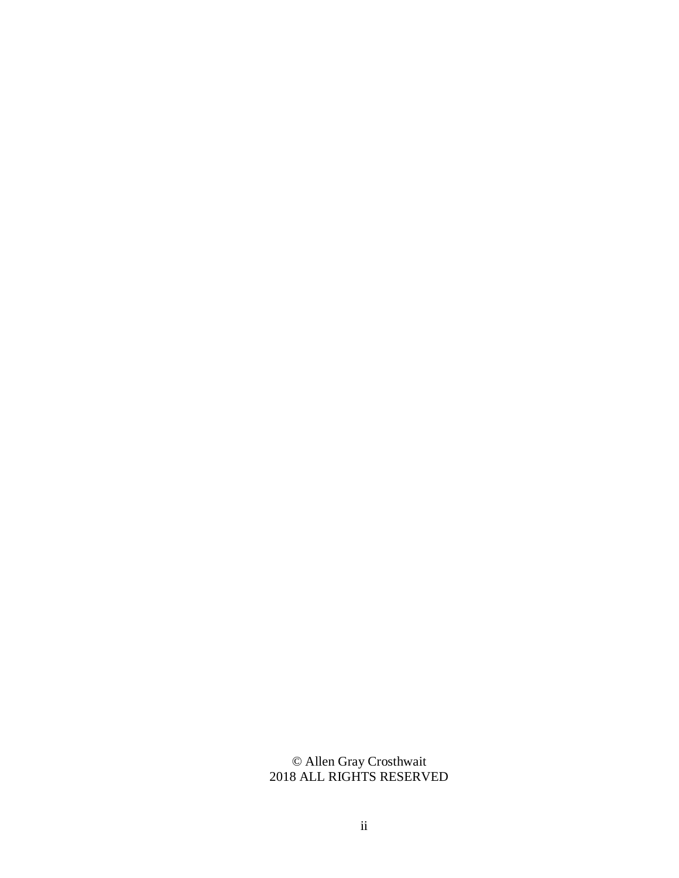© Allen Gray Crosthwait
2018 ALL RIGHTS RESERVED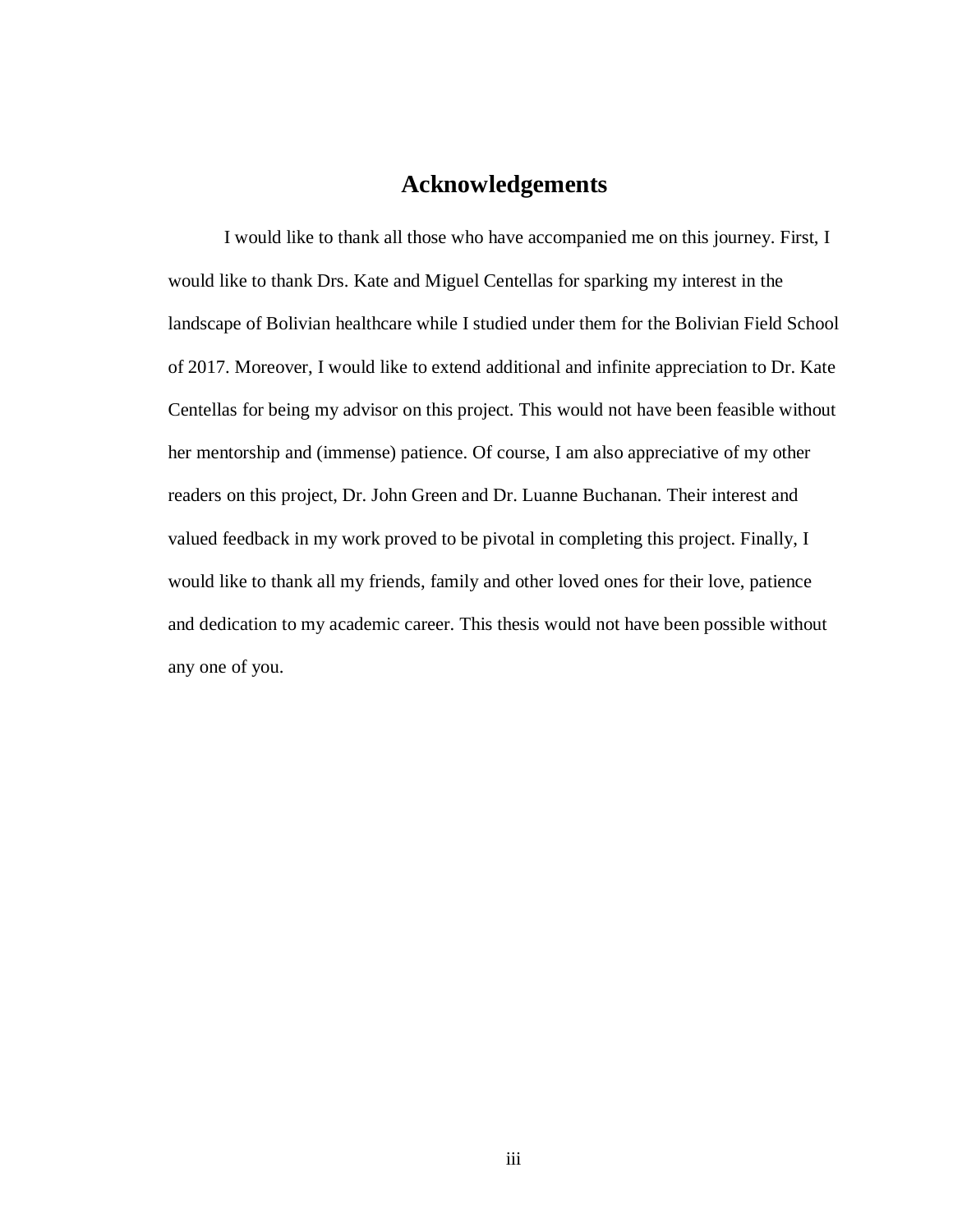# Acknowledgements

I would like to thank all those who have accompanied me on this journey. First, I would like to thank Drs. Kate and Miguel Centellas for sparking my interest in the landscape of Bolivian healthcare while I studied under them for the Bolivian Field School of 2017. Moreover, I would like to extend additional and infinite appreciation to Dr. Kate Centellas for being my advisor on this project. This would not have been feasible without her mentorship and (immense) patience. Of course, I am also appreciative of my other readers on this project, Dr. John Green and Dr. Luanne Buchanan. Their interest and valued feedback in my work proved to be pivotal in completing this project. Finally, I would like to thank all my friends, family and other loved ones for their love, patience and dedication to my academic career. This thesis would not have been possible without any one of you.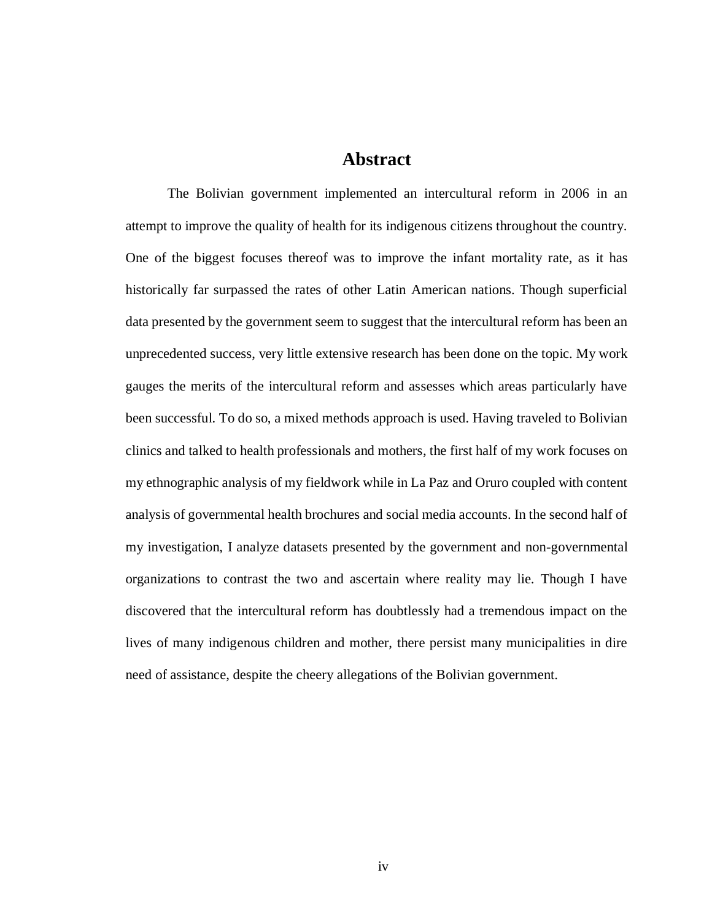# Abstract

The Bolivian government implemented an intercultural reform in 2006 in an attempt to improve the quality of health for its indigenous citizens throughout the country. One of the biggest focuses thereof was to improve the infant mortality rate, as it has historically far surpassed the rates of other Latin American nations. Though superficial data presented by the government seem to suggest that the intercultural reform has been an unprecedented success, very little extensive research has been done on the topic. My work gauges the merits of the intercultural reform and assesses which areas particularly have been successful. To do so, a mixed methods approach is used. Having traveled to Bolivian clinics and talked to health professionals and mothers, the first half of my work focuses on my ethnographic analysis of my fieldwork while in La Paz and Oruro coupled with content analysis of governmental health brochures and social media accounts. In the second half of my investigation, I analyze datasets presented by the government and non-governmental organizations to contrast the two and ascertain where reality may lie. Though I have discovered that the intercultural reform has doubtlessly had a tremendous impact on the lives of many indigenous children and mother, there persist many municipalities in dire need of assistance, despite the cheery allegations of the Bolivian government.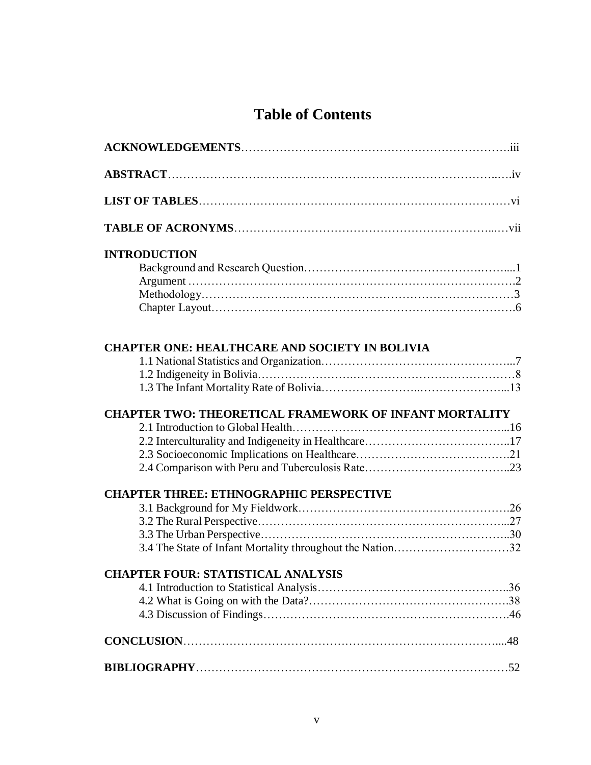# Table of Contents

**ACKNOWLEDGEMENTS**……………………………………………………………………iii

**ABSTRACT**…………………………………………………………………………..….iv

**LIST OF TABLES**……………………………………………………………………vi

**TABLE OF ACRONYMS**……………………………………………………………...…vii

**INTRODUCTION**

- Background and Research Question……………………………………….…....1
- Argument ……………………………………………………………………….2
- Methodology……………………………………………………………………3
- Chapter Layout………………………………………………………………….6

**CHAPTER ONE: HEALTHCARE AND SOCIETY IN BOLIVIA**

- 1.1 National Statistics and Organization…………………………………………...7
- 1.2 Indigeneity in Bolivia……………………………………………………………8
- 1.3 The Infant Mortality Rate of Bolivia……………………..…………………...13

**CHAPTER TWO: THEORETICAL FRAMEWORK OF INFANT MORTALITY**

- 2.1 Introduction to Global Health…………………………………………………...16
- 2.2 Interculturality and Indigeneity in Healthcare………………………………..17
- 2.3 Socioeconomic Implications on Healthcare……………………………….…….21
- 2.4 Comparison with Peru and Tuberculosis Rate………………………………..23

**CHAPTER THREE: ETHNOGRAPHIC PERSPECTIVE**

- 3.1 Background for My Fieldwork……………………………………………….26
- 3.2 The Rural Perspective…………………………………………………….....27
- 3.3 The Urban Perspective………………………………………………………..30
- 3.4 The State of Infant Mortality throughout the Nation…………………………32

**CHAPTER FOUR: STATISTICAL ANALYSIS**

- 4.1 Introduction to Statistical Analysis…………………………………………..36
- 4.2 What is Going on with the Data?…………………………………………….38
- 4.3 Discussion of Findings……………………………………………………….46

**CONCLUSION**…………………………………………………………………….....48

**BIBLIOGRAPHY**…………………………………………………………………….52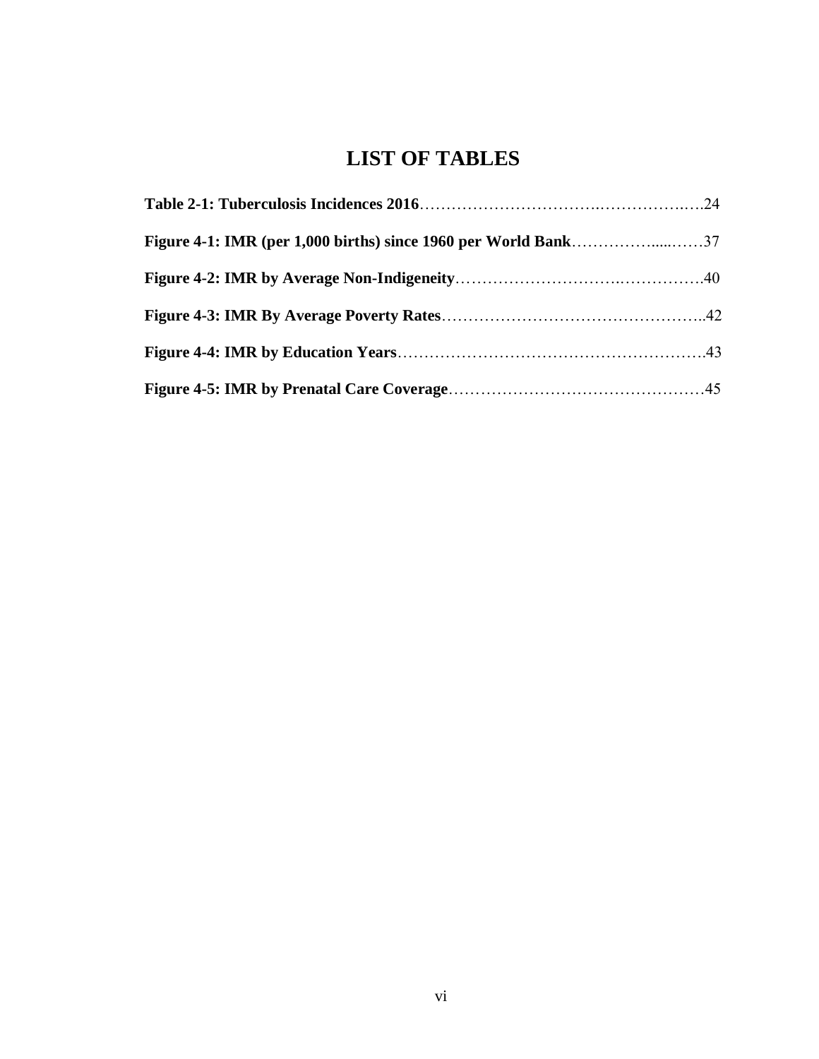# LIST OF TABLES

**Table 2-1: Tuberculosis Incidences 2016**……………………………..……………..….24

**Figure 4-1: IMR (per 1,000 births) since 1960 per World Bank**……………......……37

**Figure 4-2: IMR by Average Non-Indigeneity**………………………….…………….40

**Figure 4-3: IMR By Average Poverty Rates**…………………………………………..42

**Figure 4-4: IMR by Education Years**………………………………………………….43

**Figure 4-5: IMR by Prenatal Care Coverage**…………………………………………45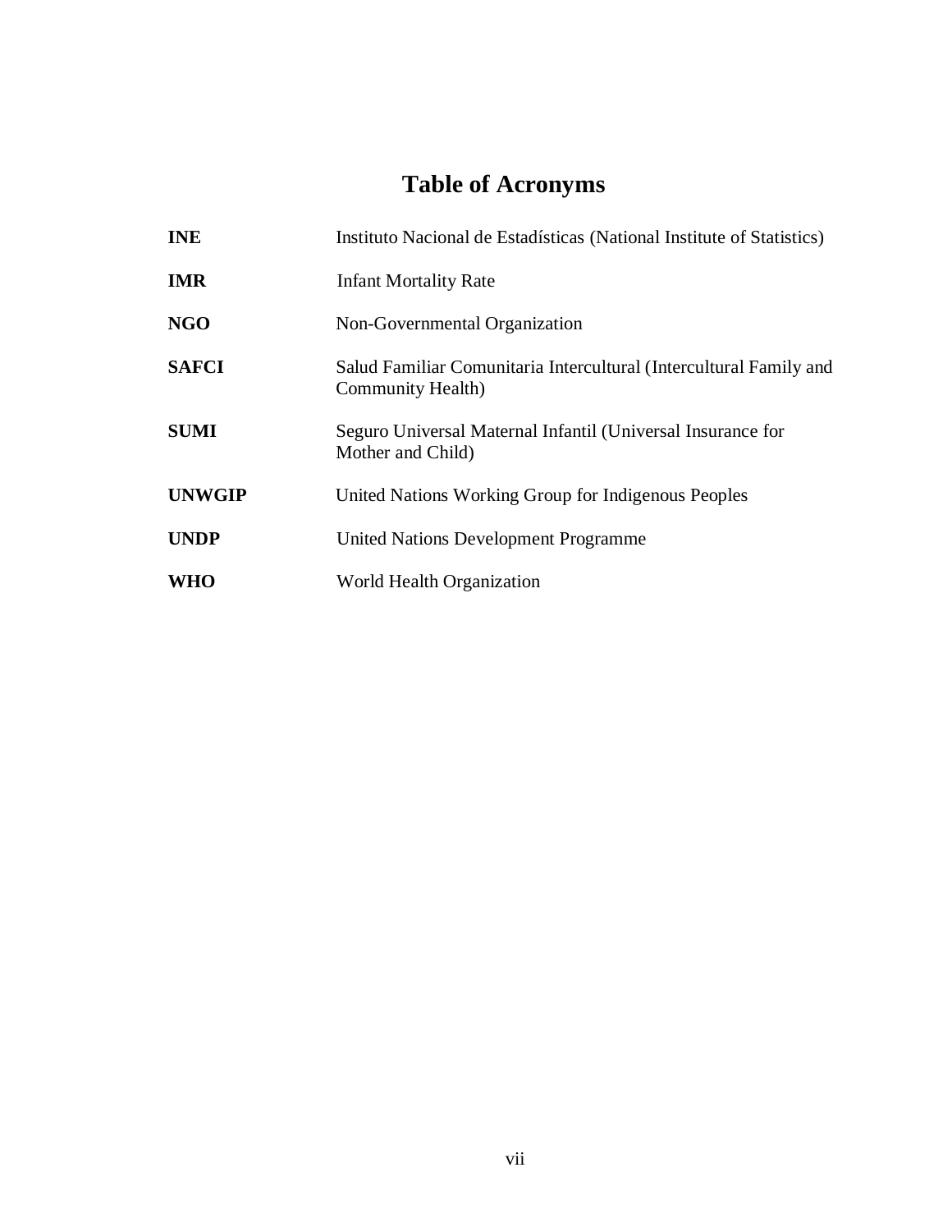# Table of Acronyms

| | |
|---|---|
| **INE** | Instituto Nacional de Estadísticas (National Institute of Statistics) |
| **IMR** | Infant Mortality Rate |
| **NGO** | Non-Governmental Organization |
| **SAFCI** | Salud Familiar Comunitaria Intercultural (Intercultural Family and Community Health) |
| **SUMI** | Seguro Universal Maternal Infantil (Universal Insurance for Mother and Child) |
| **UNWGIP** | United Nations Working Group for Indigenous Peoples |
| **UNDP** | United Nations Development Programme |
| **WHO** | World Health Organization |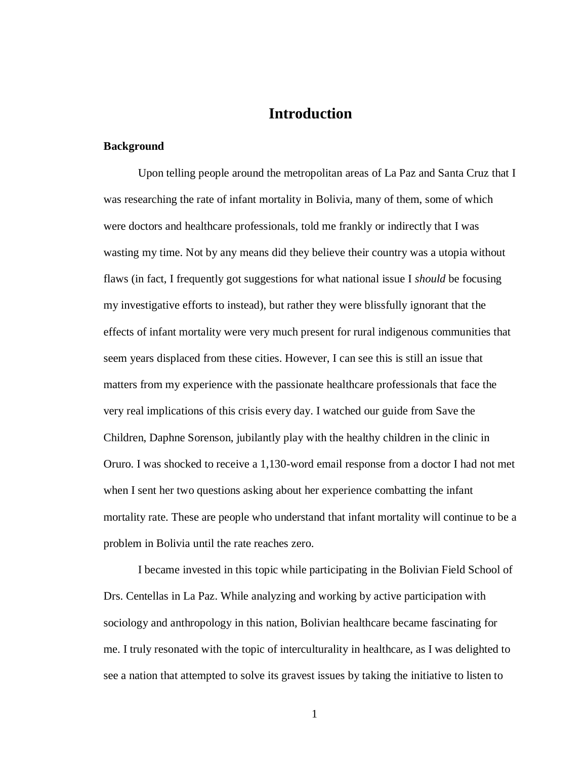# Introduction

## Background

Upon telling people around the metropolitan areas of La Paz and Santa Cruz that I was researching the rate of infant mortality in Bolivia, many of them, some of which were doctors and healthcare professionals, told me frankly or indirectly that I was wasting my time. Not by any means did they believe their country was a utopia without flaws (in fact, I frequently got suggestions for what national issue I *should* be focusing my investigative efforts to instead), but rather they were blissfully ignorant that the effects of infant mortality were very much present for rural indigenous communities that seem years displaced from these cities. However, I can see this is still an issue that matters from my experience with the passionate healthcare professionals that face the very real implications of this crisis every day. I watched our guide from Save the Children, Daphne Sorenson, jubilantly play with the healthy children in the clinic in Oruro. I was shocked to receive a 1,130-word email response from a doctor I had not met when I sent her two questions asking about her experience combatting the infant mortality rate. These are people who understand that infant mortality will continue to be a problem in Bolivia until the rate reaches zero.

I became invested in this topic while participating in the Bolivian Field School of Drs. Centellas in La Paz. While analyzing and working by active participation with sociology and anthropology in this nation, Bolivian healthcare became fascinating for me. I truly resonated with the topic of interculturality in healthcare, as I was delighted to see a nation that attempted to solve its gravest issues by taking the initiative to listen to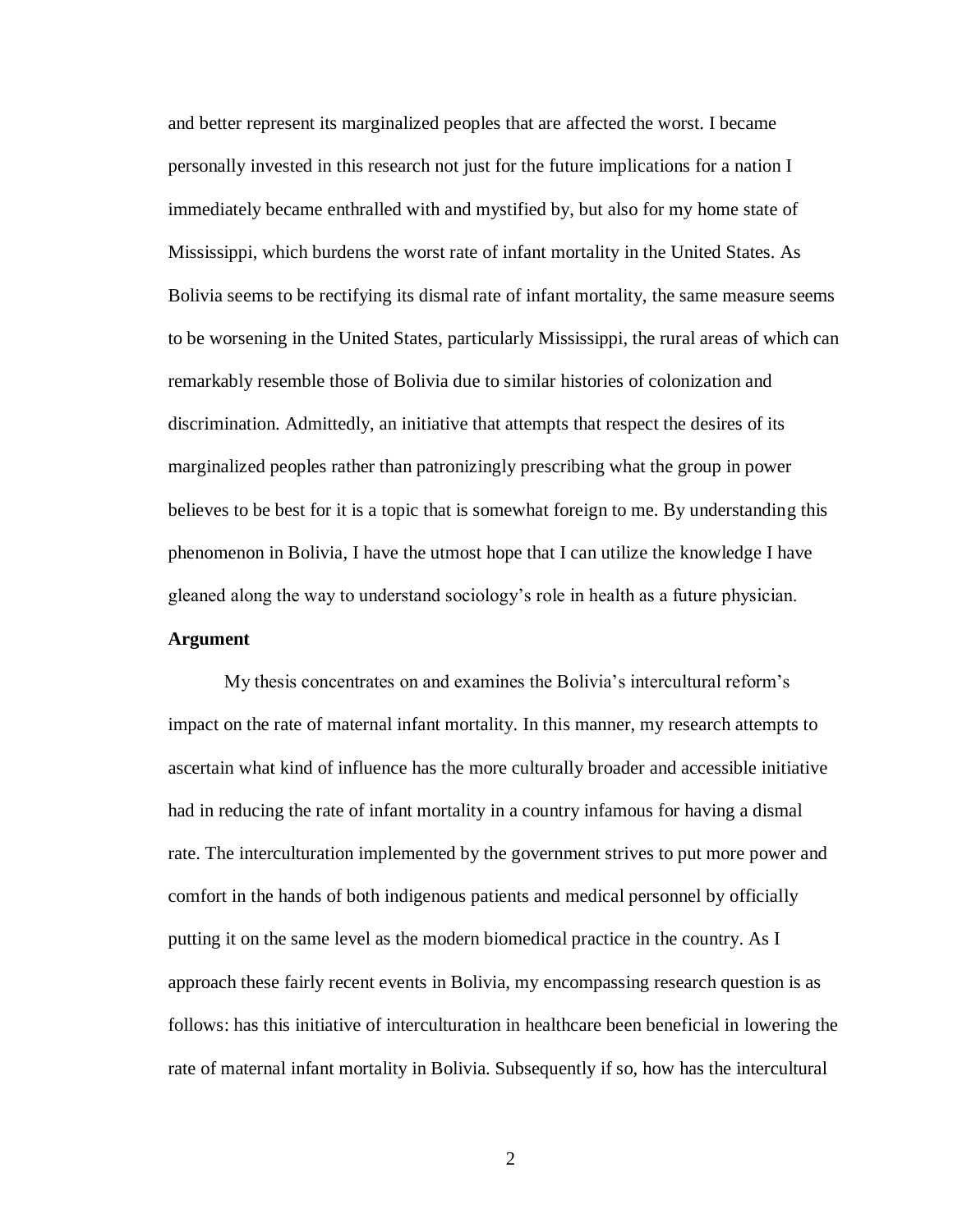and better represent its marginalized peoples that are affected the worst. I became personally invested in this research not just for the future implications for a nation I immediately became enthralled with and mystified by, but also for my home state of Mississippi, which burdens the worst rate of infant mortality in the United States. As Bolivia seems to be rectifying its dismal rate of infant mortality, the same measure seems to be worsening in the United States, particularly Mississippi, the rural areas of which can remarkably resemble those of Bolivia due to similar histories of colonization and discrimination. Admittedly, an initiative that attempts that respect the desires of its marginalized peoples rather than patronizingly prescribing what the group in power believes to be best for it is a topic that is somewhat foreign to me. By understanding this phenomenon in Bolivia, I have the utmost hope that I can utilize the knowledge I have gleaned along the way to understand sociology's role in health as a future physician.

**Argument**

My thesis concentrates on and examines the Bolivia's intercultural reform's impact on the rate of maternal infant mortality. In this manner, my research attempts to ascertain what kind of influence has the more culturally broader and accessible initiative had in reducing the rate of infant mortality in a country infamous for having a dismal rate. The interculturation implemented by the government strives to put more power and comfort in the hands of both indigenous patients and medical personnel by officially putting it on the same level as the modern biomedical practice in the country. As I approach these fairly recent events in Bolivia, my encompassing research question is as follows: has this initiative of interculturation in healthcare been beneficial in lowering the rate of maternal infant mortality in Bolivia. Subsequently if so, how has the intercultural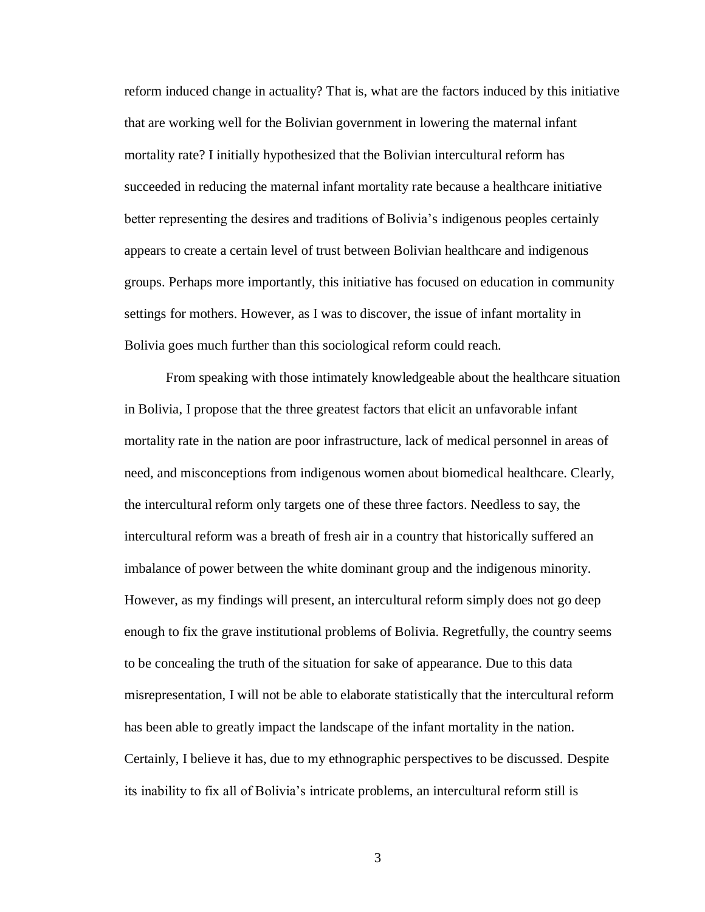reform induced change in actuality? That is, what are the factors induced by this initiative that are working well for the Bolivian government in lowering the maternal infant mortality rate? I initially hypothesized that the Bolivian intercultural reform has succeeded in reducing the maternal infant mortality rate because a healthcare initiative better representing the desires and traditions of Bolivia's indigenous peoples certainly appears to create a certain level of trust between Bolivian healthcare and indigenous groups. Perhaps more importantly, this initiative has focused on education in community settings for mothers. However, as I was to discover, the issue of infant mortality in Bolivia goes much further than this sociological reform could reach.

From speaking with those intimately knowledgeable about the healthcare situation in Bolivia, I propose that the three greatest factors that elicit an unfavorable infant mortality rate in the nation are poor infrastructure, lack of medical personnel in areas of need, and misconceptions from indigenous women about biomedical healthcare. Clearly, the intercultural reform only targets one of these three factors. Needless to say, the intercultural reform was a breath of fresh air in a country that historically suffered an imbalance of power between the white dominant group and the indigenous minority. However, as my findings will present, an intercultural reform simply does not go deep enough to fix the grave institutional problems of Bolivia. Regretfully, the country seems to be concealing the truth of the situation for sake of appearance. Due to this data misrepresentation, I will not be able to elaborate statistically that the intercultural reform has been able to greatly impact the landscape of the infant mortality in the nation. Certainly, I believe it has, due to my ethnographic perspectives to be discussed. Despite its inability to fix all of Bolivia's intricate problems, an intercultural reform still is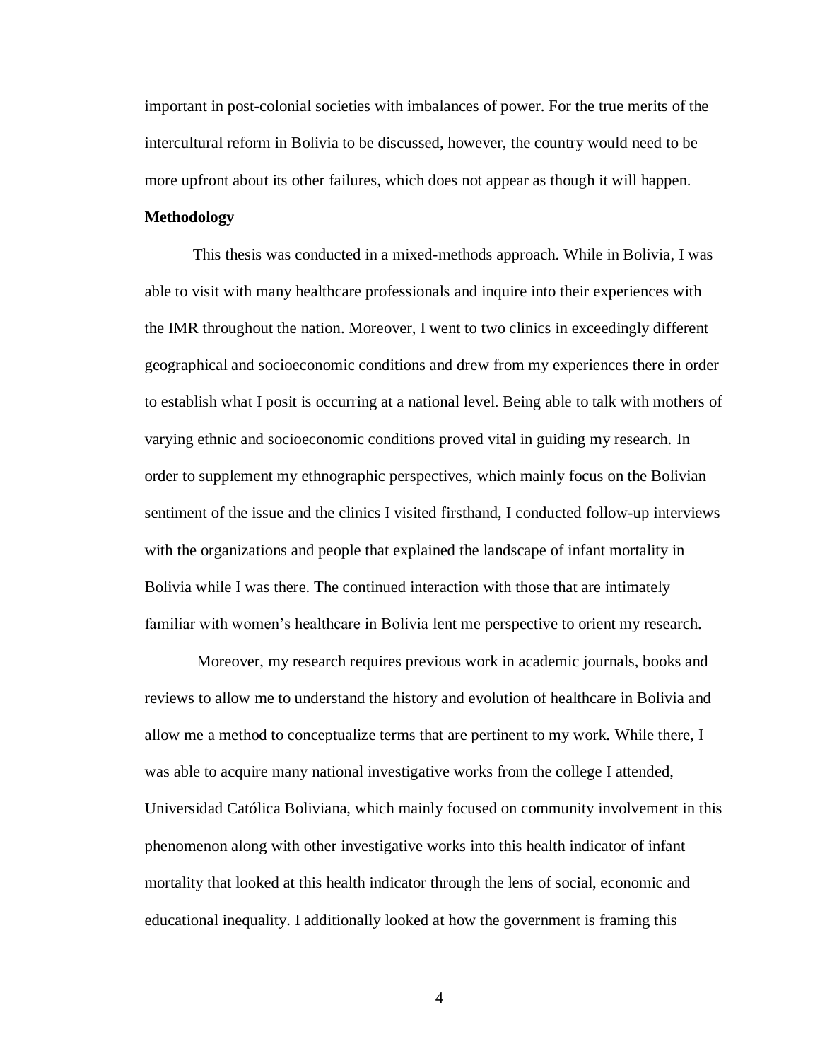important in post-colonial societies with imbalances of power. For the true merits of the intercultural reform in Bolivia to be discussed, however, the country would need to be more upfront about its other failures, which does not appear as though it will happen.

**Methodology**

This thesis was conducted in a mixed-methods approach. While in Bolivia, I was able to visit with many healthcare professionals and inquire into their experiences with the IMR throughout the nation. Moreover, I went to two clinics in exceedingly different geographical and socioeconomic conditions and drew from my experiences there in order to establish what I posit is occurring at a national level. Being able to talk with mothers of varying ethnic and socioeconomic conditions proved vital in guiding my research. In order to supplement my ethnographic perspectives, which mainly focus on the Bolivian sentiment of the issue and the clinics I visited firsthand, I conducted follow-up interviews with the organizations and people that explained the landscape of infant mortality in Bolivia while I was there. The continued interaction with those that are intimately familiar with women's healthcare in Bolivia lent me perspective to orient my research.

Moreover, my research requires previous work in academic journals, books and reviews to allow me to understand the history and evolution of healthcare in Bolivia and allow me a method to conceptualize terms that are pertinent to my work. While there, I was able to acquire many national investigative works from the college I attended, Universidad Católica Boliviana, which mainly focused on community involvement in this phenomenon along with other investigative works into this health indicator of infant mortality that looked at this health indicator through the lens of social, economic and educational inequality. I additionally looked at how the government is framing this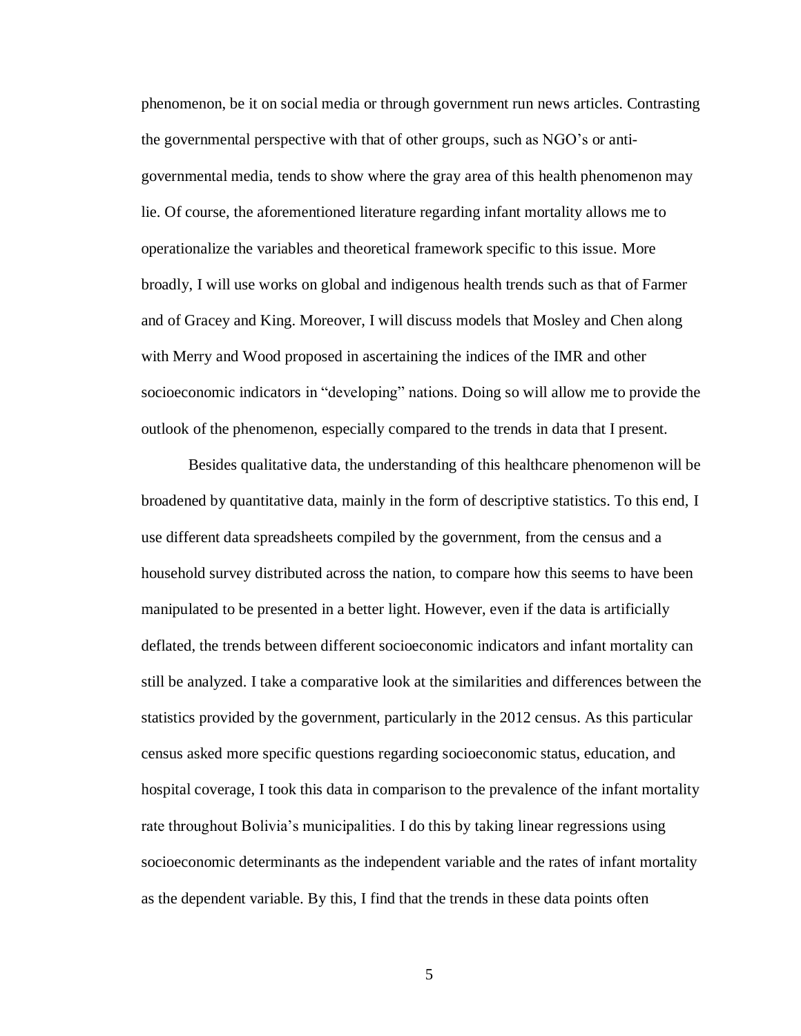phenomenon, be it on social media or through government run news articles. Contrasting the governmental perspective with that of other groups, such as NGO's or anti-governmental media, tends to show where the gray area of this health phenomenon may lie. Of course, the aforementioned literature regarding infant mortality allows me to operationalize the variables and theoretical framework specific to this issue. More broadly, I will use works on global and indigenous health trends such as that of Farmer and of Gracey and King. Moreover, I will discuss models that Mosley and Chen along with Merry and Wood proposed in ascertaining the indices of the IMR and other socioeconomic indicators in "developing" nations. Doing so will allow me to provide the outlook of the phenomenon, especially compared to the trends in data that I present.

Besides qualitative data, the understanding of this healthcare phenomenon will be broadened by quantitative data, mainly in the form of descriptive statistics. To this end, I use different data spreadsheets compiled by the government, from the census and a household survey distributed across the nation, to compare how this seems to have been manipulated to be presented in a better light. However, even if the data is artificially deflated, the trends between different socioeconomic indicators and infant mortality can still be analyzed. I take a comparative look at the similarities and differences between the statistics provided by the government, particularly in the 2012 census. As this particular census asked more specific questions regarding socioeconomic status, education, and hospital coverage, I took this data in comparison to the prevalence of the infant mortality rate throughout Bolivia's municipalities. I do this by taking linear regressions using socioeconomic determinants as the independent variable and the rates of infant mortality as the dependent variable. By this, I find that the trends in these data points often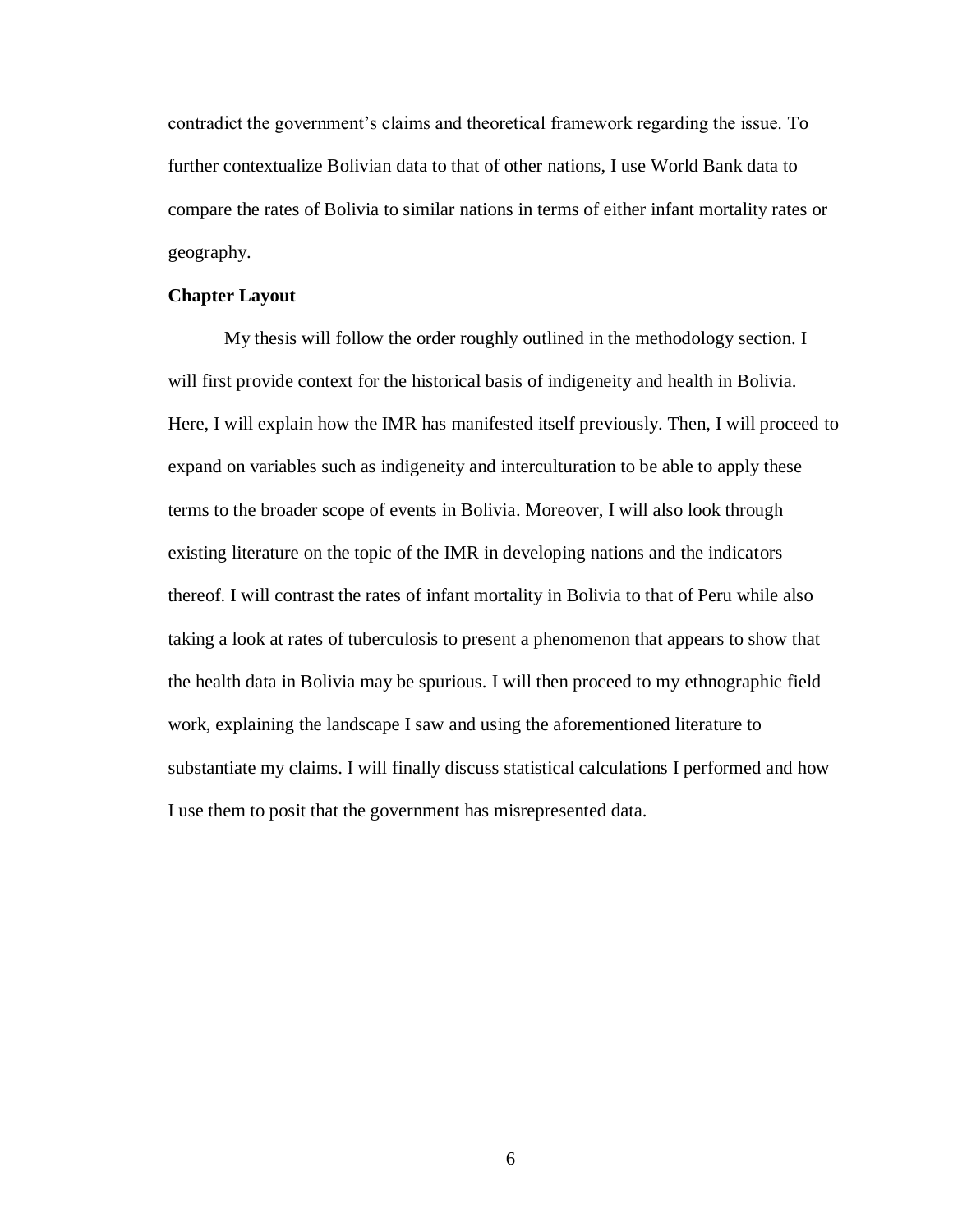contradict the government's claims and theoretical framework regarding the issue. To further contextualize Bolivian data to that of other nations, I use World Bank data to compare the rates of Bolivia to similar nations in terms of either infant mortality rates or geography.

**Chapter Layout**

My thesis will follow the order roughly outlined in the methodology section. I will first provide context for the historical basis of indigeneity and health in Bolivia. Here, I will explain how the IMR has manifested itself previously. Then, I will proceed to expand on variables such as indigeneity and interculturation to be able to apply these terms to the broader scope of events in Bolivia. Moreover, I will also look through existing literature on the topic of the IMR in developing nations and the indicators thereof. I will contrast the rates of infant mortality in Bolivia to that of Peru while also taking a look at rates of tuberculosis to present a phenomenon that appears to show that the health data in Bolivia may be spurious. I will then proceed to my ethnographic field work, explaining the landscape I saw and using the aforementioned literature to substantiate my claims. I will finally discuss statistical calculations I performed and how I use them to posit that the government has misrepresented data.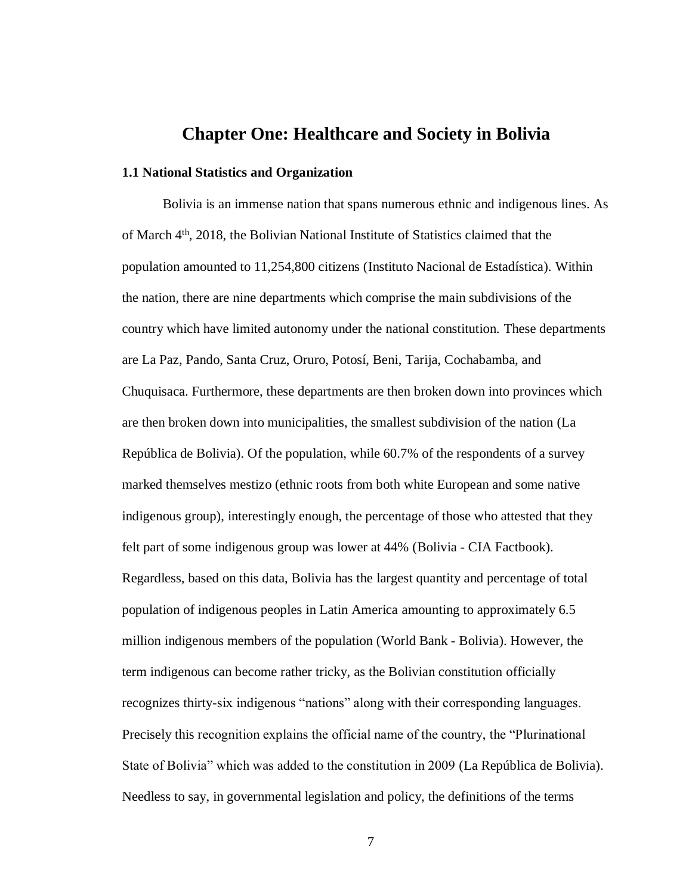# Chapter One: Healthcare and Society in Bolivia

### 1.1 National Statistics and Organization

Bolivia is an immense nation that spans numerous ethnic and indigenous lines. As of March 4th, 2018, the Bolivian National Institute of Statistics claimed that the population amounted to 11,254,800 citizens (Instituto Nacional de Estadística). Within the nation, there are nine departments which comprise the main subdivisions of the country which have limited autonomy under the national constitution. These departments are La Paz, Pando, Santa Cruz, Oruro, Potosí, Beni, Tarija, Cochabamba, and Chuquisaca. Furthermore, these departments are then broken down into provinces which are then broken down into municipalities, the smallest subdivision of the nation (La República de Bolivia). Of the population, while 60.7% of the respondents of a survey marked themselves mestizo (ethnic roots from both white European and some native indigenous group), interestingly enough, the percentage of those who attested that they felt part of some indigenous group was lower at 44% (Bolivia - CIA Factbook). Regardless, based on this data, Bolivia has the largest quantity and percentage of total population of indigenous peoples in Latin America amounting to approximately 6.5 million indigenous members of the population (World Bank - Bolivia). However, the term indigenous can become rather tricky, as the Bolivian constitution officially recognizes thirty-six indigenous "nations" along with their corresponding languages. Precisely this recognition explains the official name of the country, the "Plurinational State of Bolivia" which was added to the constitution in 2009 (La República de Bolivia). Needless to say, in governmental legislation and policy, the definitions of the terms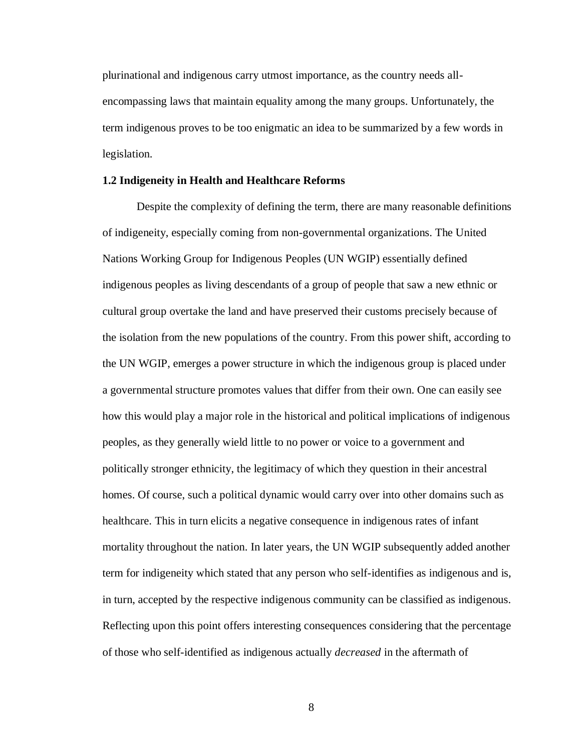plurinational and indigenous carry utmost importance, as the country needs all-encompassing laws that maintain equality among the many groups. Unfortunately, the term indigenous proves to be too enigmatic an idea to be summarized by a few words in legislation.

### 1.2 Indigeneity in Health and Healthcare Reforms

Despite the complexity of defining the term, there are many reasonable definitions of indigeneity, especially coming from non-governmental organizations. The United Nations Working Group for Indigenous Peoples (UN WGIP) essentially defined indigenous peoples as living descendants of a group of people that saw a new ethnic or cultural group overtake the land and have preserved their customs precisely because of the isolation from the new populations of the country. From this power shift, according to the UN WGIP, emerges a power structure in which the indigenous group is placed under a governmental structure promotes values that differ from their own. One can easily see how this would play a major role in the historical and political implications of indigenous peoples, as they generally wield little to no power or voice to a government and politically stronger ethnicity, the legitimacy of which they question in their ancestral homes. Of course, such a political dynamic would carry over into other domains such as healthcare. This in turn elicits a negative consequence in indigenous rates of infant mortality throughout the nation. In later years, the UN WGIP subsequently added another term for indigeneity which stated that any person who self-identifies as indigenous and is, in turn, accepted by the respective indigenous community can be classified as indigenous. Reflecting upon this point offers interesting consequences considering that the percentage of those who self-identified as indigenous actually *decreased* in the aftermath of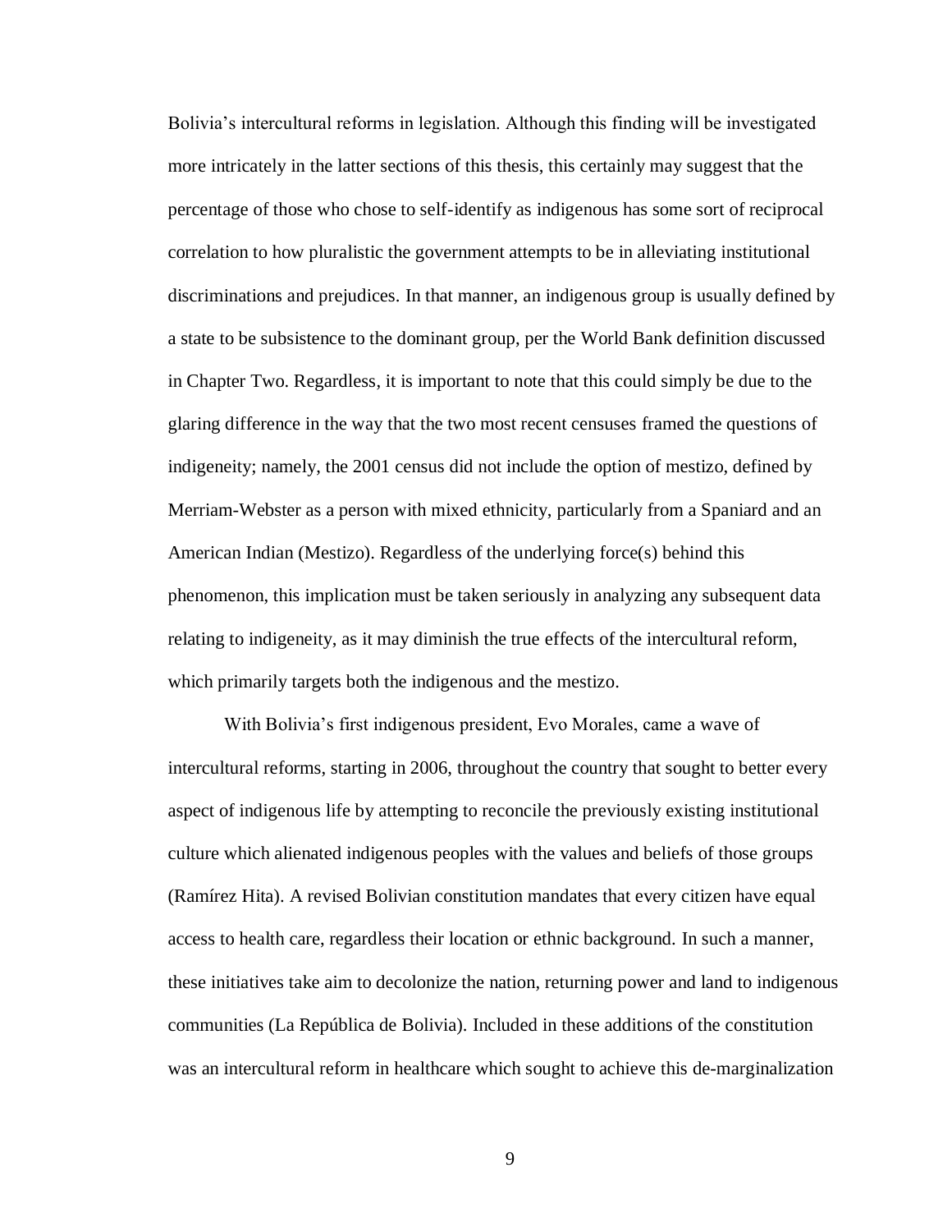Bolivia's intercultural reforms in legislation. Although this finding will be investigated more intricately in the latter sections of this thesis, this certainly may suggest that the percentage of those who chose to self-identify as indigenous has some sort of reciprocal correlation to how pluralistic the government attempts to be in alleviating institutional discriminations and prejudices. In that manner, an indigenous group is usually defined by a state to be subsistence to the dominant group, per the World Bank definition discussed in Chapter Two. Regardless, it is important to note that this could simply be due to the glaring difference in the way that the two most recent censuses framed the questions of indigeneity; namely, the 2001 census did not include the option of mestizo, defined by Merriam-Webster as a person with mixed ethnicity, particularly from a Spaniard and an American Indian (Mestizo). Regardless of the underlying force(s) behind this phenomenon, this implication must be taken seriously in analyzing any subsequent data relating to indigeneity, as it may diminish the true effects of the intercultural reform, which primarily targets both the indigenous and the mestizo.

With Bolivia's first indigenous president, Evo Morales, came a wave of intercultural reforms, starting in 2006, throughout the country that sought to better every aspect of indigenous life by attempting to reconcile the previously existing institutional culture which alienated indigenous peoples with the values and beliefs of those groups (Ramírez Hita). A revised Bolivian constitution mandates that every citizen have equal access to health care, regardless their location or ethnic background. In such a manner, these initiatives take aim to decolonize the nation, returning power and land to indigenous communities (La República de Bolivia). Included in these additions of the constitution was an intercultural reform in healthcare which sought to achieve this de-marginalization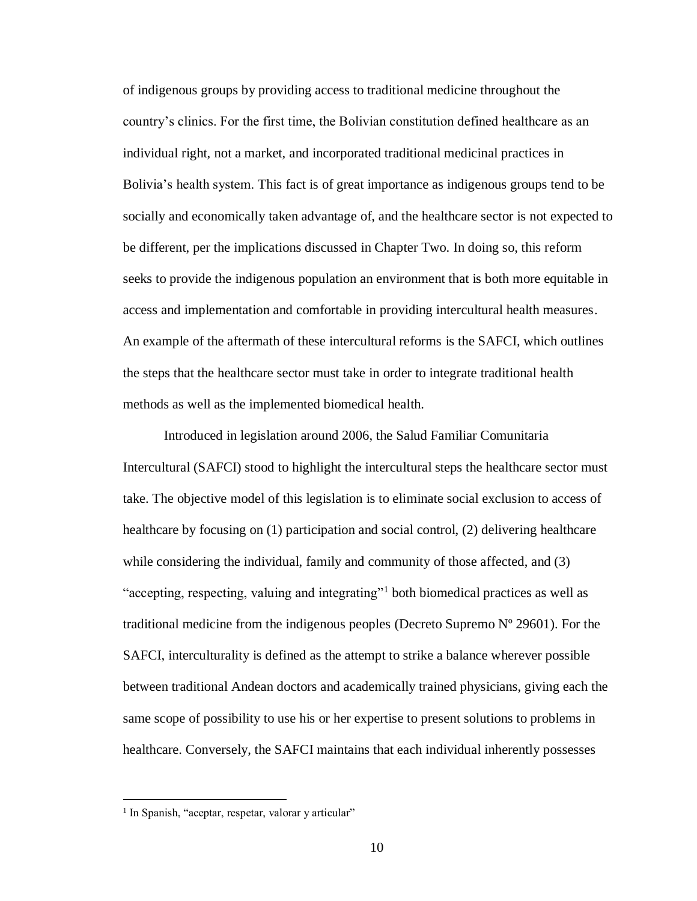of indigenous groups by providing access to traditional medicine throughout the country's clinics. For the first time, the Bolivian constitution defined healthcare as an individual right, not a market, and incorporated traditional medicinal practices in Bolivia's health system. This fact is of great importance as indigenous groups tend to be socially and economically taken advantage of, and the healthcare sector is not expected to be different, per the implications discussed in Chapter Two. In doing so, this reform seeks to provide the indigenous population an environment that is both more equitable in access and implementation and comfortable in providing intercultural health measures. An example of the aftermath of these intercultural reforms is the SAFCI, which outlines the steps that the healthcare sector must take in order to integrate traditional health methods as well as the implemented biomedical health.

Introduced in legislation around 2006, the Salud Familiar Comunitaria Intercultural (SAFCI) stood to highlight the intercultural steps the healthcare sector must take. The objective model of this legislation is to eliminate social exclusion to access of healthcare by focusing on (1) participation and social control, (2) delivering healthcare while considering the individual, family and community of those affected, and (3) "accepting, respecting, valuing and integrating"[1] both biomedical practices as well as traditional medicine from the indigenous peoples (Decreto Supremo Nº 29601). For the SAFCI, interculturality is defined as the attempt to strike a balance wherever possible between traditional Andean doctors and academically trained physicians, giving each the same scope of possibility to use his or her expertise to present solutions to problems in healthcare. Conversely, the SAFCI maintains that each individual inherently possesses

[1] In Spanish, "aceptar, respetar, valorar y articular"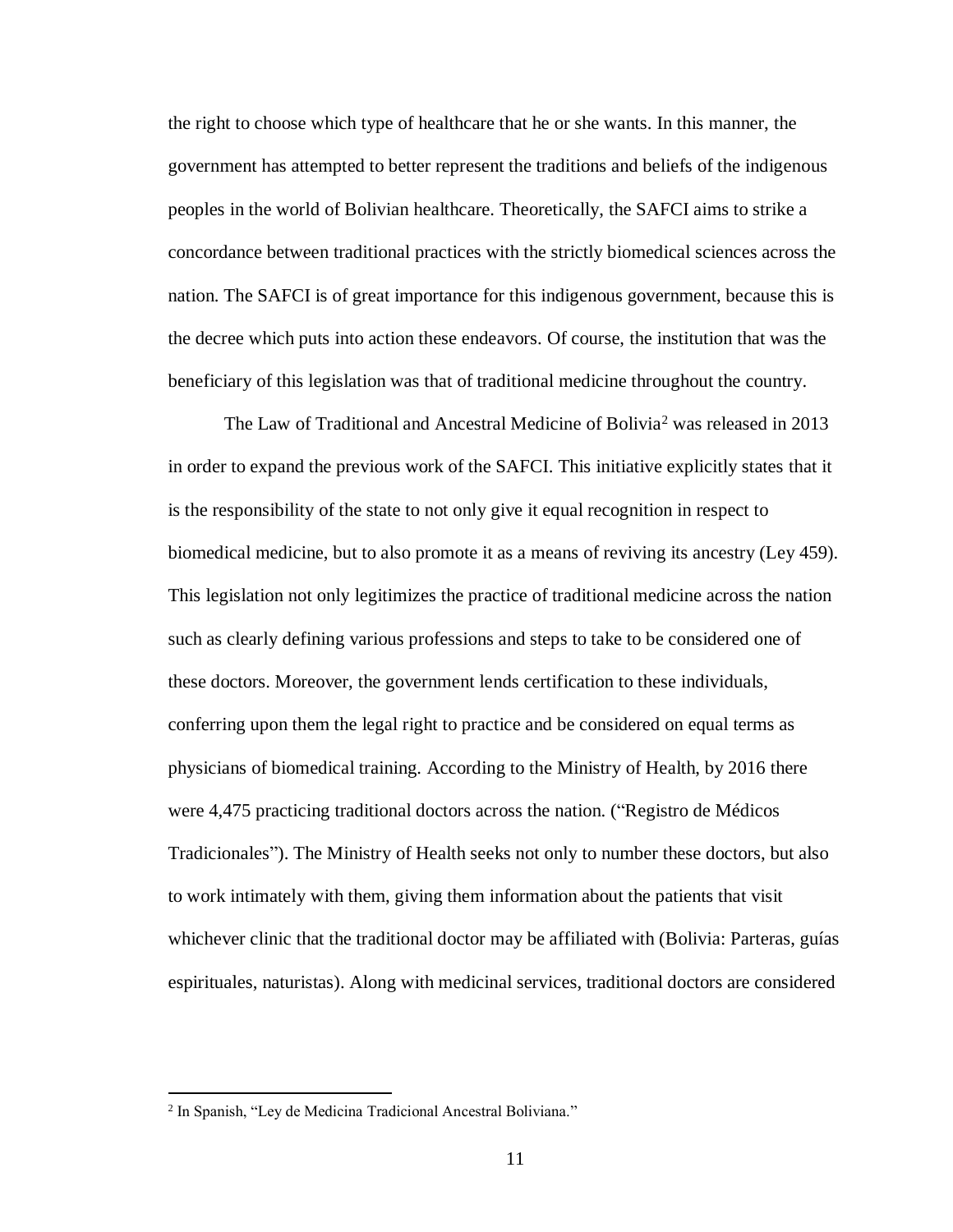the right to choose which type of healthcare that he or she wants. In this manner, the government has attempted to better represent the traditions and beliefs of the indigenous peoples in the world of Bolivian healthcare. Theoretically, the SAFCI aims to strike a concordance between traditional practices with the strictly biomedical sciences across the nation. The SAFCI is of great importance for this indigenous government, because this is the decree which puts into action these endeavors. Of course, the institution that was the beneficiary of this legislation was that of traditional medicine throughout the country.

The Law of Traditional and Ancestral Medicine of Bolivia[2] was released in 2013 in order to expand the previous work of the SAFCI. This initiative explicitly states that it is the responsibility of the state to not only give it equal recognition in respect to biomedical medicine, but to also promote it as a means of reviving its ancestry (Ley 459). This legislation not only legitimizes the practice of traditional medicine across the nation such as clearly defining various professions and steps to take to be considered one of these doctors. Moreover, the government lends certification to these individuals, conferring upon them the legal right to practice and be considered on equal terms as physicians of biomedical training. According to the Ministry of Health, by 2016 there were 4,475 practicing traditional doctors across the nation. ("Registro de Médicos Tradicionales"). The Ministry of Health seeks not only to number these doctors, but also to work intimately with them, giving them information about the patients that visit whichever clinic that the traditional doctor may be affiliated with (Bolivia: Parteras, guías espirituales, naturistas). Along with medicinal services, traditional doctors are considered

[2] In Spanish, "Ley de Medicina Tradicional Ancestral Boliviana."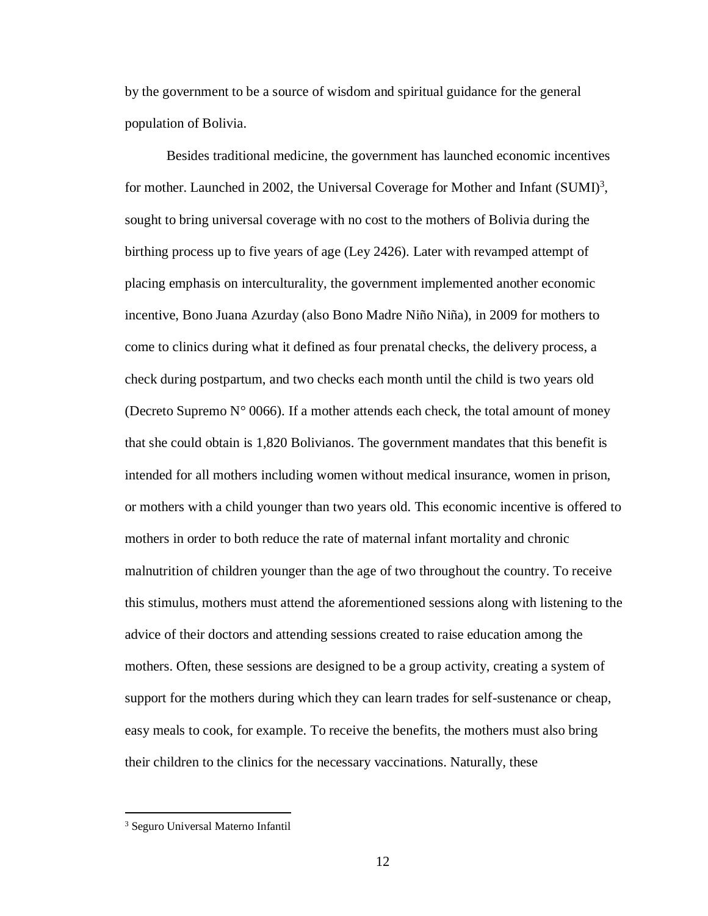by the government to be a source of wisdom and spiritual guidance for the general population of Bolivia.

Besides traditional medicine, the government has launched economic incentives for mother. Launched in 2002, the Universal Coverage for Mother and Infant (SUMI)[3], sought to bring universal coverage with no cost to the mothers of Bolivia during the birthing process up to five years of age (Ley 2426). Later with revamped attempt of placing emphasis on interculturality, the government implemented another economic incentive, Bono Juana Azurday (also Bono Madre Niño Niña), in 2009 for mothers to come to clinics during what it defined as four prenatal checks, the delivery process, a check during postpartum, and two checks each month until the child is two years old (Decreto Supremo N° 0066). If a mother attends each check, the total amount of money that she could obtain is 1,820 Bolivianos. The government mandates that this benefit is intended for all mothers including women without medical insurance, women in prison, or mothers with a child younger than two years old. This economic incentive is offered to mothers in order to both reduce the rate of maternal infant mortality and chronic malnutrition of children younger than the age of two throughout the country. To receive this stimulus, mothers must attend the aforementioned sessions along with listening to the advice of their doctors and attending sessions created to raise education among the mothers. Often, these sessions are designed to be a group activity, creating a system of support for the mothers during which they can learn trades for self-sustenance or cheap, easy meals to cook, for example. To receive the benefits, the mothers must also bring their children to the clinics for the necessary vaccinations. Naturally, these

[3] Seguro Universal Materno Infantil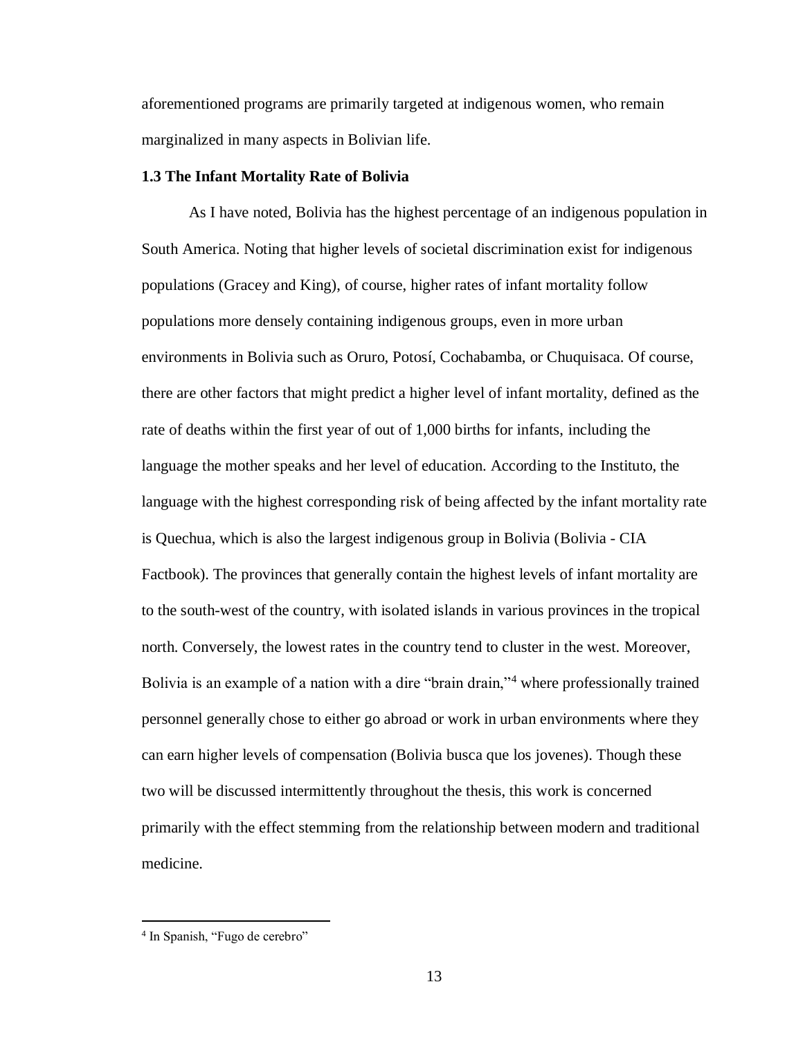aforementioned programs are primarily targeted at indigenous women, who remain marginalized in many aspects in Bolivian life.

### 1.3 The Infant Mortality Rate of Bolivia

As I have noted, Bolivia has the highest percentage of an indigenous population in South America. Noting that higher levels of societal discrimination exist for indigenous populations (Gracey and King), of course, higher rates of infant mortality follow populations more densely containing indigenous groups, even in more urban environments in Bolivia such as Oruro, Potosí, Cochabamba, or Chuquisaca. Of course, there are other factors that might predict a higher level of infant mortality, defined as the rate of deaths within the first year of out of 1,000 births for infants, including the language the mother speaks and her level of education. According to the Instituto, the language with the highest corresponding risk of being affected by the infant mortality rate is Quechua, which is also the largest indigenous group in Bolivia (Bolivia - CIA Factbook). The provinces that generally contain the highest levels of infant mortality are to the south-west of the country, with isolated islands in various provinces in the tropical north. Conversely, the lowest rates in the country tend to cluster in the west. Moreover, Bolivia is an example of a nation with a dire "brain drain,"[4] where professionally trained personnel generally chose to either go abroad or work in urban environments where they can earn higher levels of compensation (Bolivia busca que los jovenes). Though these two will be discussed intermittently throughout the thesis, this work is concerned primarily with the effect stemming from the relationship between modern and traditional medicine.

---

[4] In Spanish, "Fugo de cerebro"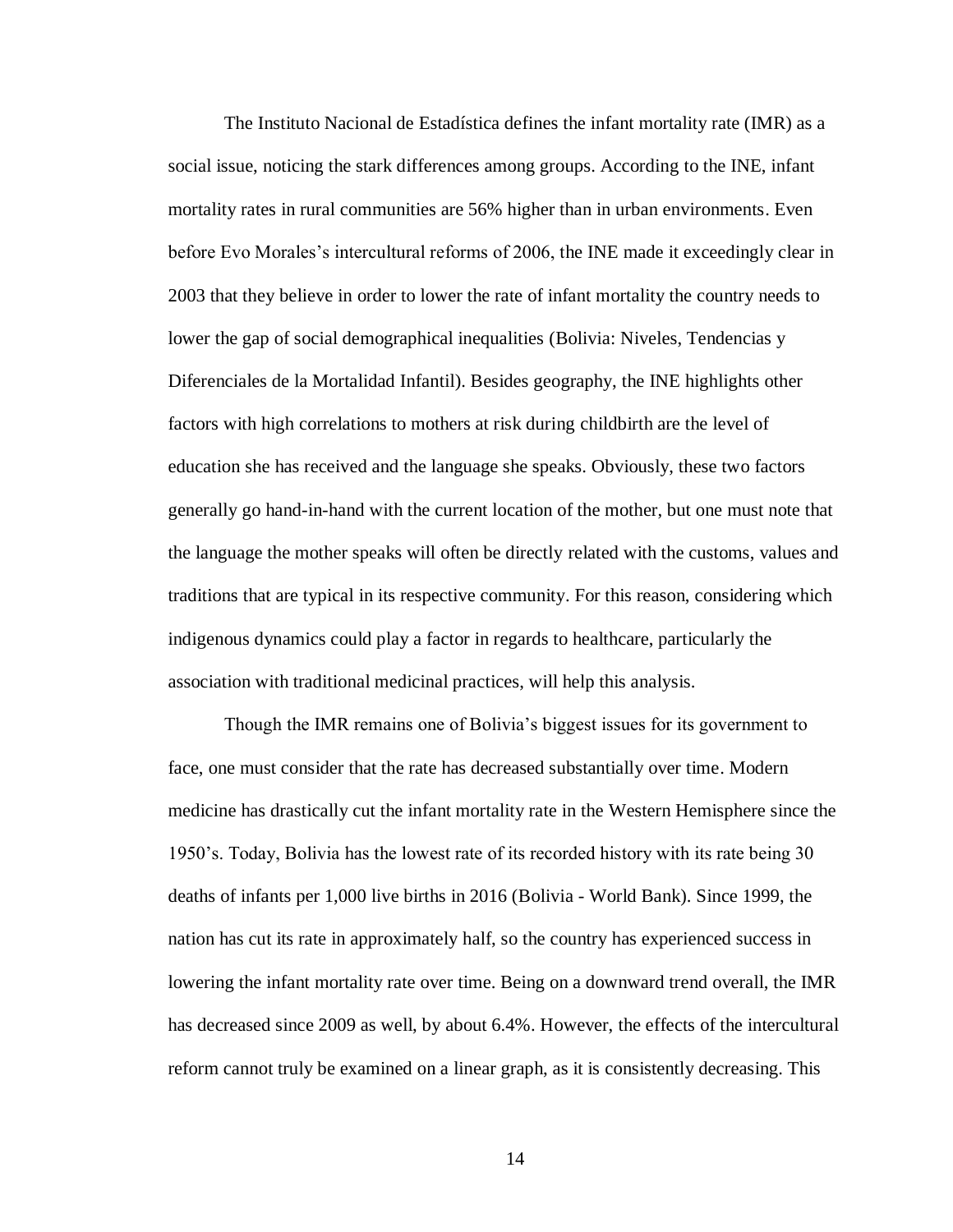The Instituto Nacional de Estadística defines the infant mortality rate (IMR) as a social issue, noticing the stark differences among groups. According to the INE, infant mortality rates in rural communities are 56% higher than in urban environments. Even before Evo Morales's intercultural reforms of 2006, the INE made it exceedingly clear in 2003 that they believe in order to lower the rate of infant mortality the country needs to lower the gap of social demographical inequalities (Bolivia: Niveles, Tendencias y Diferenciales de la Mortalidad Infantil). Besides geography, the INE highlights other factors with high correlations to mothers at risk during childbirth are the level of education she has received and the language she speaks. Obviously, these two factors generally go hand-in-hand with the current location of the mother, but one must note that the language the mother speaks will often be directly related with the customs, values and traditions that are typical in its respective community. For this reason, considering which indigenous dynamics could play a factor in regards to healthcare, particularly the association with traditional medicinal practices, will help this analysis.

Though the IMR remains one of Bolivia's biggest issues for its government to face, one must consider that the rate has decreased substantially over time. Modern medicine has drastically cut the infant mortality rate in the Western Hemisphere since the 1950's. Today, Bolivia has the lowest rate of its recorded history with its rate being 30 deaths of infants per 1,000 live births in 2016 (Bolivia - World Bank). Since 1999, the nation has cut its rate in approximately half, so the country has experienced success in lowering the infant mortality rate over time. Being on a downward trend overall, the IMR has decreased since 2009 as well, by about 6.4%. However, the effects of the intercultural reform cannot truly be examined on a linear graph, as it is consistently decreasing. This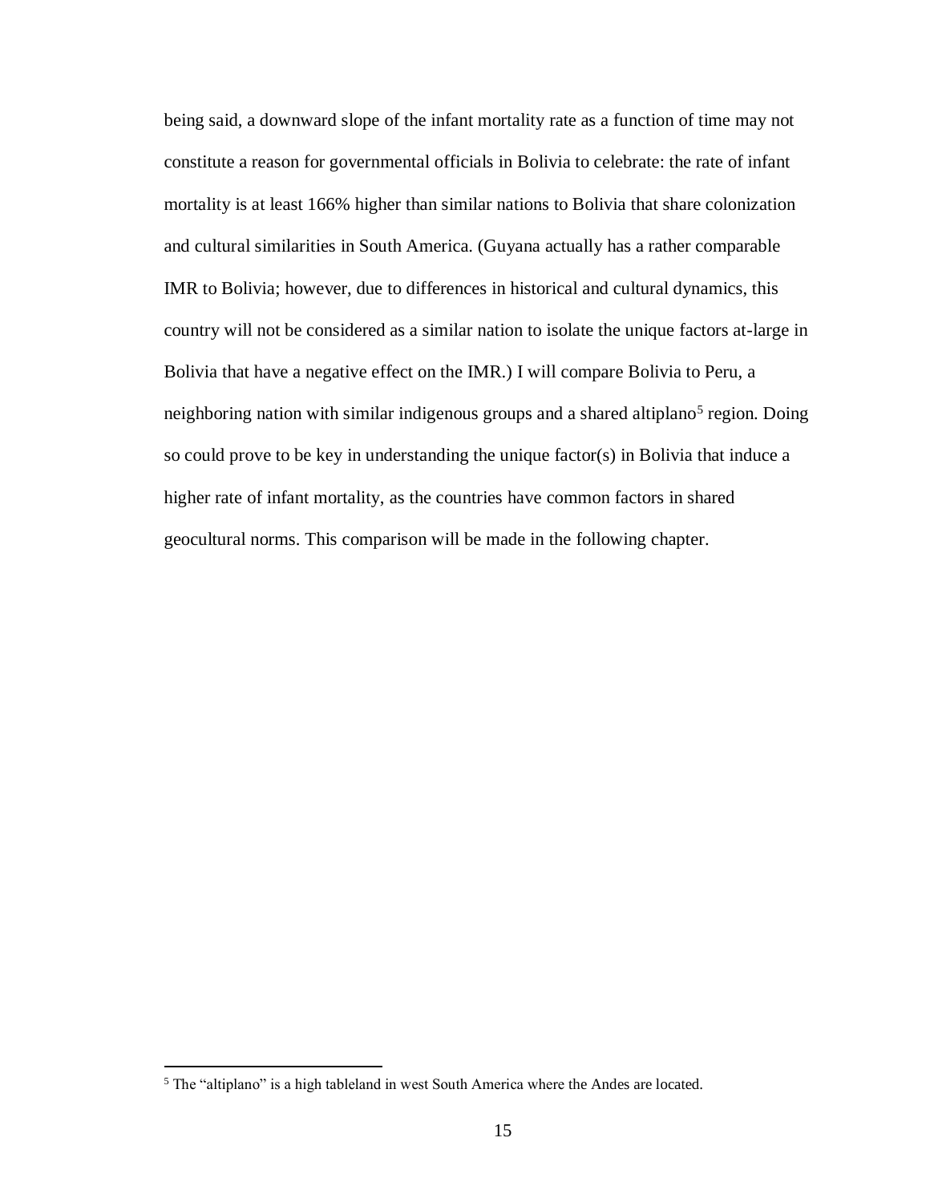being said, a downward slope of the infant mortality rate as a function of time may not constitute a reason for governmental officials in Bolivia to celebrate: the rate of infant mortality is at least 166% higher than similar nations to Bolivia that share colonization and cultural similarities in South America. (Guyana actually has a rather comparable IMR to Bolivia; however, due to differences in historical and cultural dynamics, this country will not be considered as a similar nation to isolate the unique factors at-large in Bolivia that have a negative effect on the IMR.) I will compare Bolivia to Peru, a neighboring nation with similar indigenous groups and a shared altiplano[5] region. Doing so could prove to be key in understanding the unique factor(s) in Bolivia that induce a higher rate of infant mortality, as the countries have common factors in shared geocultural norms. This comparison will be made in the following chapter.

---

[5] The "altiplano" is a high tableland in west South America where the Andes are located.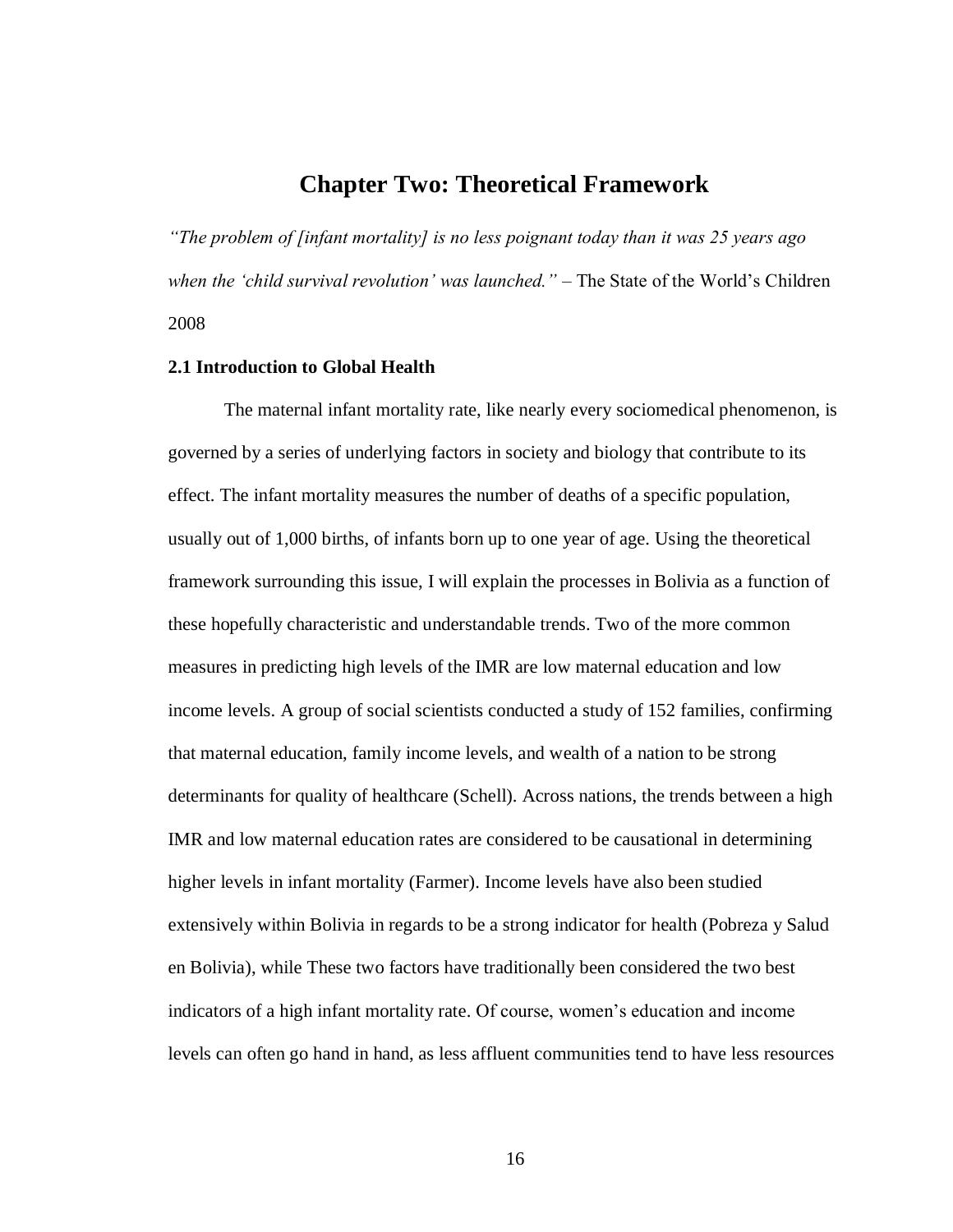# Chapter Two: Theoretical Framework

*"The problem of [infant mortality] is no less poignant today than it was 25 years ago when the 'child survival revolution' was launched."* – The State of the World's Children 2008

### 2.1 Introduction to Global Health

The maternal infant mortality rate, like nearly every sociomedical phenomenon, is governed by a series of underlying factors in society and biology that contribute to its effect. The infant mortality measures the number of deaths of a specific population, usually out of 1,000 births, of infants born up to one year of age. Using the theoretical framework surrounding this issue, I will explain the processes in Bolivia as a function of these hopefully characteristic and understandable trends. Two of the more common measures in predicting high levels of the IMR are low maternal education and low income levels. A group of social scientists conducted a study of 152 families, confirming that maternal education, family income levels, and wealth of a nation to be strong determinants for quality of healthcare (Schell). Across nations, the trends between a high IMR and low maternal education rates are considered to be causational in determining higher levels in infant mortality (Farmer). Income levels have also been studied extensively within Bolivia in regards to be a strong indicator for health (Pobreza y Salud en Bolivia), while These two factors have traditionally been considered the two best indicators of a high infant mortality rate. Of course, women's education and income levels can often go hand in hand, as less affluent communities tend to have less resources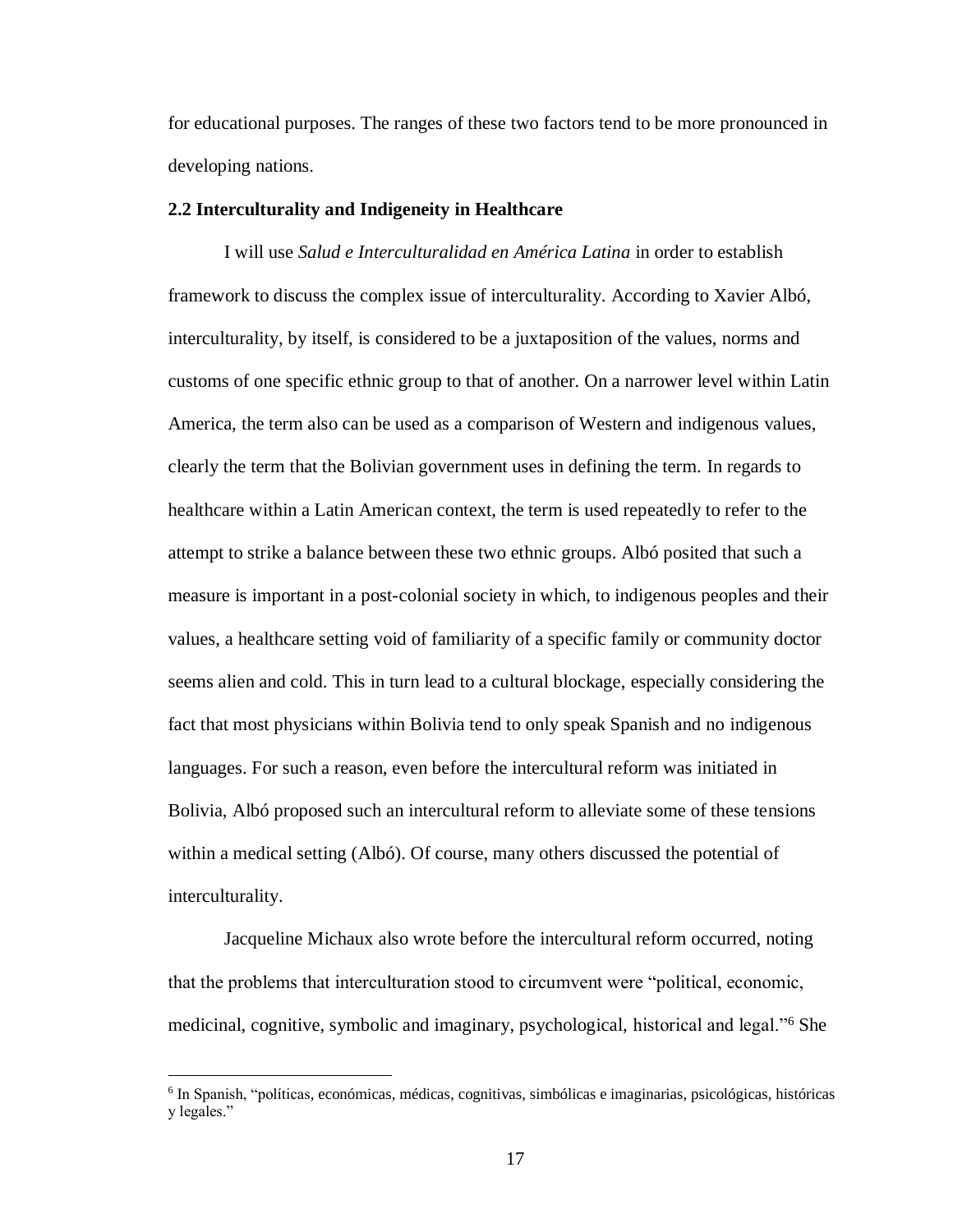for educational purposes. The ranges of these two factors tend to be more pronounced in developing nations.

### 2.2 Interculturality and Indigeneity in Healthcare

I will use *Salud e Interculturalidad en América Latina* in order to establish framework to discuss the complex issue of interculturality. According to Xavier Albó, interculturality, by itself, is considered to be a juxtaposition of the values, norms and customs of one specific ethnic group to that of another. On a narrower level within Latin America, the term also can be used as a comparison of Western and indigenous values, clearly the term that the Bolivian government uses in defining the term. In regards to healthcare within a Latin American context, the term is used repeatedly to refer to the attempt to strike a balance between these two ethnic groups. Albó posited that such a measure is important in a post-colonial society in which, to indigenous peoples and their values, a healthcare setting void of familiarity of a specific family or community doctor seems alien and cold. This in turn lead to a cultural blockage, especially considering the fact that most physicians within Bolivia tend to only speak Spanish and no indigenous languages. For such a reason, even before the intercultural reform was initiated in Bolivia, Albó proposed such an intercultural reform to alleviate some of these tensions within a medical setting (Albó). Of course, many others discussed the potential of interculturality.

Jacqueline Michaux also wrote before the intercultural reform occurred, noting that the problems that interculturation stood to circumvent were "political, economic, medicinal, cognitive, symbolic and imaginary, psychological, historical and legal."[6] She

[6] In Spanish, "políticas, económicas, médicas, cognitivas, simbólicas e imaginarias, psicológicas, históricas y legales."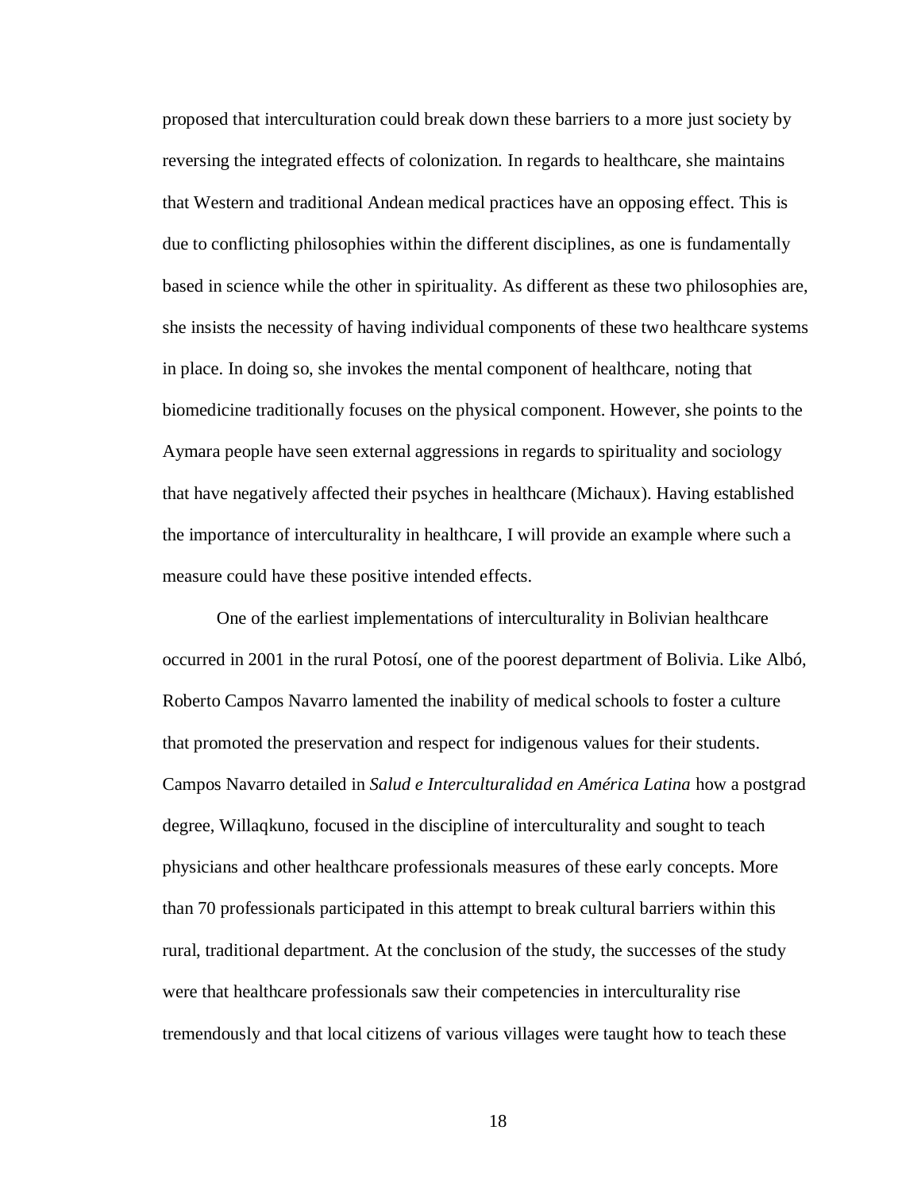proposed that interculturation could break down these barriers to a more just society by reversing the integrated effects of colonization. In regards to healthcare, she maintains that Western and traditional Andean medical practices have an opposing effect. This is due to conflicting philosophies within the different disciplines, as one is fundamentally based in science while the other in spirituality. As different as these two philosophies are, she insists the necessity of having individual components of these two healthcare systems in place. In doing so, she invokes the mental component of healthcare, noting that biomedicine traditionally focuses on the physical component. However, she points to the Aymara people have seen external aggressions in regards to spirituality and sociology that have negatively affected their psyches in healthcare (Michaux). Having established the importance of interculturality in healthcare, I will provide an example where such a measure could have these positive intended effects.

One of the earliest implementations of interculturality in Bolivian healthcare occurred in 2001 in the rural Potosí, one of the poorest department of Bolivia. Like Albó, Roberto Campos Navarro lamented the inability of medical schools to foster a culture that promoted the preservation and respect for indigenous values for their students. Campos Navarro detailed in *Salud e Interculturalidad en América Latina* how a postgrad degree, Willaqkuno, focused in the discipline of interculturality and sought to teach physicians and other healthcare professionals measures of these early concepts. More than 70 professionals participated in this attempt to break cultural barriers within this rural, traditional department. At the conclusion of the study, the successes of the study were that healthcare professionals saw their competencies in interculturality rise tremendously and that local citizens of various villages were taught how to teach these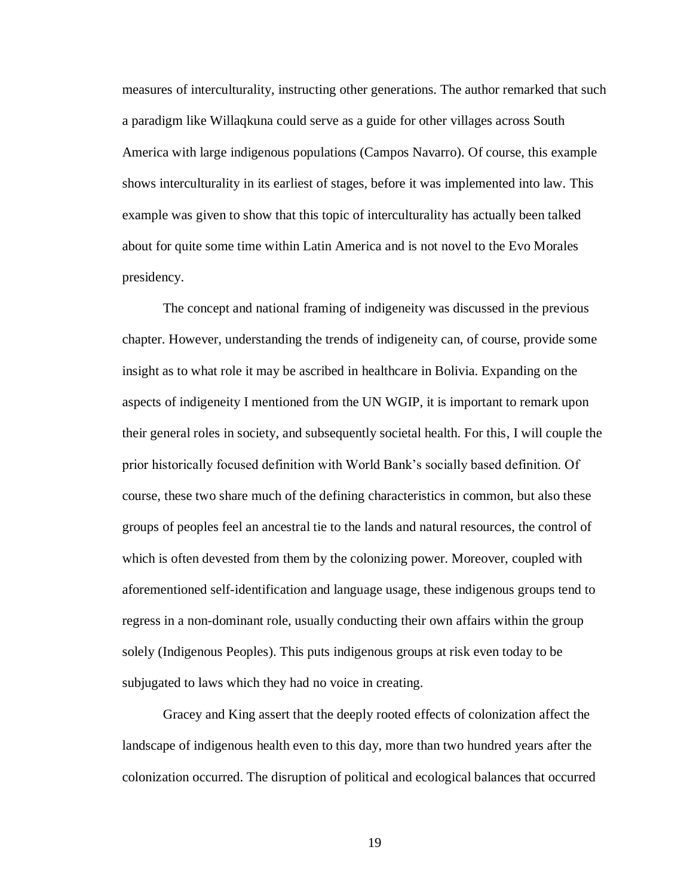measures of interculturality, instructing other generations. The author remarked that such a paradigm like Willaqkuna could serve as a guide for other villages across South America with large indigenous populations (Campos Navarro). Of course, this example shows interculturality in its earliest of stages, before it was implemented into law. This example was given to show that this topic of interculturality has actually been talked about for quite some time within Latin America and is not novel to the Evo Morales presidency.

The concept and national framing of indigeneity was discussed in the previous chapter. However, understanding the trends of indigeneity can, of course, provide some insight as to what role it may be ascribed in healthcare in Bolivia. Expanding on the aspects of indigeneity I mentioned from the UN WGIP, it is important to remark upon their general roles in society, and subsequently societal health. For this, I will couple the prior historically focused definition with World Bank's socially based definition. Of course, these two share much of the defining characteristics in common, but also these groups of peoples feel an ancestral tie to the lands and natural resources, the control of which is often devested from them by the colonizing power. Moreover, coupled with aforementioned self-identification and language usage, these indigenous groups tend to regress in a non-dominant role, usually conducting their own affairs within the group solely (Indigenous Peoples). This puts indigenous groups at risk even today to be subjugated to laws which they had no voice in creating.

Gracey and King assert that the deeply rooted effects of colonization affect the landscape of indigenous health even to this day, more than two hundred years after the colonization occurred. The disruption of political and ecological balances that occurred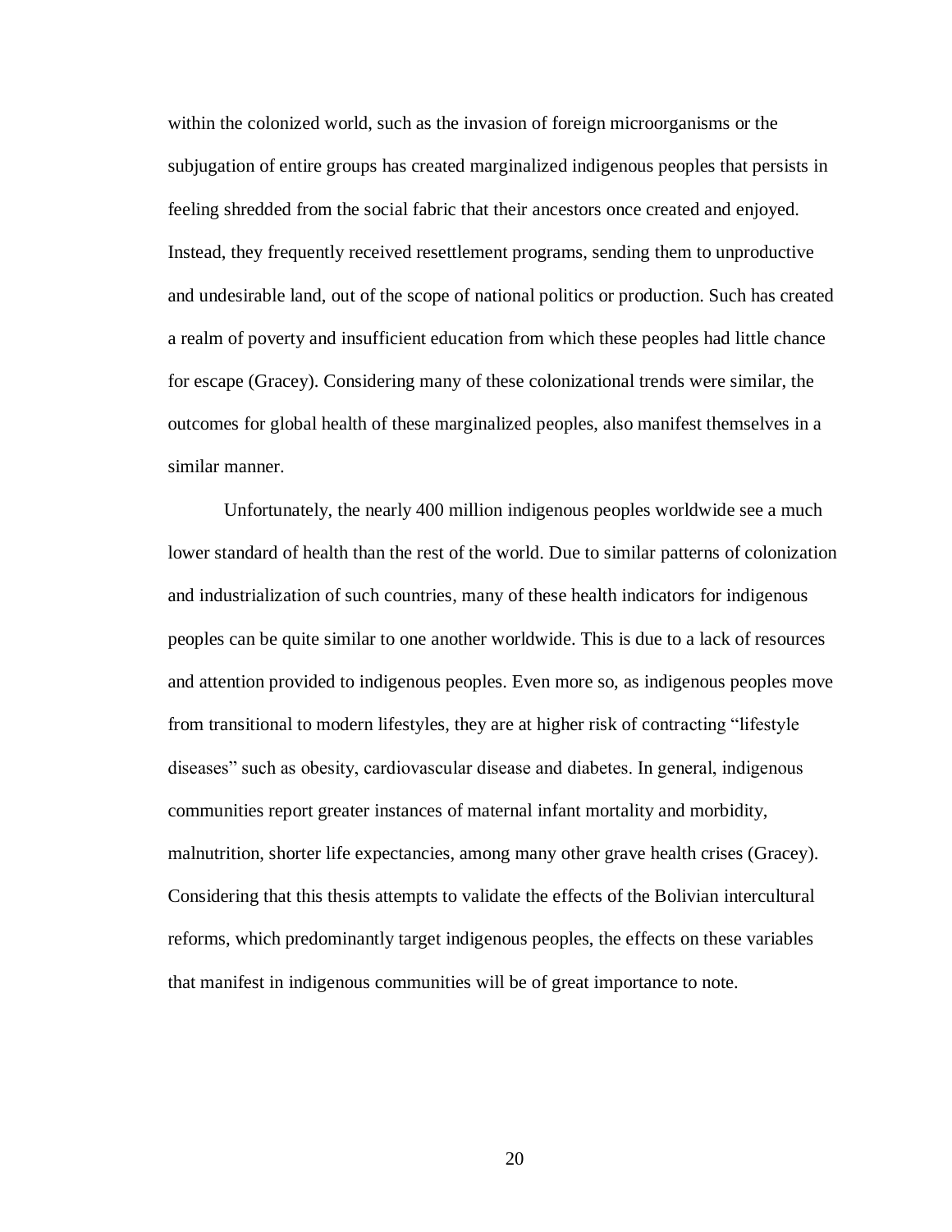within the colonized world, such as the invasion of foreign microorganisms or the subjugation of entire groups has created marginalized indigenous peoples that persists in feeling shredded from the social fabric that their ancestors once created and enjoyed. Instead, they frequently received resettlement programs, sending them to unproductive and undesirable land, out of the scope of national politics or production. Such has created a realm of poverty and insufficient education from which these peoples had little chance for escape (Gracey). Considering many of these colonizational trends were similar, the outcomes for global health of these marginalized peoples, also manifest themselves in a similar manner.

Unfortunately, the nearly 400 million indigenous peoples worldwide see a much lower standard of health than the rest of the world. Due to similar patterns of colonization and industrialization of such countries, many of these health indicators for indigenous peoples can be quite similar to one another worldwide. This is due to a lack of resources and attention provided to indigenous peoples. Even more so, as indigenous peoples move from transitional to modern lifestyles, they are at higher risk of contracting "lifestyle diseases" such as obesity, cardiovascular disease and diabetes. In general, indigenous communities report greater instances of maternal infant mortality and morbidity, malnutrition, shorter life expectancies, among many other grave health crises (Gracey). Considering that this thesis attempts to validate the effects of the Bolivian intercultural reforms, which predominantly target indigenous peoples, the effects on these variables that manifest in indigenous communities will be of great importance to note.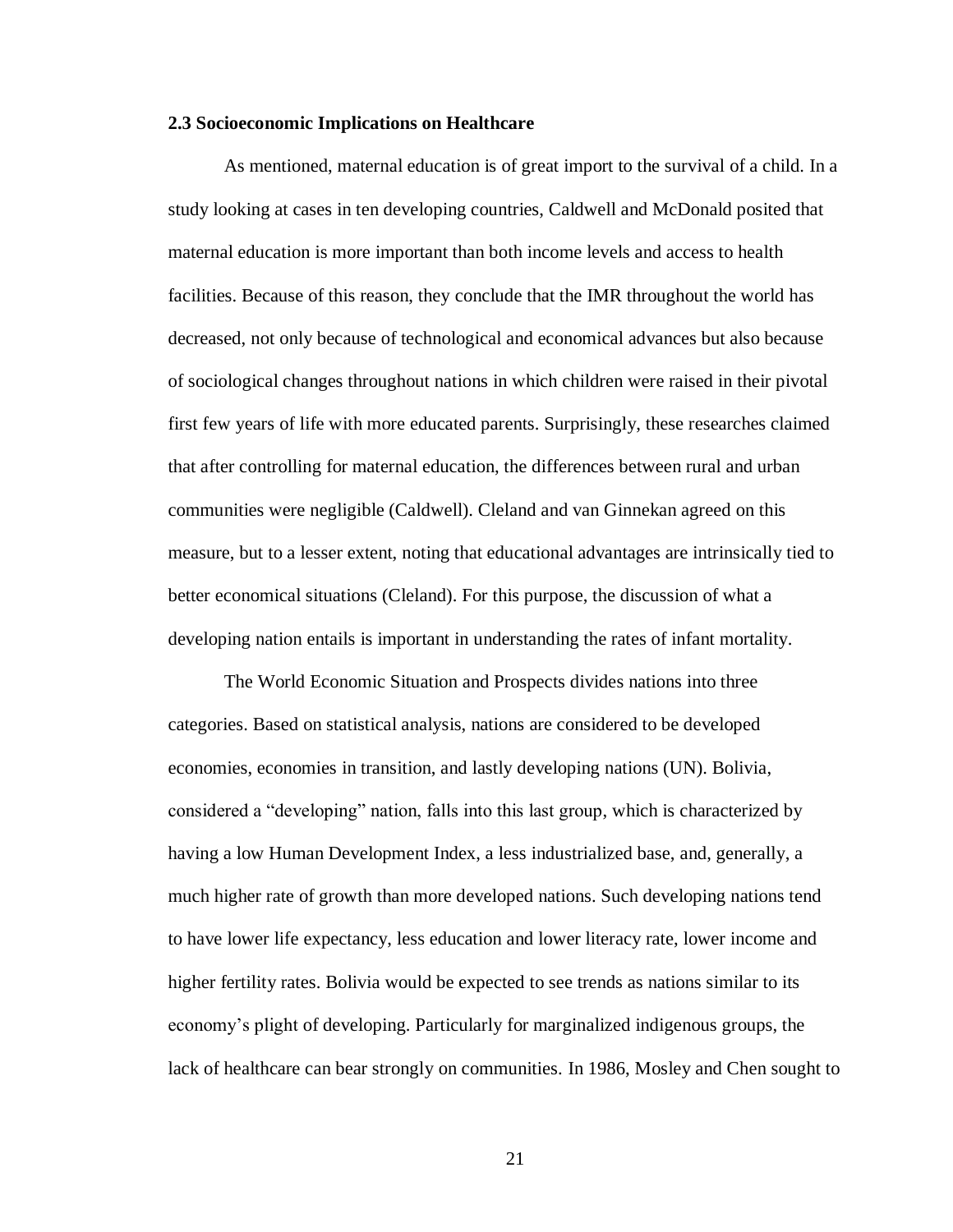### 2.3 Socioeconomic Implications on Healthcare

As mentioned, maternal education is of great import to the survival of a child. In a study looking at cases in ten developing countries, Caldwell and McDonald posited that maternal education is more important than both income levels and access to health facilities. Because of this reason, they conclude that the IMR throughout the world has decreased, not only because of technological and economical advances but also because of sociological changes throughout nations in which children were raised in their pivotal first few years of life with more educated parents. Surprisingly, these researches claimed that after controlling for maternal education, the differences between rural and urban communities were negligible (Caldwell). Cleland and van Ginnekan agreed on this measure, but to a lesser extent, noting that educational advantages are intrinsically tied to better economical situations (Cleland). For this purpose, the discussion of what a developing nation entails is important in understanding the rates of infant mortality.

The World Economic Situation and Prospects divides nations into three categories. Based on statistical analysis, nations are considered to be developed economies, economies in transition, and lastly developing nations (UN). Bolivia, considered a "developing" nation, falls into this last group, which is characterized by having a low Human Development Index, a less industrialized base, and, generally, a much higher rate of growth than more developed nations. Such developing nations tend to have lower life expectancy, less education and lower literacy rate, lower income and higher fertility rates. Bolivia would be expected to see trends as nations similar to its economy's plight of developing. Particularly for marginalized indigenous groups, the lack of healthcare can bear strongly on communities. In 1986, Mosley and Chen sought to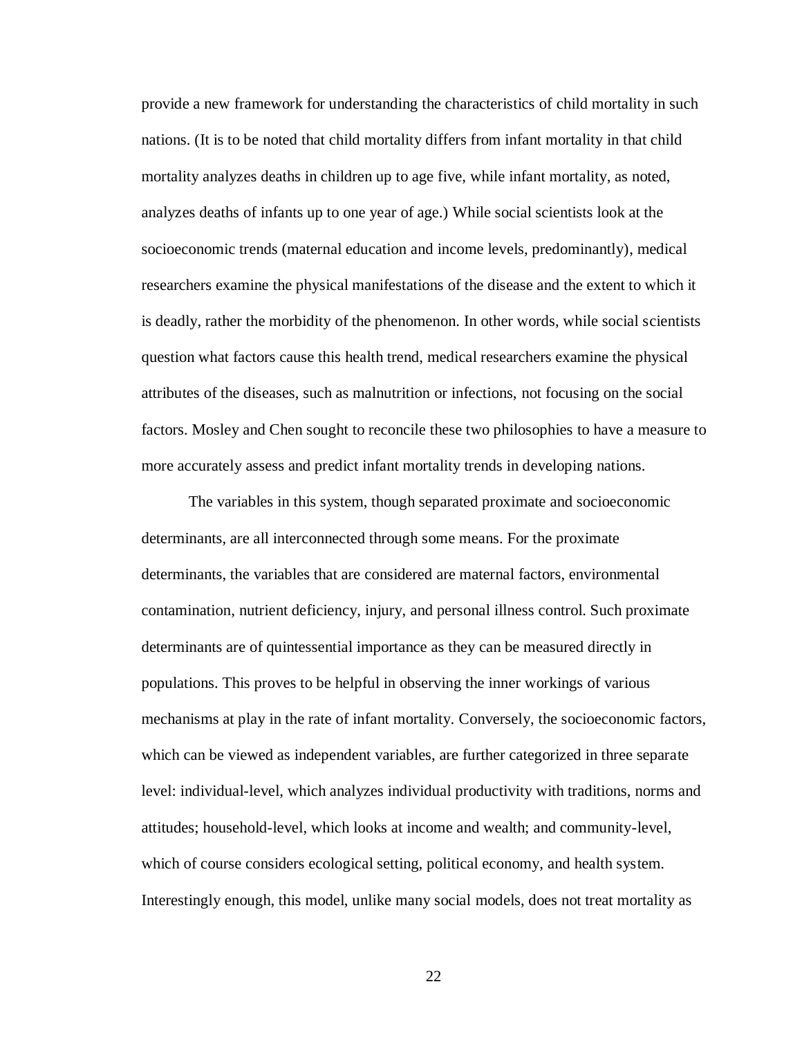provide a new framework for understanding the characteristics of child mortality in such nations. (It is to be noted that child mortality differs from infant mortality in that child mortality analyzes deaths in children up to age five, while infant mortality, as noted, analyzes deaths of infants up to one year of age.) While social scientists look at the socioeconomic trends (maternal education and income levels, predominantly), medical researchers examine the physical manifestations of the disease and the extent to which it is deadly, rather the morbidity of the phenomenon. In other words, while social scientists question what factors cause this health trend, medical researchers examine the physical attributes of the diseases, such as malnutrition or infections, not focusing on the social factors. Mosley and Chen sought to reconcile these two philosophies to have a measure to more accurately assess and predict infant mortality trends in developing nations.

The variables in this system, though separated proximate and socioeconomic determinants, are all interconnected through some means. For the proximate determinants, the variables that are considered are maternal factors, environmental contamination, nutrient deficiency, injury, and personal illness control. Such proximate determinants are of quintessential importance as they can be measured directly in populations. This proves to be helpful in observing the inner workings of various mechanisms at play in the rate of infant mortality. Conversely, the socioeconomic factors, which can be viewed as independent variables, are further categorized in three separate level: individual-level, which analyzes individual productivity with traditions, norms and attitudes; household-level, which looks at income and wealth; and community-level, which of course considers ecological setting, political economy, and health system. Interestingly enough, this model, unlike many social models, does not treat mortality as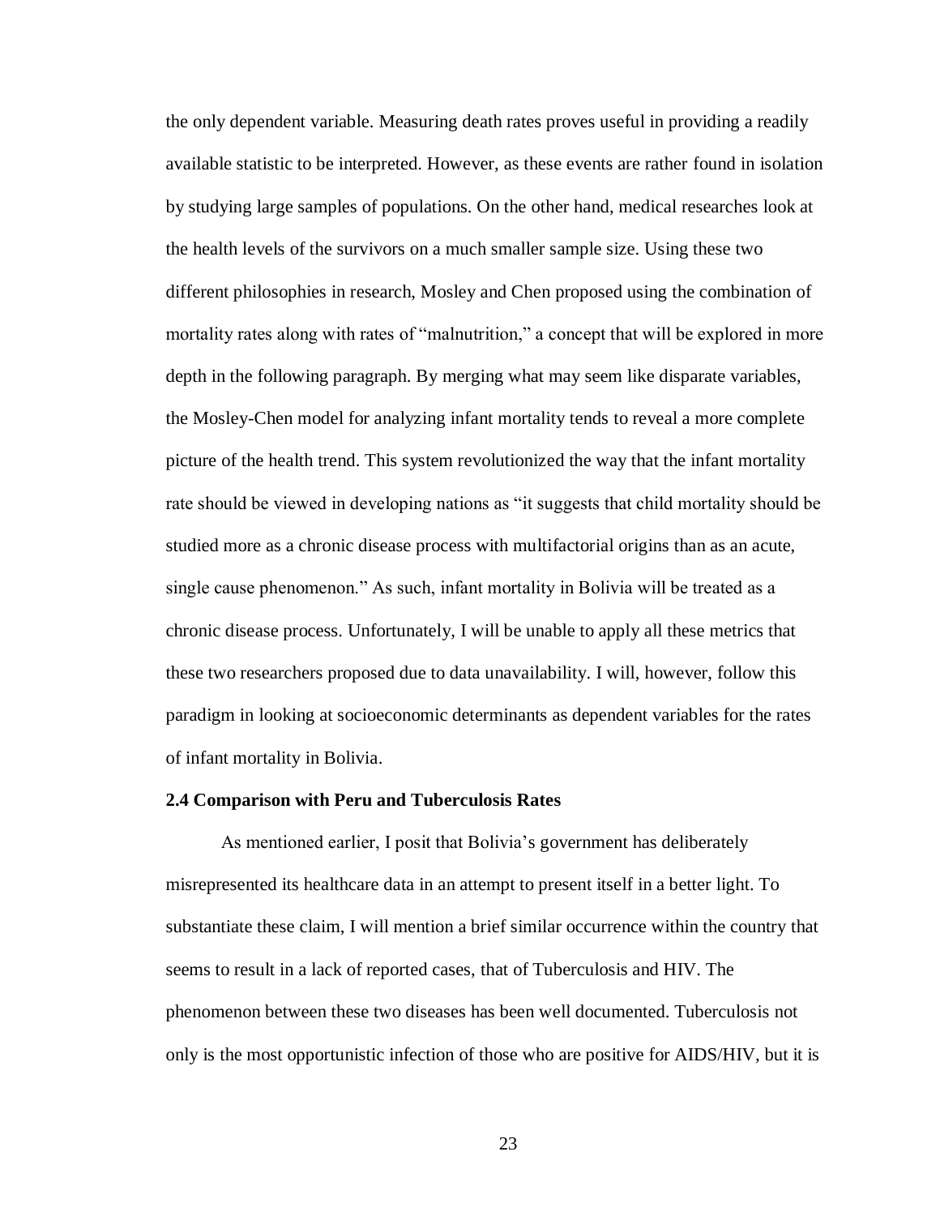the only dependent variable. Measuring death rates proves useful in providing a readily available statistic to be interpreted. However, as these events are rather found in isolation by studying large samples of populations. On the other hand, medical researches look at the health levels of the survivors on a much smaller sample size. Using these two different philosophies in research, Mosley and Chen proposed using the combination of mortality rates along with rates of "malnutrition," a concept that will be explored in more depth in the following paragraph. By merging what may seem like disparate variables, the Mosley-Chen model for analyzing infant mortality tends to reveal a more complete picture of the health trend. This system revolutionized the way that the infant mortality rate should be viewed in developing nations as "it suggests that child mortality should be studied more as a chronic disease process with multifactorial origins than as an acute, single cause phenomenon." As such, infant mortality in Bolivia will be treated as a chronic disease process. Unfortunately, I will be unable to apply all these metrics that these two researchers proposed due to data unavailability. I will, however, follow this paradigm in looking at socioeconomic determinants as dependent variables for the rates of infant mortality in Bolivia.

### 2.4 Comparison with Peru and Tuberculosis Rates

As mentioned earlier, I posit that Bolivia's government has deliberately misrepresented its healthcare data in an attempt to present itself in a better light. To substantiate these claim, I will mention a brief similar occurrence within the country that seems to result in a lack of reported cases, that of Tuberculosis and HIV. The phenomenon between these two diseases has been well documented. Tuberculosis not only is the most opportunistic infection of those who are positive for AIDS/HIV, but it is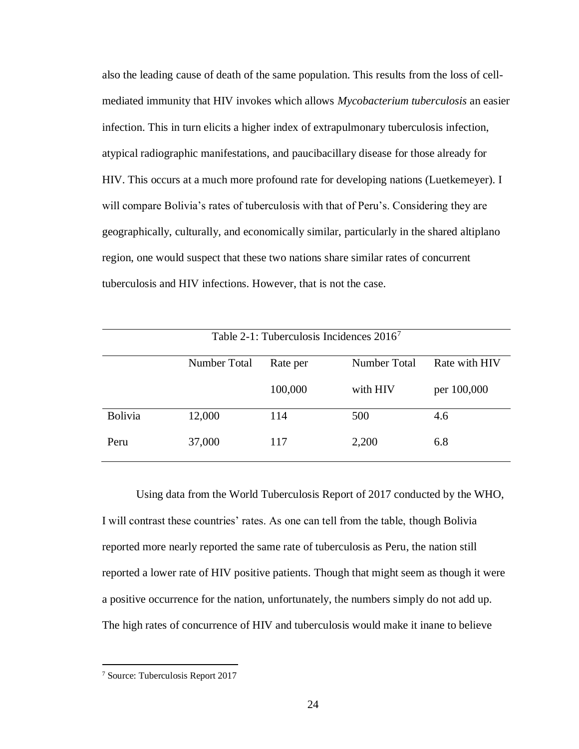also the leading cause of death of the same population. This results from the loss of cell-mediated immunity that HIV invokes which allows *Mycobacterium tuberculosis* an easier infection. This in turn elicits a higher index of extrapulmonary tuberculosis infection, atypical radiographic manifestations, and paucibacillary disease for those already for HIV. This occurs at a much more profound rate for developing nations (Luetkemeyer). I will compare Bolivia's rates of tuberculosis with that of Peru's. Considering they are geographically, culturally, and economically similar, particularly in the shared altiplano region, one would suspect that these two nations share similar rates of concurrent tuberculosis and HIV infections. However, that is not the case.

Table 2-1: Tuberculosis Incidences 2016[7]

| | Number Total | Rate per 100,000 | Number Total with HIV | Rate with HIV per 100,000 |
|---|---|---|---|---|
| Bolivia | 12,000 | 114 | 500 | 4.6 |
| Peru | 37,000 | 117 | 2,200 | 6.8 |

Using data from the World Tuberculosis Report of 2017 conducted by the WHO, I will contrast these countries' rates. As one can tell from the table, though Bolivia reported more nearly reported the same rate of tuberculosis as Peru, the nation still reported a lower rate of HIV positive patients. Though that might seem as though it were a positive occurrence for the nation, unfortunately, the numbers simply do not add up. The high rates of concurrence of HIV and tuberculosis would make it inane to believe

[7] Source: Tuberculosis Report 2017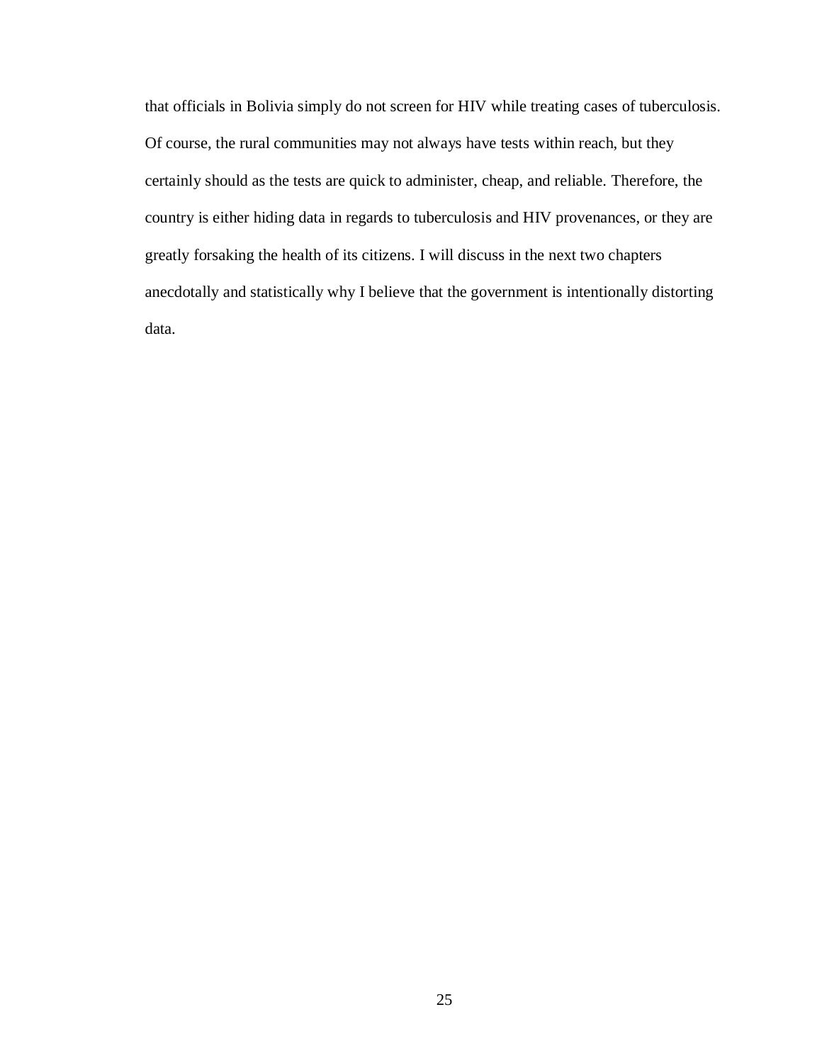that officials in Bolivia simply do not screen for HIV while treating cases of tuberculosis. Of course, the rural communities may not always have tests within reach, but they certainly should as the tests are quick to administer, cheap, and reliable. Therefore, the country is either hiding data in regards to tuberculosis and HIV provenances, or they are greatly forsaking the health of its citizens. I will discuss in the next two chapters anecdotally and statistically why I believe that the government is intentionally distorting data.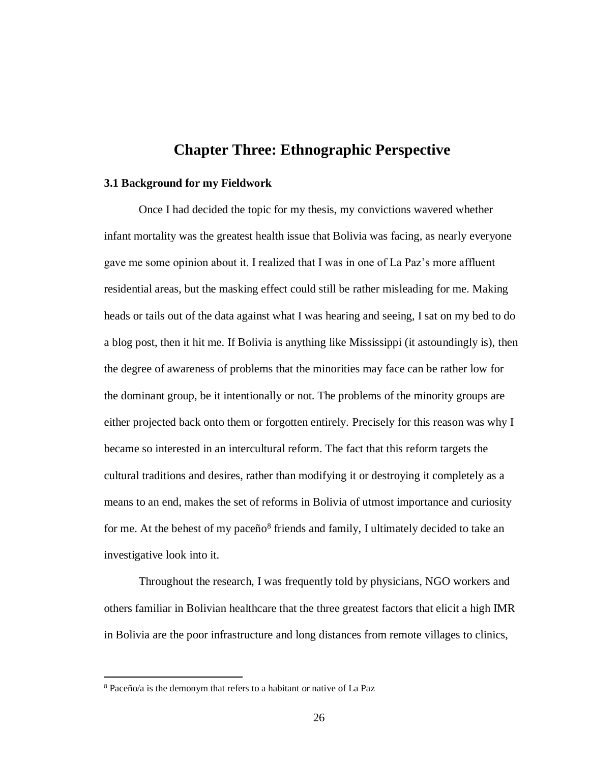# Chapter Three: Ethnographic Perspective

### 3.1 Background for my Fieldwork

Once I had decided the topic for my thesis, my convictions wavered whether infant mortality was the greatest health issue that Bolivia was facing, as nearly everyone gave me some opinion about it. I realized that I was in one of La Paz's more affluent residential areas, but the masking effect could still be rather misleading for me. Making heads or tails out of the data against what I was hearing and seeing, I sat on my bed to do a blog post, then it hit me. If Bolivia is anything like Mississippi (it astoundingly is), then the degree of awareness of problems that the minorities may face can be rather low for the dominant group, be it intentionally or not. The problems of the minority groups are either projected back onto them or forgotten entirely. Precisely for this reason was why I became so interested in an intercultural reform. The fact that this reform targets the cultural traditions and desires, rather than modifying it or destroying it completely as a means to an end, makes the set of reforms in Bolivia of utmost importance and curiosity for me. At the behest of my paceño[8] friends and family, I ultimately decided to take an investigative look into it.

Throughout the research, I was frequently told by physicians, NGO workers and others familiar in Bolivian healthcare that the three greatest factors that elicit a high IMR in Bolivia are the poor infrastructure and long distances from remote villages to clinics,

[8] Paceño/a is the demonym that refers to a habitant or native of La Paz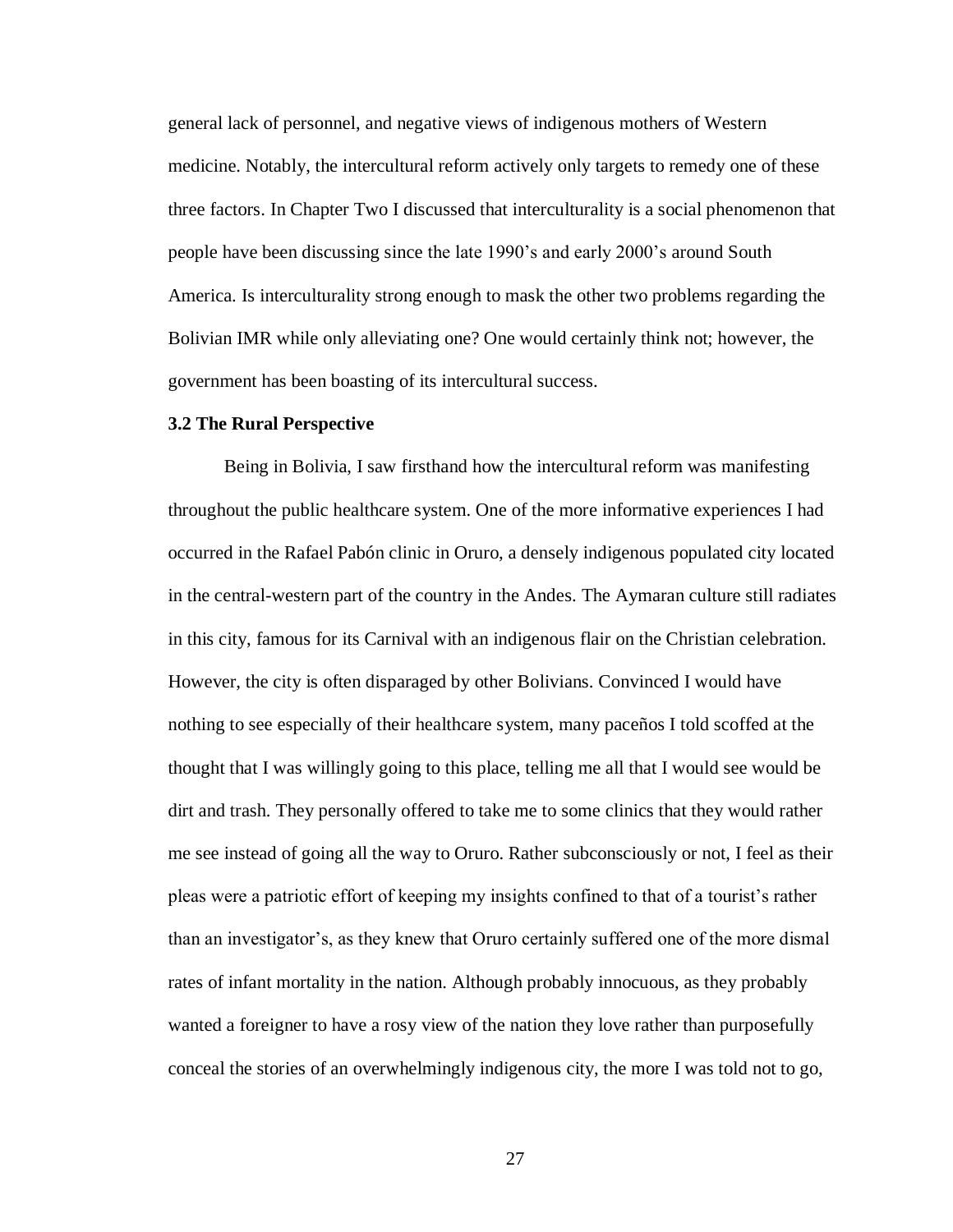general lack of personnel, and negative views of indigenous mothers of Western medicine. Notably, the intercultural reform actively only targets to remedy one of these three factors. In Chapter Two I discussed that interculturality is a social phenomenon that people have been discussing since the late 1990's and early 2000's around South America. Is interculturality strong enough to mask the other two problems regarding the Bolivian IMR while only alleviating one? One would certainly think not; however, the government has been boasting of its intercultural success.

### 3.2 The Rural Perspective

Being in Bolivia, I saw firsthand how the intercultural reform was manifesting throughout the public healthcare system. One of the more informative experiences I had occurred in the Rafael Pabón clinic in Oruro, a densely indigenous populated city located in the central-western part of the country in the Andes. The Aymaran culture still radiates in this city, famous for its Carnival with an indigenous flair on the Christian celebration. However, the city is often disparaged by other Bolivians. Convinced I would have nothing to see especially of their healthcare system, many paceños I told scoffed at the thought that I was willingly going to this place, telling me all that I would see would be dirt and trash. They personally offered to take me to some clinics that they would rather me see instead of going all the way to Oruro. Rather subconsciously or not, I feel as their pleas were a patriotic effort of keeping my insights confined to that of a tourist's rather than an investigator's, as they knew that Oruro certainly suffered one of the more dismal rates of infant mortality in the nation. Although probably innocuous, as they probably wanted a foreigner to have a rosy view of the nation they love rather than purposefully conceal the stories of an overwhelmingly indigenous city, the more I was told not to go,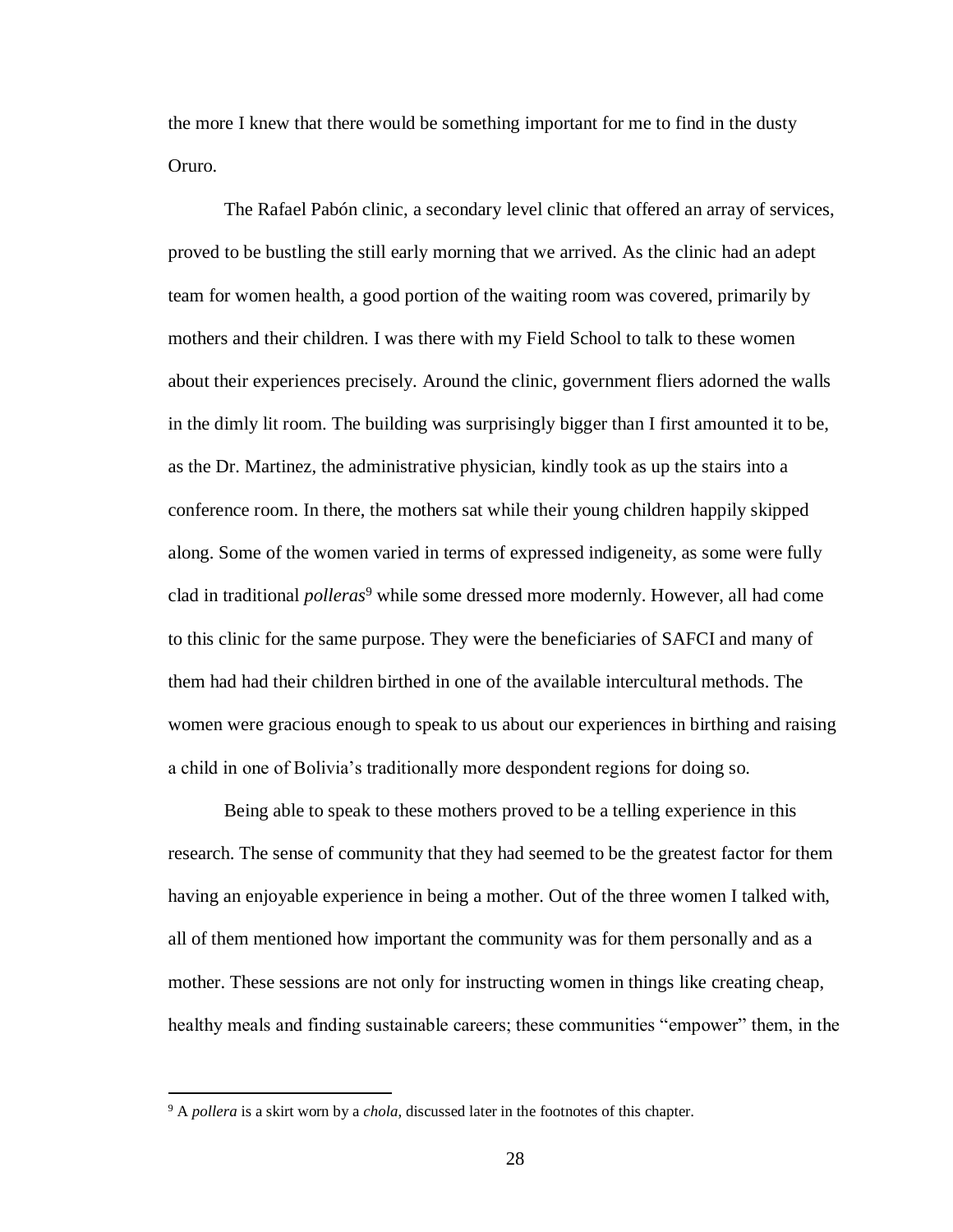the more I knew that there would be something important for me to find in the dusty Oruro.

The Rafael Pabón clinic, a secondary level clinic that offered an array of services, proved to be bustling the still early morning that we arrived. As the clinic had an adept team for women health, a good portion of the waiting room was covered, primarily by mothers and their children. I was there with my Field School to talk to these women about their experiences precisely. Around the clinic, government fliers adorned the walls in the dimly lit room. The building was surprisingly bigger than I first amounted it to be, as the Dr. Martinez, the administrative physician, kindly took as up the stairs into a conference room. In there, the mothers sat while their young children happily skipped along. Some of the women varied in terms of expressed indigeneity, as some were fully clad in traditional *polleras*[9] while some dressed more modernly. However, all had come to this clinic for the same purpose. They were the beneficiaries of SAFCI and many of them had had their children birthed in one of the available intercultural methods. The women were gracious enough to speak to us about our experiences in birthing and raising a child in one of Bolivia's traditionally more despondent regions for doing so.

Being able to speak to these mothers proved to be a telling experience in this research. The sense of community that they had seemed to be the greatest factor for them having an enjoyable experience in being a mother. Out of the three women I talked with, all of them mentioned how important the community was for them personally and as a mother. These sessions are not only for instructing women in things like creating cheap, healthy meals and finding sustainable careers; these communities "empower" them, in the

[9] A *pollera* is a skirt worn by a *chola*, discussed later in the footnotes of this chapter.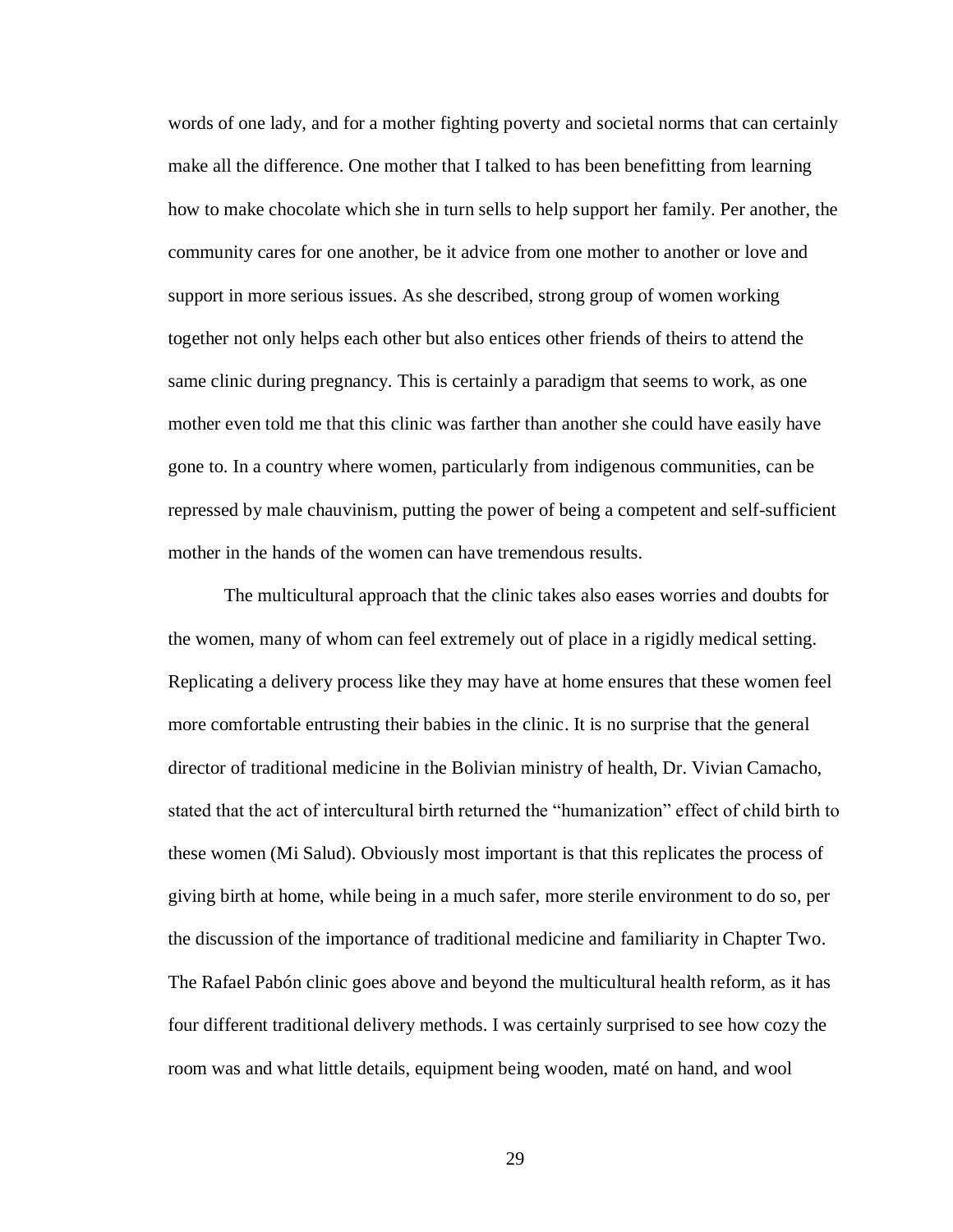words of one lady, and for a mother fighting poverty and societal norms that can certainly make all the difference. One mother that I talked to has been benefitting from learning how to make chocolate which she in turn sells to help support her family. Per another, the community cares for one another, be it advice from one mother to another or love and support in more serious issues. As she described, strong group of women working together not only helps each other but also entices other friends of theirs to attend the same clinic during pregnancy. This is certainly a paradigm that seems to work, as one mother even told me that this clinic was farther than another she could have easily have gone to. In a country where women, particularly from indigenous communities, can be repressed by male chauvinism, putting the power of being a competent and self-sufficient mother in the hands of the women can have tremendous results.

The multicultural approach that the clinic takes also eases worries and doubts for the women, many of whom can feel extremely out of place in a rigidly medical setting. Replicating a delivery process like they may have at home ensures that these women feel more comfortable entrusting their babies in the clinic. It is no surprise that the general director of traditional medicine in the Bolivian ministry of health, Dr. Vivian Camacho, stated that the act of intercultural birth returned the "humanization" effect of child birth to these women (Mi Salud). Obviously most important is that this replicates the process of giving birth at home, while being in a much safer, more sterile environment to do so, per the discussion of the importance of traditional medicine and familiarity in Chapter Two. The Rafael Pabón clinic goes above and beyond the multicultural health reform, as it has four different traditional delivery methods. I was certainly surprised to see how cozy the room was and what little details, equipment being wooden, maté on hand, and wool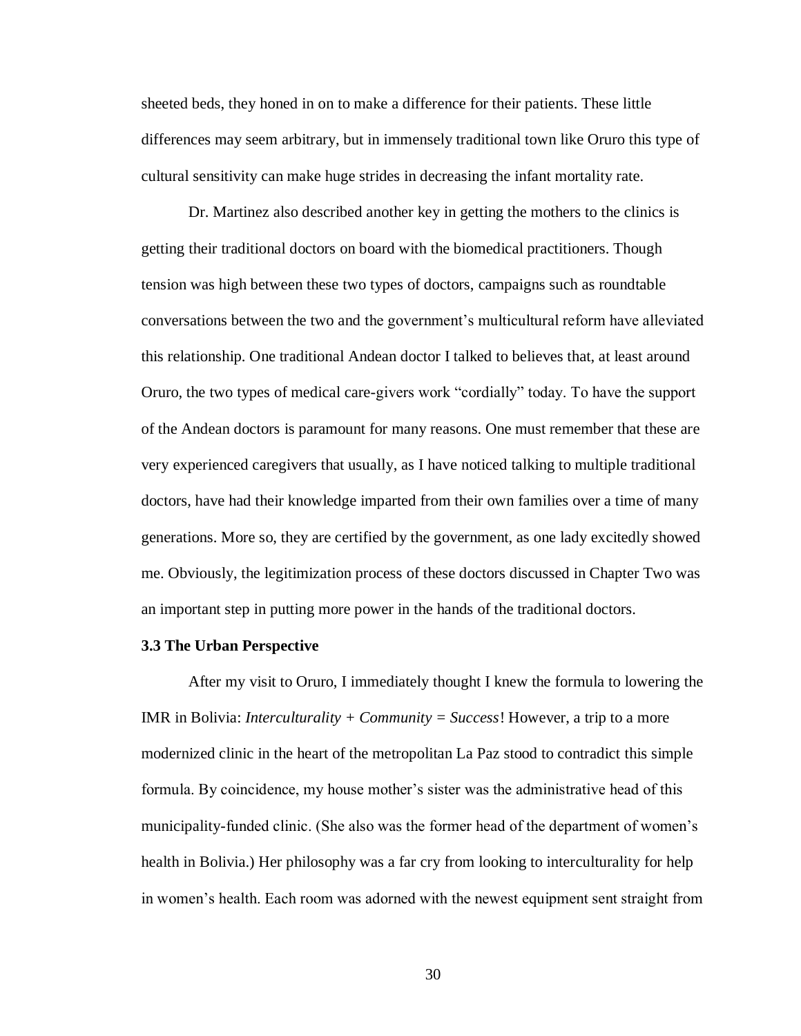sheeted beds, they honed in on to make a difference for their patients. These little differences may seem arbitrary, but in immensely traditional town like Oruro this type of cultural sensitivity can make huge strides in decreasing the infant mortality rate.

Dr. Martinez also described another key in getting the mothers to the clinics is getting their traditional doctors on board with the biomedical practitioners. Though tension was high between these two types of doctors, campaigns such as roundtable conversations between the two and the government's multicultural reform have alleviated this relationship. One traditional Andean doctor I talked to believes that, at least around Oruro, the two types of medical care-givers work "cordially" today. To have the support of the Andean doctors is paramount for many reasons. One must remember that these are very experienced caregivers that usually, as I have noticed talking to multiple traditional doctors, have had their knowledge imparted from their own families over a time of many generations. More so, they are certified by the government, as one lady excitedly showed me. Obviously, the legitimization process of these doctors discussed in Chapter Two was an important step in putting more power in the hands of the traditional doctors.

### 3.3 The Urban Perspective

After my visit to Oruro, I immediately thought I knew the formula to lowering the IMR in Bolivia: *Interculturality + Community = Success*! However, a trip to a more modernized clinic in the heart of the metropolitan La Paz stood to contradict this simple formula. By coincidence, my house mother's sister was the administrative head of this municipality-funded clinic. (She also was the former head of the department of women's health in Bolivia.) Her philosophy was a far cry from looking to interculturality for help in women's health. Each room was adorned with the newest equipment sent straight from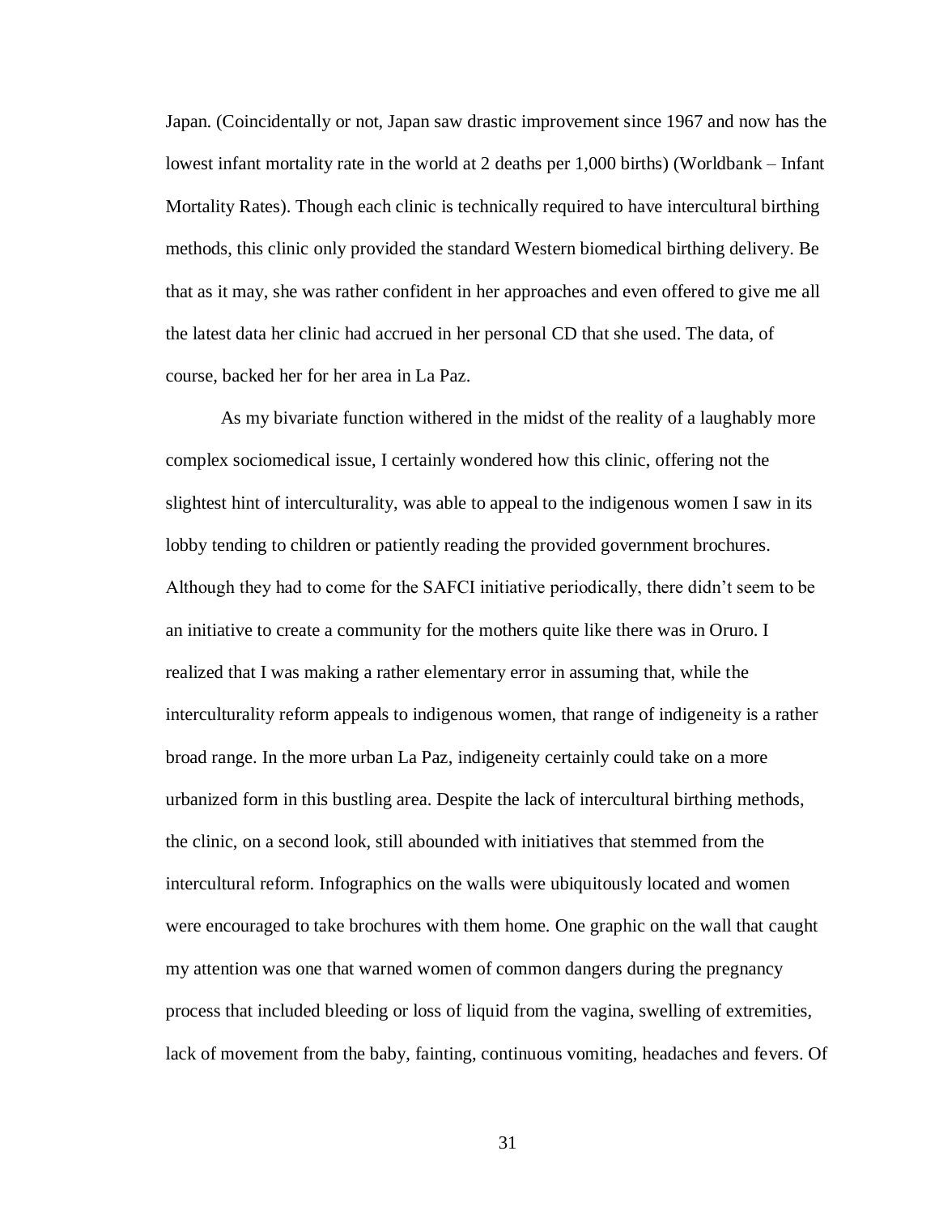Japan. (Coincidentally or not, Japan saw drastic improvement since 1967 and now has the lowest infant mortality rate in the world at 2 deaths per 1,000 births) (Worldbank – Infant Mortality Rates). Though each clinic is technically required to have intercultural birthing methods, this clinic only provided the standard Western biomedical birthing delivery. Be that as it may, she was rather confident in her approaches and even offered to give me all the latest data her clinic had accrued in her personal CD that she used. The data, of course, backed her for her area in La Paz.

As my bivariate function withered in the midst of the reality of a laughably more complex sociomedical issue, I certainly wondered how this clinic, offering not the slightest hint of interculturality, was able to appeal to the indigenous women I saw in its lobby tending to children or patiently reading the provided government brochures. Although they had to come for the SAFCI initiative periodically, there didn't seem to be an initiative to create a community for the mothers quite like there was in Oruro. I realized that I was making a rather elementary error in assuming that, while the interculturality reform appeals to indigenous women, that range of indigeneity is a rather broad range. In the more urban La Paz, indigeneity certainly could take on a more urbanized form in this bustling area. Despite the lack of intercultural birthing methods, the clinic, on a second look, still abounded with initiatives that stemmed from the intercultural reform. Infographics on the walls were ubiquitously located and women were encouraged to take brochures with them home. One graphic on the wall that caught my attention was one that warned women of common dangers during the pregnancy process that included bleeding or loss of liquid from the vagina, swelling of extremities, lack of movement from the baby, fainting, continuous vomiting, headaches and fevers. Of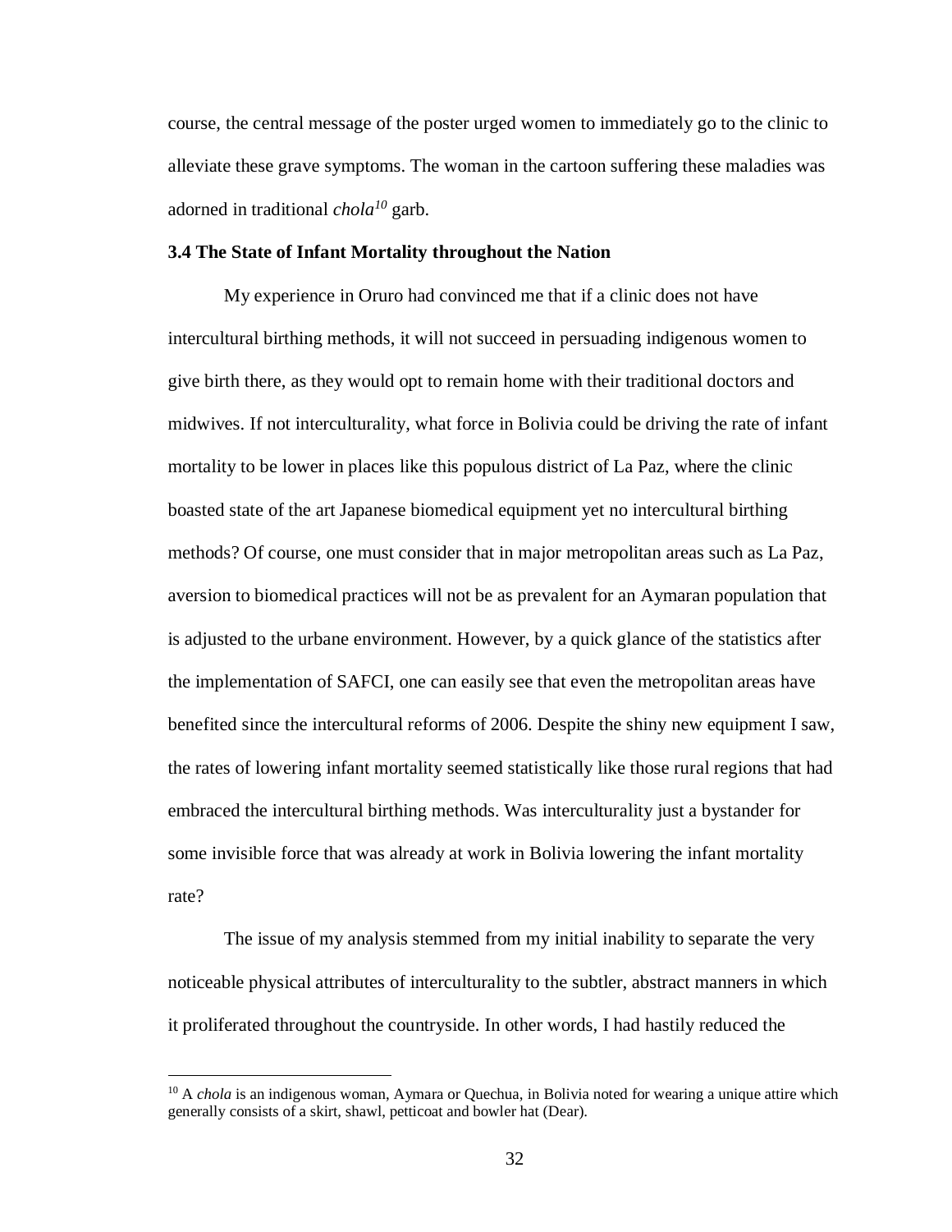course, the central message of the poster urged women to immediately go to the clinic to alleviate these grave symptoms. The woman in the cartoon suffering these maladies was adorned in traditional *chola*[10] garb.

### 3.4 The State of Infant Mortality throughout the Nation

My experience in Oruro had convinced me that if a clinic does not have intercultural birthing methods, it will not succeed in persuading indigenous women to give birth there, as they would opt to remain home with their traditional doctors and midwives. If not interculturality, what force in Bolivia could be driving the rate of infant mortality to be lower in places like this populous district of La Paz, where the clinic boasted state of the art Japanese biomedical equipment yet no intercultural birthing methods? Of course, one must consider that in major metropolitan areas such as La Paz, aversion to biomedical practices will not be as prevalent for an Aymaran population that is adjusted to the urbane environment. However, by a quick glance of the statistics after the implementation of SAFCI, one can easily see that even the metropolitan areas have benefited since the intercultural reforms of 2006. Despite the shiny new equipment I saw, the rates of lowering infant mortality seemed statistically like those rural regions that had embraced the intercultural birthing methods. Was interculturality just a bystander for some invisible force that was already at work in Bolivia lowering the infant mortality rate?

The issue of my analysis stemmed from my initial inability to separate the very noticeable physical attributes of interculturality to the subtler, abstract manners in which it proliferated throughout the countryside. In other words, I had hastily reduced the

[10] A *chola* is an indigenous woman, Aymara or Quechua, in Bolivia noted for wearing a unique attire which generally consists of a skirt, shawl, petticoat and bowler hat (Dear).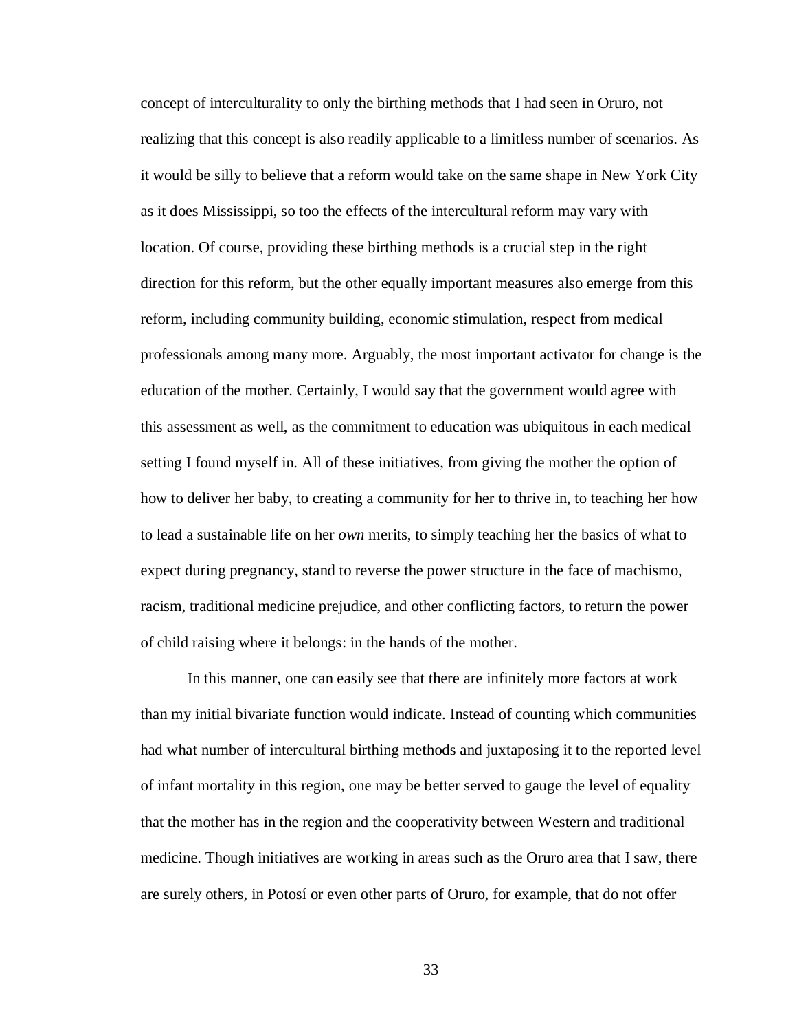concept of interculturality to only the birthing methods that I had seen in Oruro, not realizing that this concept is also readily applicable to a limitless number of scenarios. As it would be silly to believe that a reform would take on the same shape in New York City as it does Mississippi, so too the effects of the intercultural reform may vary with location. Of course, providing these birthing methods is a crucial step in the right direction for this reform, but the other equally important measures also emerge from this reform, including community building, economic stimulation, respect from medical professionals among many more. Arguably, the most important activator for change is the education of the mother. Certainly, I would say that the government would agree with this assessment as well, as the commitment to education was ubiquitous in each medical setting I found myself in. All of these initiatives, from giving the mother the option of how to deliver her baby, to creating a community for her to thrive in, to teaching her how to lead a sustainable life on her *own* merits, to simply teaching her the basics of what to expect during pregnancy, stand to reverse the power structure in the face of machismo, racism, traditional medicine prejudice, and other conflicting factors, to return the power of child raising where it belongs: in the hands of the mother.

In this manner, one can easily see that there are infinitely more factors at work than my initial bivariate function would indicate. Instead of counting which communities had what number of intercultural birthing methods and juxtaposing it to the reported level of infant mortality in this region, one may be better served to gauge the level of equality that the mother has in the region and the cooperativity between Western and traditional medicine. Though initiatives are working in areas such as the Oruro area that I saw, there are surely others, in Potosí or even other parts of Oruro, for example, that do not offer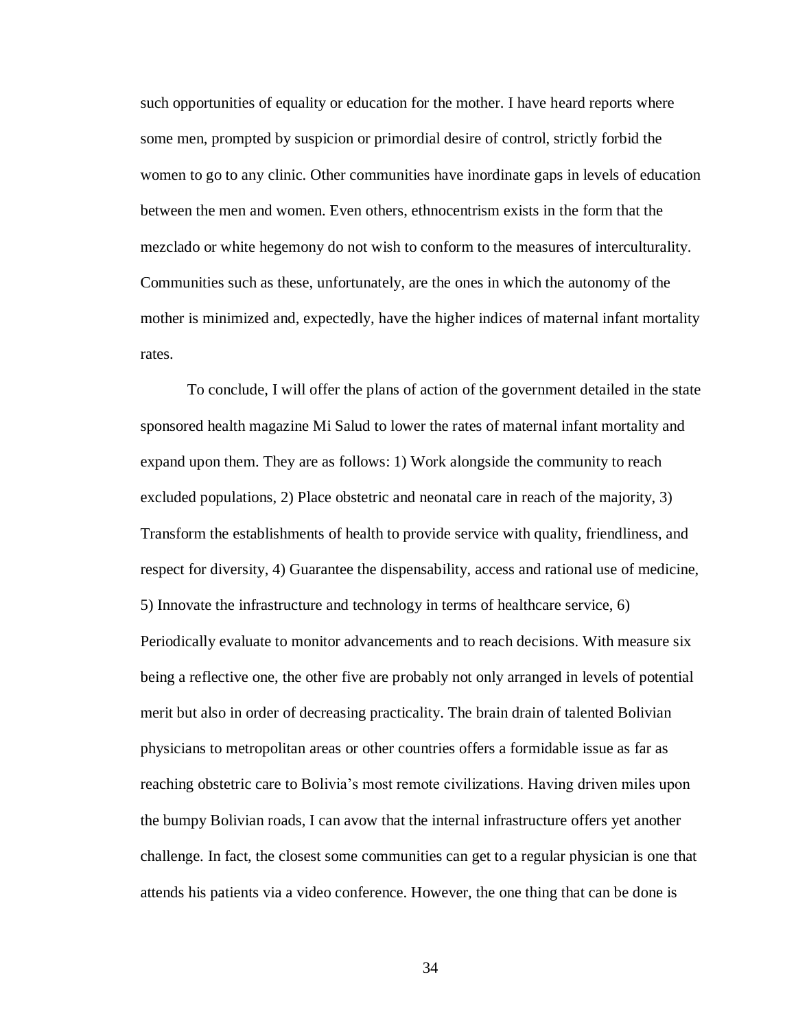such opportunities of equality or education for the mother. I have heard reports where some men, prompted by suspicion or primordial desire of control, strictly forbid the women to go to any clinic. Other communities have inordinate gaps in levels of education between the men and women. Even others, ethnocentrism exists in the form that the mezclado or white hegemony do not wish to conform to the measures of interculturality. Communities such as these, unfortunately, are the ones in which the autonomy of the mother is minimized and, expectedly, have the higher indices of maternal infant mortality rates.

To conclude, I will offer the plans of action of the government detailed in the state sponsored health magazine Mi Salud to lower the rates of maternal infant mortality and expand upon them. They are as follows: 1) Work alongside the community to reach excluded populations, 2) Place obstetric and neonatal care in reach of the majority, 3) Transform the establishments of health to provide service with quality, friendliness, and respect for diversity, 4) Guarantee the dispensability, access and rational use of medicine, 5) Innovate the infrastructure and technology in terms of healthcare service, 6) Periodically evaluate to monitor advancements and to reach decisions. With measure six being a reflective one, the other five are probably not only arranged in levels of potential merit but also in order of decreasing practicality. The brain drain of talented Bolivian physicians to metropolitan areas or other countries offers a formidable issue as far as reaching obstetric care to Bolivia's most remote civilizations. Having driven miles upon the bumpy Bolivian roads, I can avow that the internal infrastructure offers yet another challenge. In fact, the closest some communities can get to a regular physician is one that attends his patients via a video conference. However, the one thing that can be done is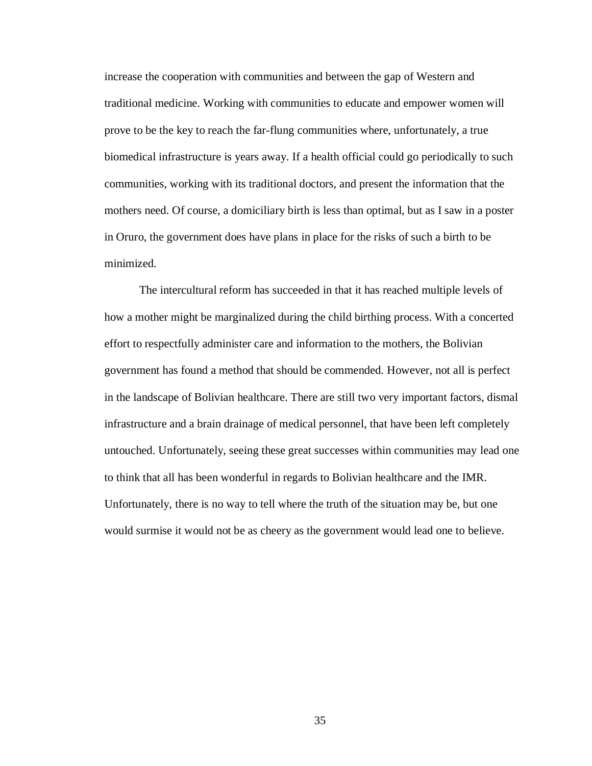increase the cooperation with communities and between the gap of Western and traditional medicine. Working with communities to educate and empower women will prove to be the key to reach the far-flung communities where, unfortunately, a true biomedical infrastructure is years away. If a health official could go periodically to such communities, working with its traditional doctors, and present the information that the mothers need. Of course, a domiciliary birth is less than optimal, but as I saw in a poster in Oruro, the government does have plans in place for the risks of such a birth to be minimized.

The intercultural reform has succeeded in that it has reached multiple levels of how a mother might be marginalized during the child birthing process. With a concerted effort to respectfully administer care and information to the mothers, the Bolivian government has found a method that should be commended. However, not all is perfect in the landscape of Bolivian healthcare. There are still two very important factors, dismal infrastructure and a brain drainage of medical personnel, that have been left completely untouched. Unfortunately, seeing these great successes within communities may lead one to think that all has been wonderful in regards to Bolivian healthcare and the IMR. Unfortunately, there is no way to tell where the truth of the situation may be, but one would surmise it would not be as cheery as the government would lead one to believe.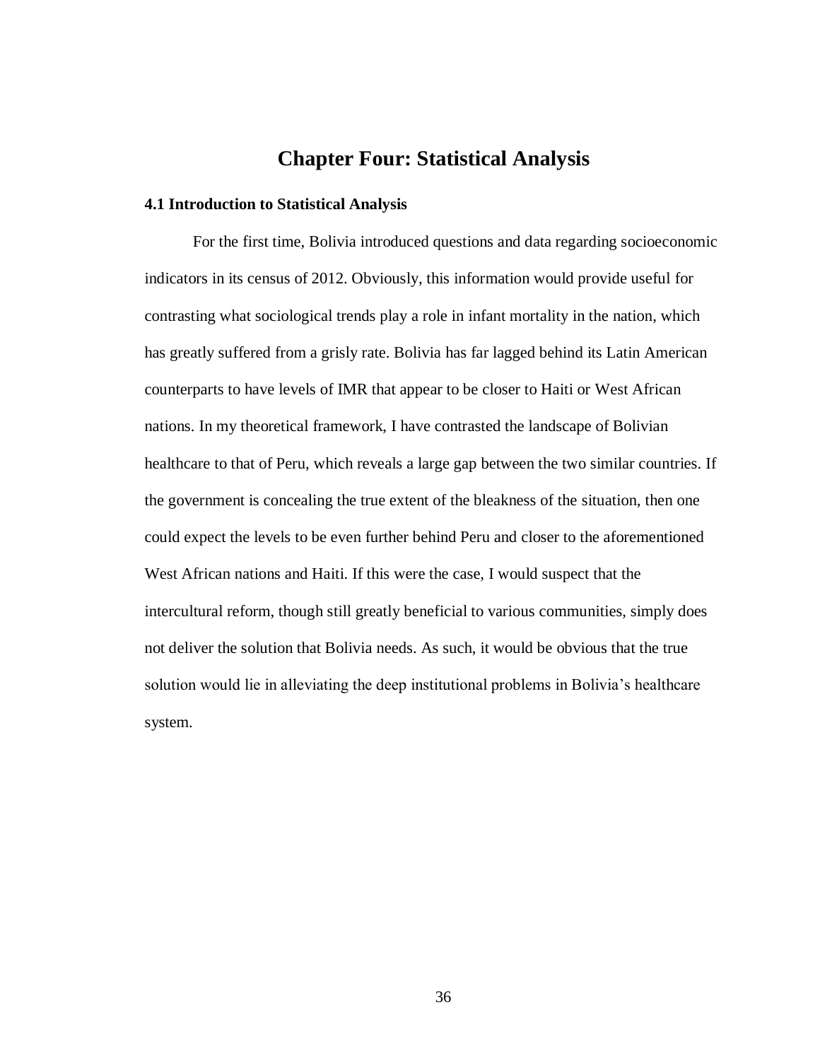# Chapter Four: Statistical Analysis

### 4.1 Introduction to Statistical Analysis

For the first time, Bolivia introduced questions and data regarding socioeconomic indicators in its census of 2012. Obviously, this information would provide useful for contrasting what sociological trends play a role in infant mortality in the nation, which has greatly suffered from a grisly rate. Bolivia has far lagged behind its Latin American counterparts to have levels of IMR that appear to be closer to Haiti or West African nations. In my theoretical framework, I have contrasted the landscape of Bolivian healthcare to that of Peru, which reveals a large gap between the two similar countries. If the government is concealing the true extent of the bleakness of the situation, then one could expect the levels to be even further behind Peru and closer to the aforementioned West African nations and Haiti. If this were the case, I would suspect that the intercultural reform, though still greatly beneficial to various communities, simply does not deliver the solution that Bolivia needs. As such, it would be obvious that the true solution would lie in alleviating the deep institutional problems in Bolivia's healthcare system.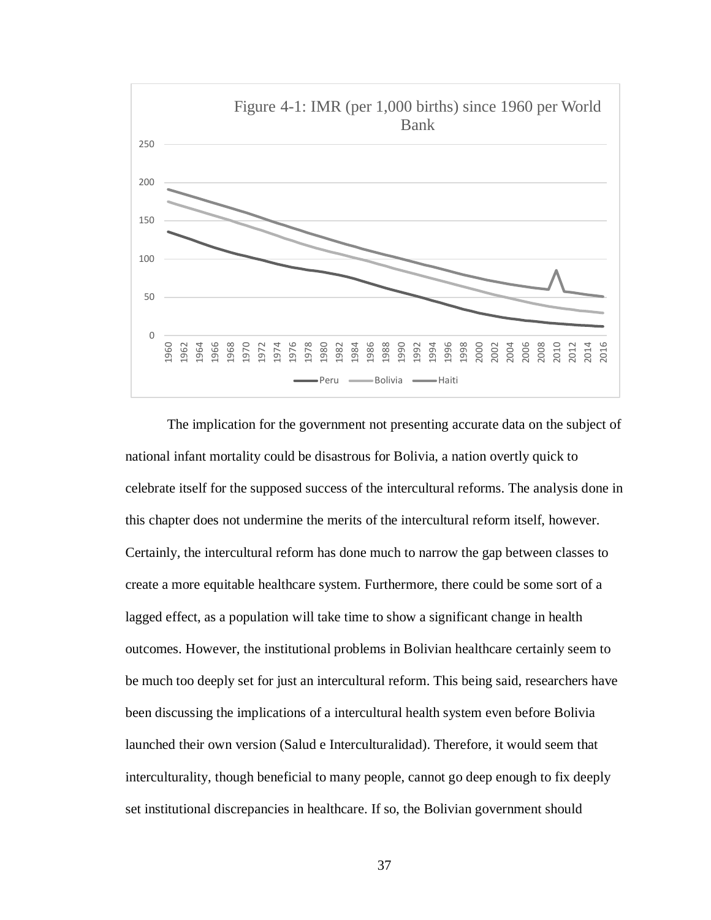Figure 4-1: IMR (per 1,000 births) since 1960 per World Bank

The implication for the government not presenting accurate data on the subject of national infant mortality could be disastrous for Bolivia, a nation overtly quick to celebrate itself for the supposed success of the intercultural reforms. The analysis done in this chapter does not undermine the merits of the intercultural reform itself, however. Certainly, the intercultural reform has done much to narrow the gap between classes to create a more equitable healthcare system. Furthermore, there could be some sort of a lagged effect, as a population will take time to show a significant change in health outcomes. However, the institutional problems in Bolivian healthcare certainly seem to be much too deeply set for just an intercultural reform. This being said, researchers have been discussing the implications of a intercultural health system even before Bolivia launched their own version (Salud e Interculturalidad). Therefore, it would seem that interculturality, though beneficial to many people, cannot go deep enough to fix deeply set institutional discrepancies in healthcare. If so, the Bolivian government should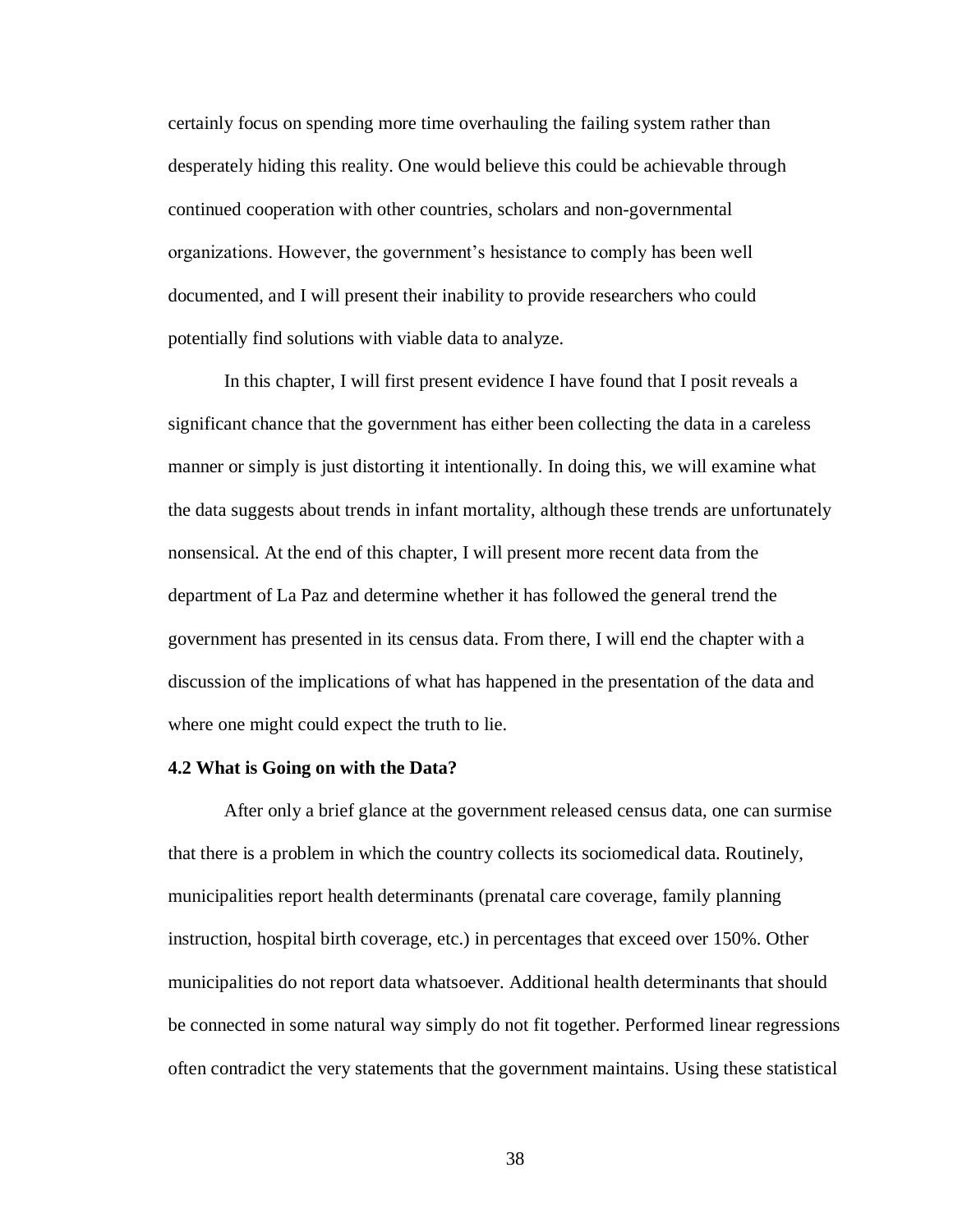certainly focus on spending more time overhauling the failing system rather than desperately hiding this reality. One would believe this could be achievable through continued cooperation with other countries, scholars and non-governmental organizations. However, the government's hesistance to comply has been well documented, and I will present their inability to provide researchers who could potentially find solutions with viable data to analyze.

In this chapter, I will first present evidence I have found that I posit reveals a significant chance that the government has either been collecting the data in a careless manner or simply is just distorting it intentionally. In doing this, we will examine what the data suggests about trends in infant mortality, although these trends are unfortunately nonsensical. At the end of this chapter, I will present more recent data from the department of La Paz and determine whether it has followed the general trend the government has presented in its census data. From there, I will end the chapter with a discussion of the implications of what has happened in the presentation of the data and where one might could expect the truth to lie.

### 4.2 What is Going on with the Data?

After only a brief glance at the government released census data, one can surmise that there is a problem in which the country collects its sociomedical data. Routinely, municipalities report health determinants (prenatal care coverage, family planning instruction, hospital birth coverage, etc.) in percentages that exceed over 150%. Other municipalities do not report data whatsoever. Additional health determinants that should be connected in some natural way simply do not fit together. Performed linear regressions often contradict the very statements that the government maintains. Using these statistical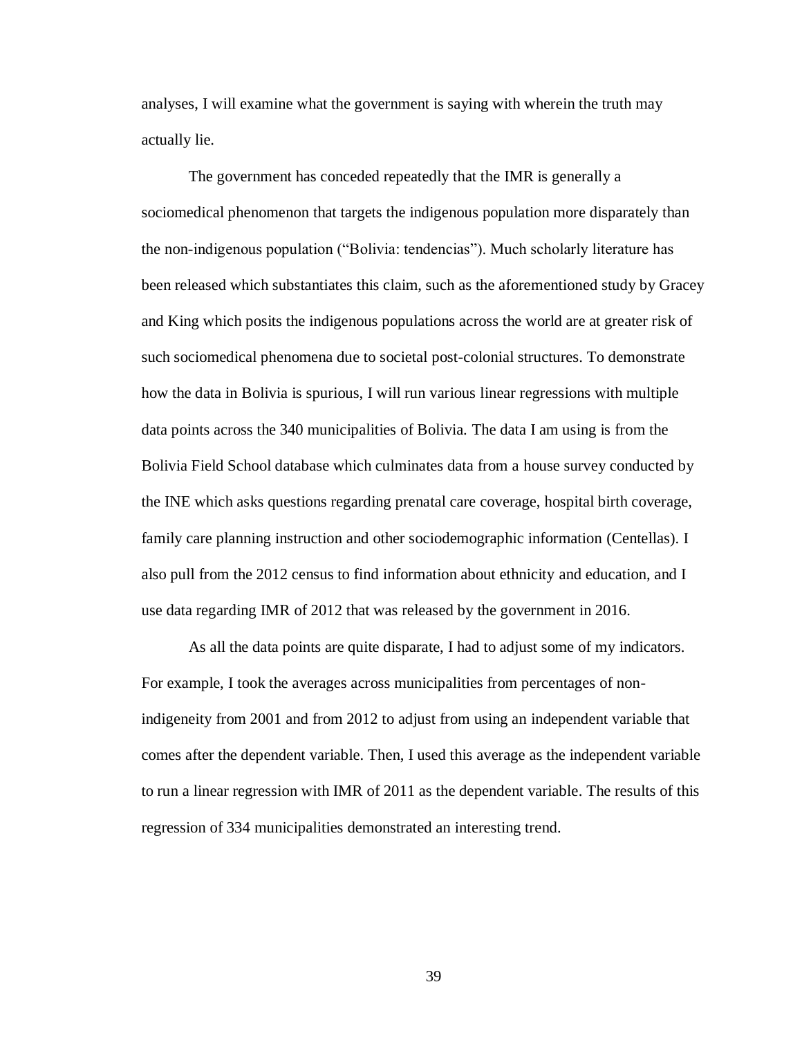analyses, I will examine what the government is saying with wherein the truth may actually lie.

The government has conceded repeatedly that the IMR is generally a sociomedical phenomenon that targets the indigenous population more disparately than the non-indigenous population ("Bolivia: tendencias"). Much scholarly literature has been released which substantiates this claim, such as the aforementioned study by Gracey and King which posits the indigenous populations across the world are at greater risk of such sociomedical phenomena due to societal post-colonial structures. To demonstrate how the data in Bolivia is spurious, I will run various linear regressions with multiple data points across the 340 municipalities of Bolivia. The data I am using is from the Bolivia Field School database which culminates data from a house survey conducted by the INE which asks questions regarding prenatal care coverage, hospital birth coverage, family care planning instruction and other sociodemographic information (Centellas). I also pull from the 2012 census to find information about ethnicity and education, and I use data regarding IMR of 2012 that was released by the government in 2016.

As all the data points are quite disparate, I had to adjust some of my indicators. For example, I took the averages across municipalities from percentages of non-indigeneity from 2001 and from 2012 to adjust from using an independent variable that comes after the dependent variable. Then, I used this average as the independent variable to run a linear regression with IMR of 2011 as the dependent variable. The results of this regression of 334 municipalities demonstrated an interesting trend.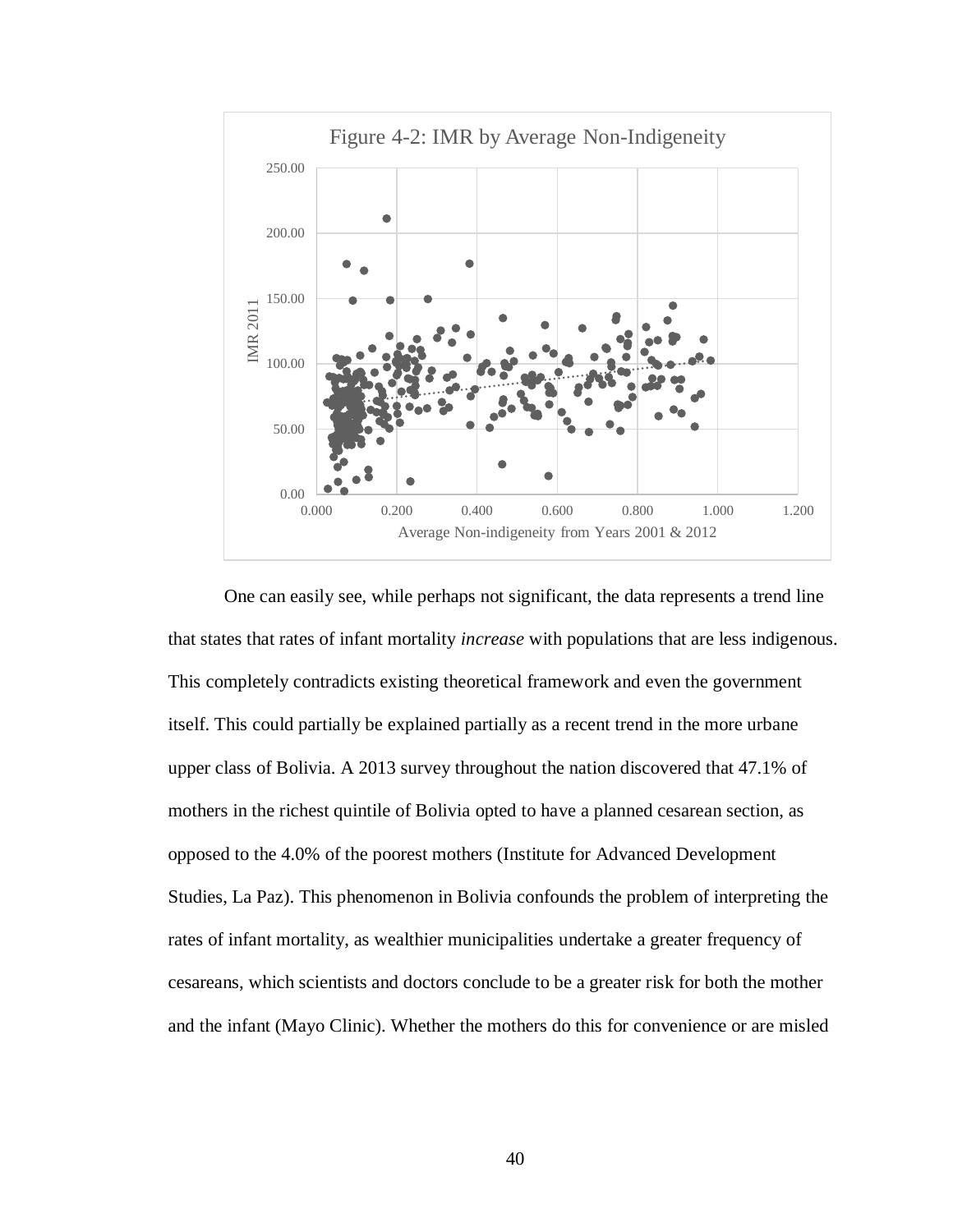Figure 4-2: IMR by Average Non-Indigeneity

One can easily see, while perhaps not significant, the data represents a trend line that states that rates of infant mortality *increase* with populations that are less indigenous. This completely contradicts existing theoretical framework and even the government itself. This could partially be explained partially as a recent trend in the more urbane upper class of Bolivia. A 2013 survey throughout the nation discovered that 47.1% of mothers in the richest quintile of Bolivia opted to have a planned cesarean section, as opposed to the 4.0% of the poorest mothers (Institute for Advanced Development Studies, La Paz). This phenomenon in Bolivia confounds the problem of interpreting the rates of infant mortality, as wealthier municipalities undertake a greater frequency of cesareans, which scientists and doctors conclude to be a greater risk for both the mother and the infant (Mayo Clinic). Whether the mothers do this for convenience or are misled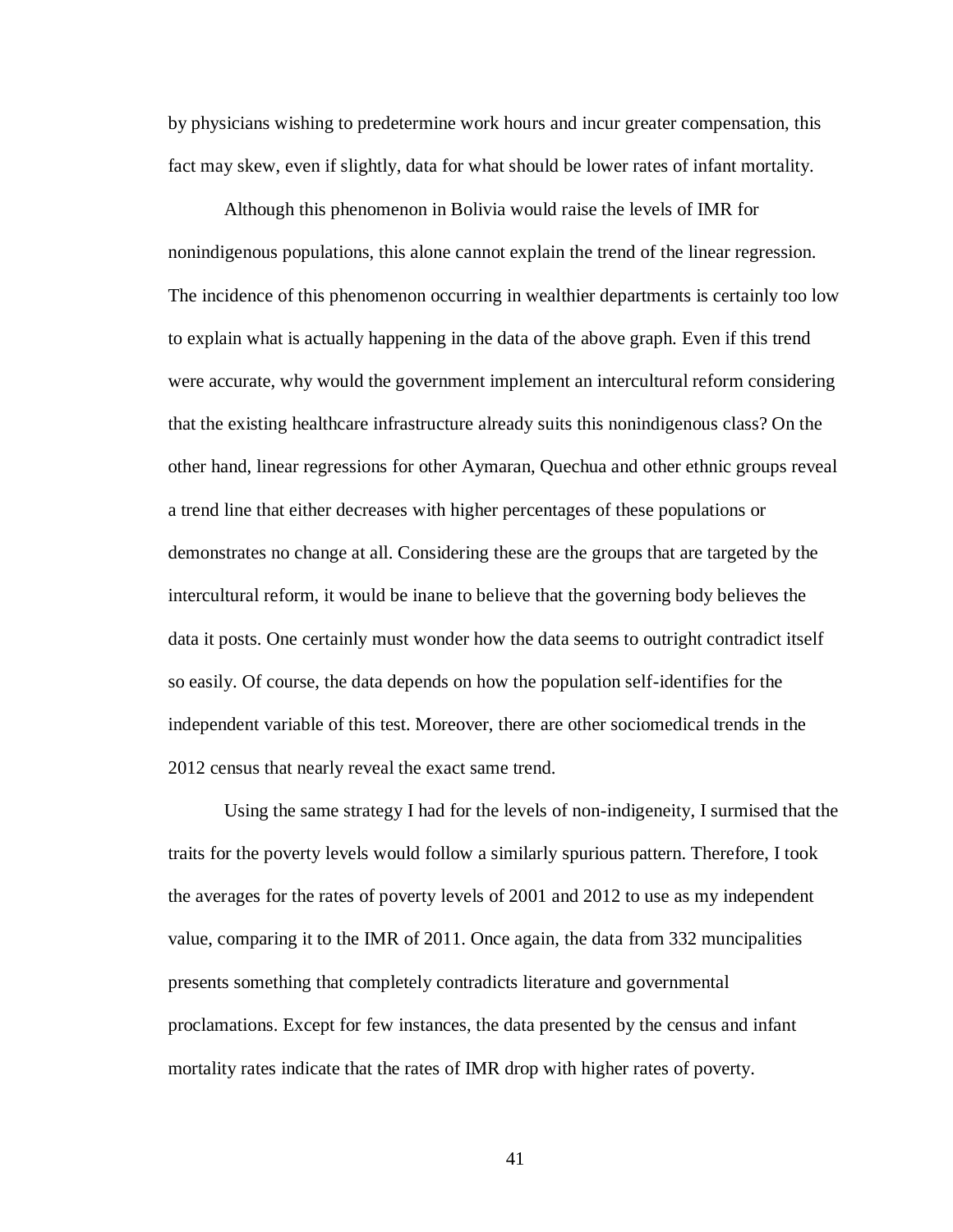by physicians wishing to predetermine work hours and incur greater compensation, this fact may skew, even if slightly, data for what should be lower rates of infant mortality.

Although this phenomenon in Bolivia would raise the levels of IMR for nonindigenous populations, this alone cannot explain the trend of the linear regression. The incidence of this phenomenon occurring in wealthier departments is certainly too low to explain what is actually happening in the data of the above graph. Even if this trend were accurate, why would the government implement an intercultural reform considering that the existing healthcare infrastructure already suits this nonindigenous class? On the other hand, linear regressions for other Aymaran, Quechua and other ethnic groups reveal a trend line that either decreases with higher percentages of these populations or demonstrates no change at all. Considering these are the groups that are targeted by the intercultural reform, it would be inane to believe that the governing body believes the data it posts. One certainly must wonder how the data seems to outright contradict itself so easily. Of course, the data depends on how the population self-identifies for the independent variable of this test. Moreover, there are other sociomedical trends in the 2012 census that nearly reveal the exact same trend.

Using the same strategy I had for the levels of non-indigeneity, I surmised that the traits for the poverty levels would follow a similarly spurious pattern. Therefore, I took the averages for the rates of poverty levels of 2001 and 2012 to use as my independent value, comparing it to the IMR of 2011. Once again, the data from 332 muncipalities presents something that completely contradicts literature and governmental proclamations. Except for few instances, the data presented by the census and infant mortality rates indicate that the rates of IMR drop with higher rates of poverty.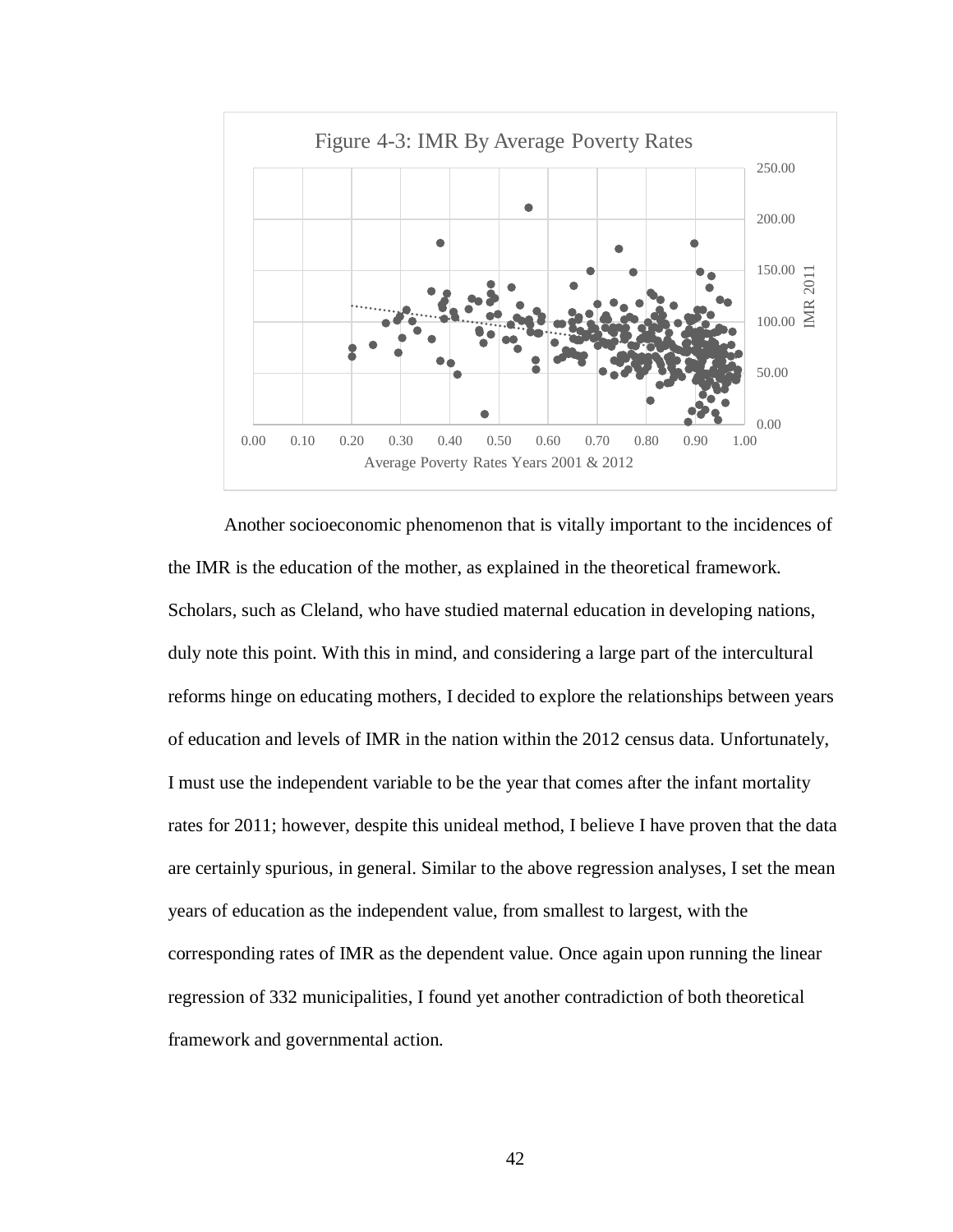Figure 4-3: IMR By Average Poverty Rates

Another socioeconomic phenomenon that is vitally important to the incidences of the IMR is the education of the mother, as explained in the theoretical framework. Scholars, such as Cleland, who have studied maternal education in developing nations, duly note this point. With this in mind, and considering a large part of the intercultural reforms hinge on educating mothers, I decided to explore the relationships between years of education and levels of IMR in the nation within the 2012 census data. Unfortunately, I must use the independent variable to be the year that comes after the infant mortality rates for 2011; however, despite this unideal method, I believe I have proven that the data are certainly spurious, in general. Similar to the above regression analyses, I set the mean years of education as the independent value, from smallest to largest, with the corresponding rates of IMR as the dependent value. Once again upon running the linear regression of 332 municipalities, I found yet another contradiction of both theoretical framework and governmental action.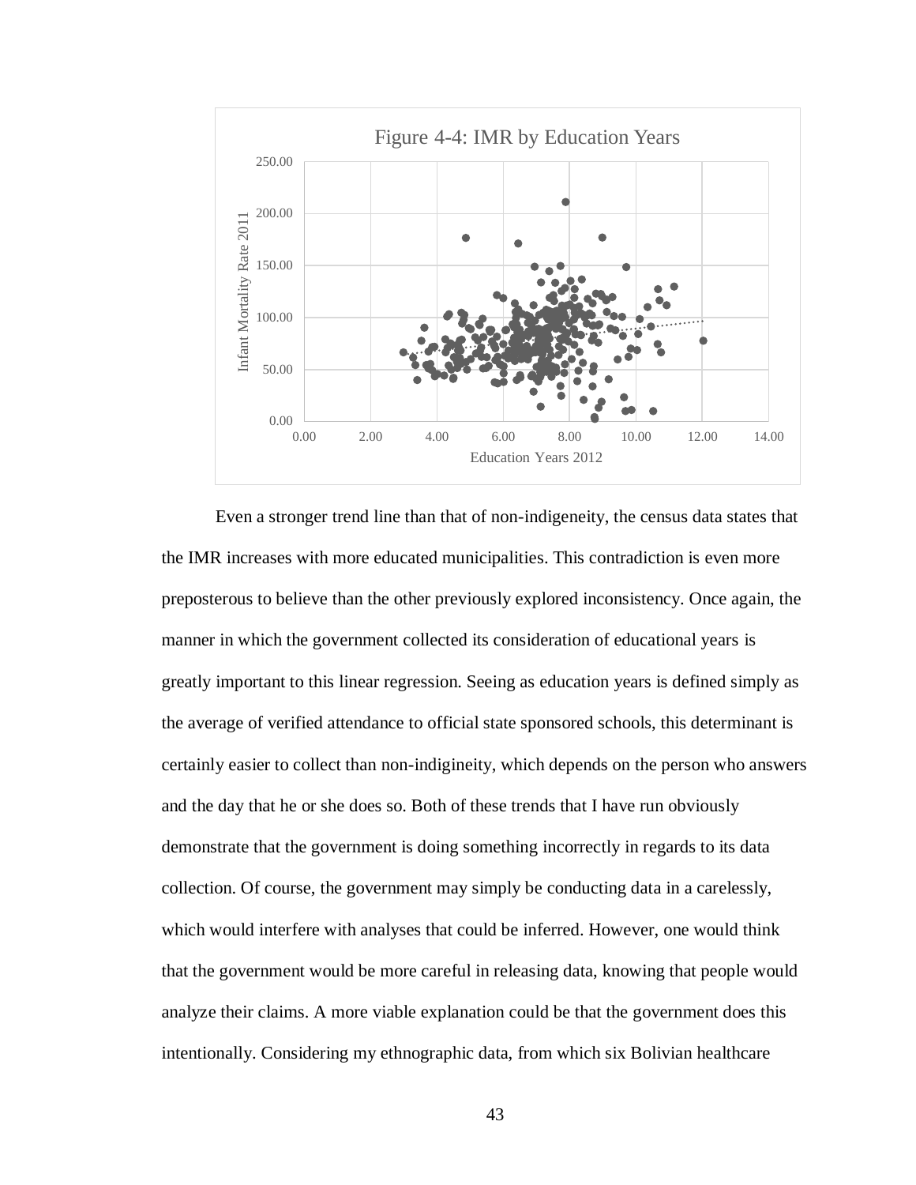Figure 4-4: IMR by Education Years

Even a stronger trend line than that of non-indigeneity, the census data states that the IMR increases with more educated municipalities. This contradiction is even more preposterous to believe than the other previously explored inconsistency. Once again, the manner in which the government collected its consideration of educational years is greatly important to this linear regression. Seeing as education years is defined simply as the average of verified attendance to official state sponsored schools, this determinant is certainly easier to collect than non-indigineity, which depends on the person who answers and the day that he or she does so. Both of these trends that I have run obviously demonstrate that the government is doing something incorrectly in regards to its data collection. Of course, the government may simply be conducting data in a carelessly, which would interfere with analyses that could be inferred. However, one would think that the government would be more careful in releasing data, knowing that people would analyze their claims. A more viable explanation could be that the government does this intentionally. Considering my ethnographic data, from which six Bolivian healthcare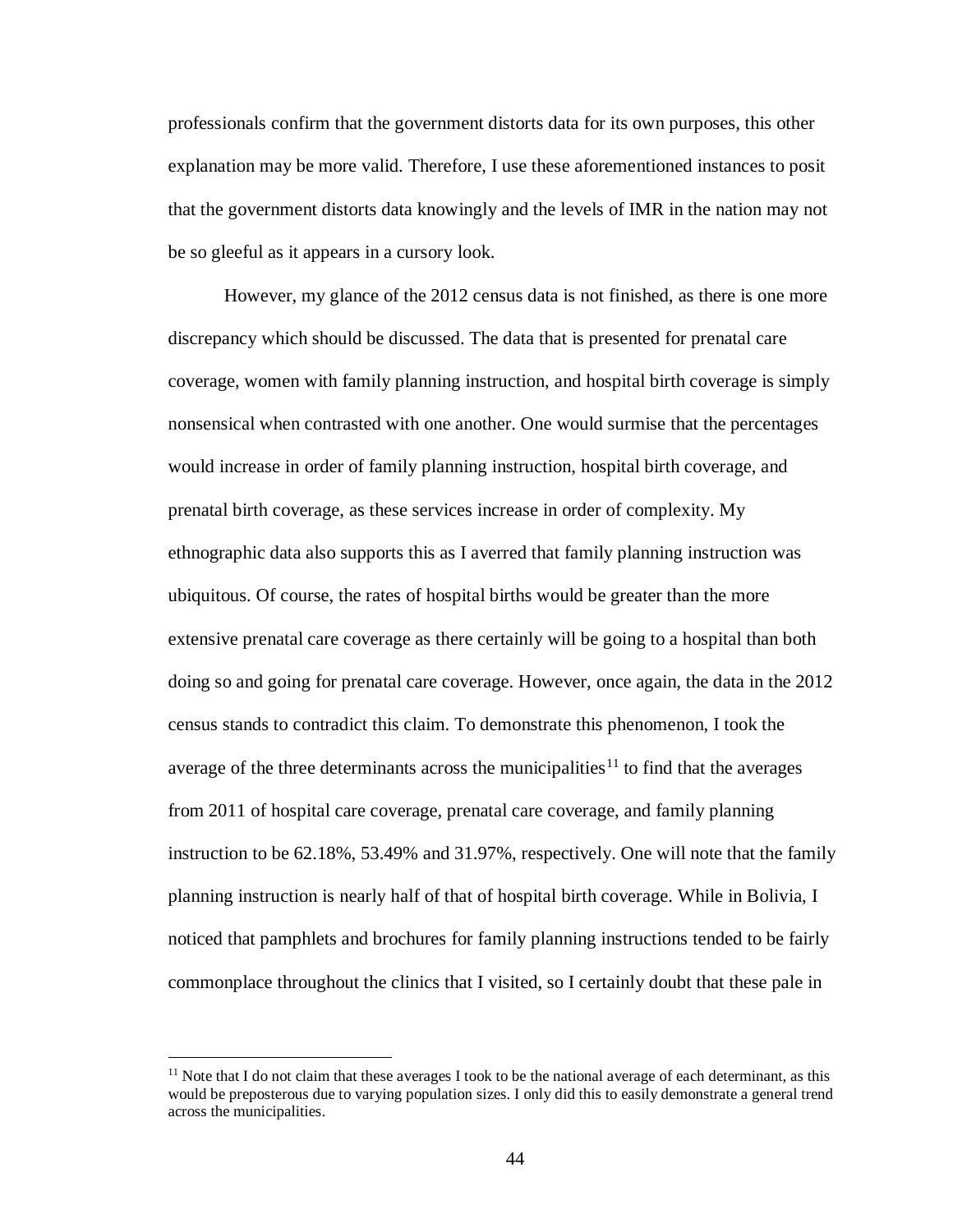professionals confirm that the government distorts data for its own purposes, this other explanation may be more valid. Therefore, I use these aforementioned instances to posit that the government distorts data knowingly and the levels of IMR in the nation may not be so gleeful as it appears in a cursory look.

However, my glance of the 2012 census data is not finished, as there is one more discrepancy which should be discussed. The data that is presented for prenatal care coverage, women with family planning instruction, and hospital birth coverage is simply nonsensical when contrasted with one another. One would surmise that the percentages would increase in order of family planning instruction, hospital birth coverage, and prenatal birth coverage, as these services increase in order of complexity. My ethnographic data also supports this as I averred that family planning instruction was ubiquitous. Of course, the rates of hospital births would be greater than the more extensive prenatal care coverage as there certainly will be going to a hospital than both doing so and going for prenatal care coverage. However, once again, the data in the 2012 census stands to contradict this claim. To demonstrate this phenomenon, I took the average of the three determinants across the municipalities[11] to find that the averages from 2011 of hospital care coverage, prenatal care coverage, and family planning instruction to be 62.18%, 53.49% and 31.97%, respectively. One will note that the family planning instruction is nearly half of that of hospital birth coverage. While in Bolivia, I noticed that pamphlets and brochures for family planning instructions tended to be fairly commonplace throughout the clinics that I visited, so I certainly doubt that these pale in

[11] Note that I do not claim that these averages I took to be the national average of each determinant, as this would be preposterous due to varying population sizes. I only did this to easily demonstrate a general trend across the municipalities.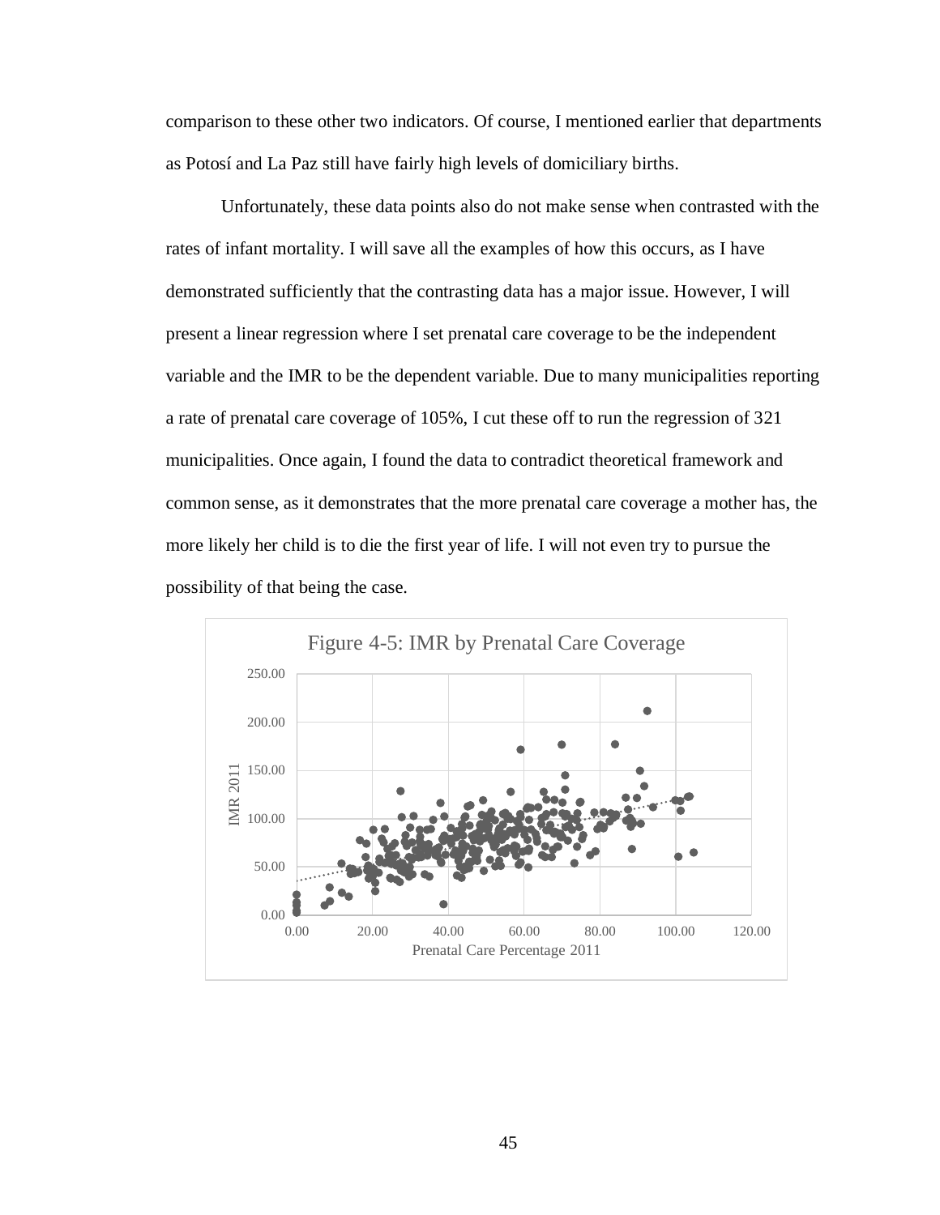comparison to these other two indicators. Of course, I mentioned earlier that departments as Potosí and La Paz still have fairly high levels of domiciliary births.

Unfortunately, these data points also do not make sense when contrasted with the rates of infant mortality. I will save all the examples of how this occurs, as I have demonstrated sufficiently that the contrasting data has a major issue. However, I will present a linear regression where I set prenatal care coverage to be the independent variable and the IMR to be the dependent variable. Due to many municipalities reporting a rate of prenatal care coverage of 105%, I cut these off to run the regression of 321 municipalities. Once again, I found the data to contradict theoretical framework and common sense, as it demonstrates that the more prenatal care coverage a mother has, the more likely her child is to die the first year of life. I will not even try to pursue the possibility of that being the case.

Figure 4-5: IMR by Prenatal Care Coverage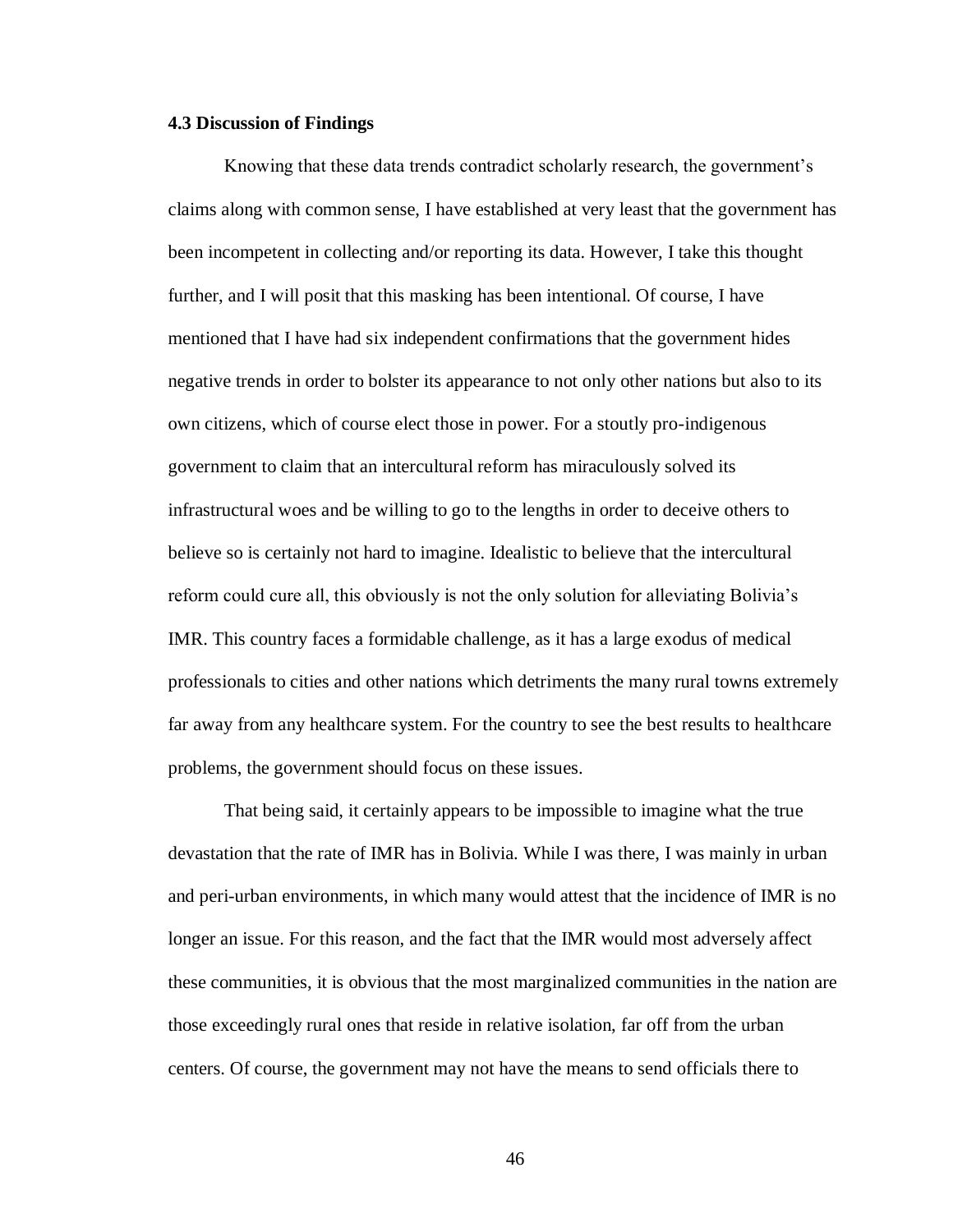### 4.3 Discussion of Findings

Knowing that these data trends contradict scholarly research, the government's claims along with common sense, I have established at very least that the government has been incompetent in collecting and/or reporting its data. However, I take this thought further, and I will posit that this masking has been intentional. Of course, I have mentioned that I have had six independent confirmations that the government hides negative trends in order to bolster its appearance to not only other nations but also to its own citizens, which of course elect those in power. For a stoutly pro-indigenous government to claim that an intercultural reform has miraculously solved its infrastructural woes and be willing to go to the lengths in order to deceive others to believe so is certainly not hard to imagine. Idealistic to believe that the intercultural reform could cure all, this obviously is not the only solution for alleviating Bolivia's IMR. This country faces a formidable challenge, as it has a large exodus of medical professionals to cities and other nations which detriments the many rural towns extremely far away from any healthcare system. For the country to see the best results to healthcare problems, the government should focus on these issues.

That being said, it certainly appears to be impossible to imagine what the true devastation that the rate of IMR has in Bolivia. While I was there, I was mainly in urban and peri-urban environments, in which many would attest that the incidence of IMR is no longer an issue. For this reason, and the fact that the IMR would most adversely affect these communities, it is obvious that the most marginalized communities in the nation are those exceedingly rural ones that reside in relative isolation, far off from the urban centers. Of course, the government may not have the means to send officials there to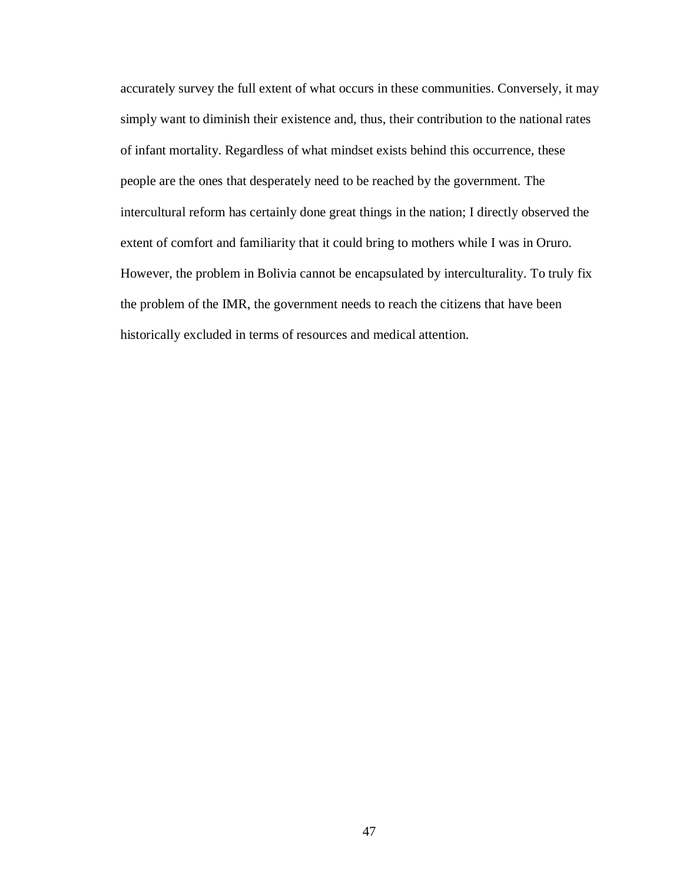accurately survey the full extent of what occurs in these communities. Conversely, it may simply want to diminish their existence and, thus, their contribution to the national rates of infant mortality. Regardless of what mindset exists behind this occurrence, these people are the ones that desperately need to be reached by the government. The intercultural reform has certainly done great things in the nation; I directly observed the extent of comfort and familiarity that it could bring to mothers while I was in Oruro. However, the problem in Bolivia cannot be encapsulated by interculturality. To truly fix the problem of the IMR, the government needs to reach the citizens that have been historically excluded in terms of resources and medical attention.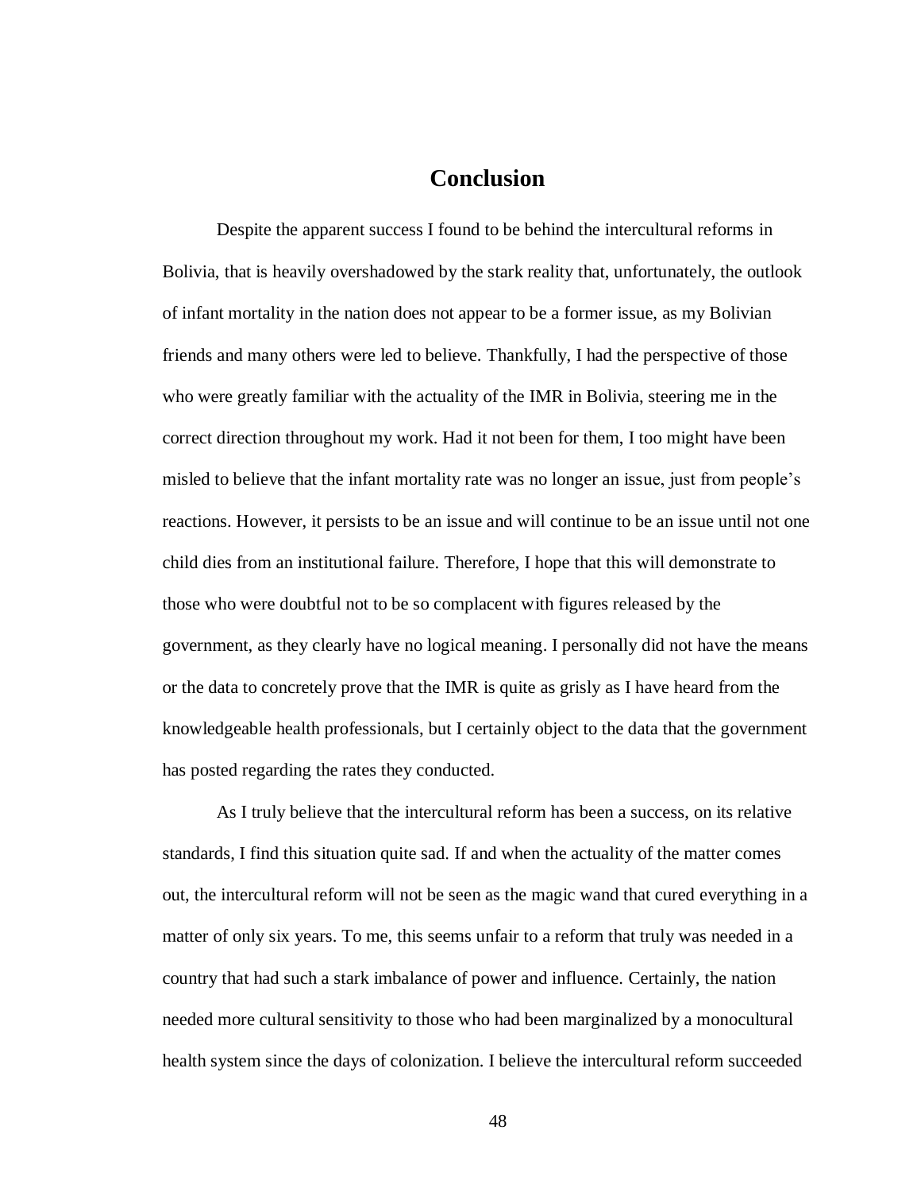# Conclusion

Despite the apparent success I found to be behind the intercultural reforms in Bolivia, that is heavily overshadowed by the stark reality that, unfortunately, the outlook of infant mortality in the nation does not appear to be a former issue, as my Bolivian friends and many others were led to believe. Thankfully, I had the perspective of those who were greatly familiar with the actuality of the IMR in Bolivia, steering me in the correct direction throughout my work. Had it not been for them, I too might have been misled to believe that the infant mortality rate was no longer an issue, just from people's reactions. However, it persists to be an issue and will continue to be an issue until not one child dies from an institutional failure. Therefore, I hope that this will demonstrate to those who were doubtful not to be so complacent with figures released by the government, as they clearly have no logical meaning. I personally did not have the means or the data to concretely prove that the IMR is quite as grisly as I have heard from the knowledgeable health professionals, but I certainly object to the data that the government has posted regarding the rates they conducted.

As I truly believe that the intercultural reform has been a success, on its relative standards, I find this situation quite sad. If and when the actuality of the matter comes out, the intercultural reform will not be seen as the magic wand that cured everything in a matter of only six years. To me, this seems unfair to a reform that truly was needed in a country that had such a stark imbalance of power and influence. Certainly, the nation needed more cultural sensitivity to those who had been marginalized by a monocultural health system since the days of colonization. I believe the intercultural reform succeeded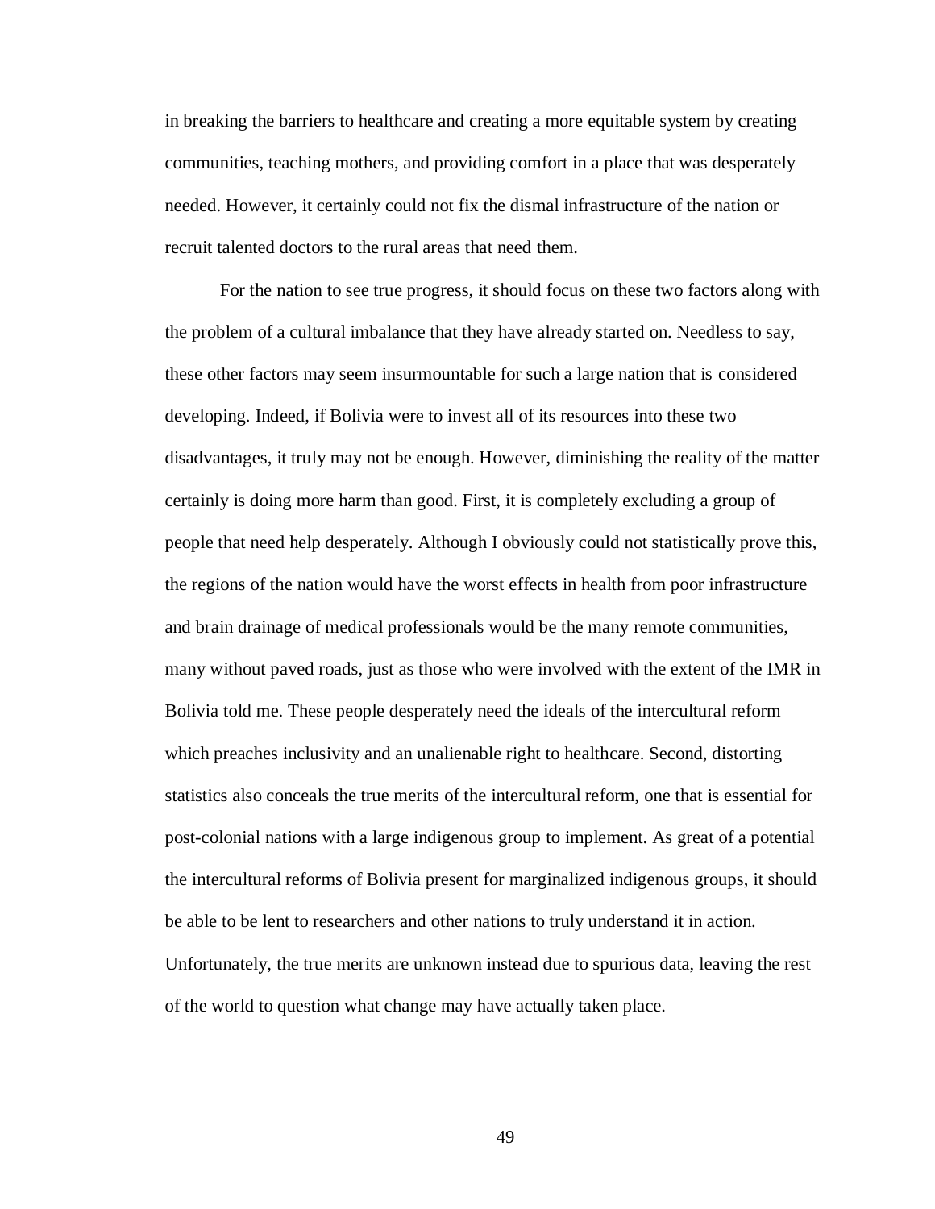in breaking the barriers to healthcare and creating a more equitable system by creating communities, teaching mothers, and providing comfort in a place that was desperately needed. However, it certainly could not fix the dismal infrastructure of the nation or recruit talented doctors to the rural areas that need them.

For the nation to see true progress, it should focus on these two factors along with the problem of a cultural imbalance that they have already started on. Needless to say, these other factors may seem insurmountable for such a large nation that is considered developing. Indeed, if Bolivia were to invest all of its resources into these two disadvantages, it truly may not be enough. However, diminishing the reality of the matter certainly is doing more harm than good. First, it is completely excluding a group of people that need help desperately. Although I obviously could not statistically prove this, the regions of the nation would have the worst effects in health from poor infrastructure and brain drainage of medical professionals would be the many remote communities, many without paved roads, just as those who were involved with the extent of the IMR in Bolivia told me. These people desperately need the ideals of the intercultural reform which preaches inclusivity and an unalienable right to healthcare. Second, distorting statistics also conceals the true merits of the intercultural reform, one that is essential for post-colonial nations with a large indigenous group to implement. As great of a potential the intercultural reforms of Bolivia present for marginalized indigenous groups, it should be able to be lent to researchers and other nations to truly understand it in action. Unfortunately, the true merits are unknown instead due to spurious data, leaving the rest of the world to question what change may have actually taken place.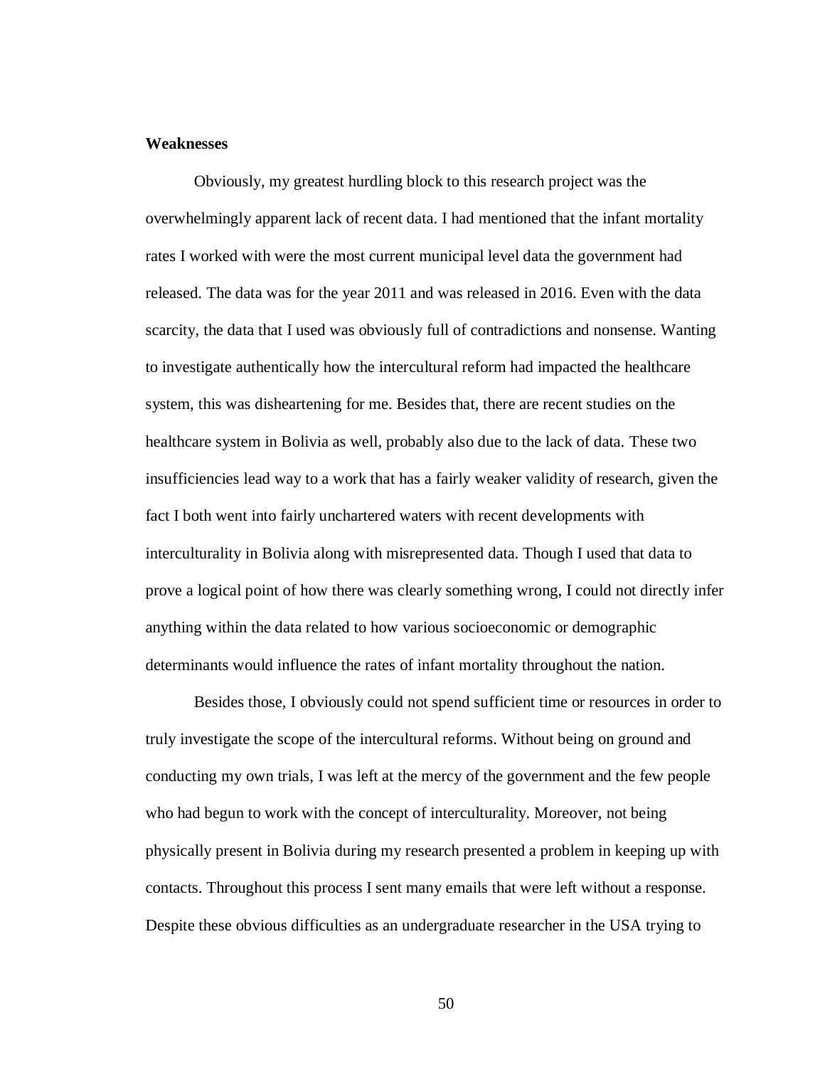**Weaknesses**

Obviously, my greatest hurdling block to this research project was the overwhelmingly apparent lack of recent data. I had mentioned that the infant mortality rates I worked with were the most current municipal level data the government had released. The data was for the year 2011 and was released in 2016. Even with the data scarcity, the data that I used was obviously full of contradictions and nonsense. Wanting to investigate authentically how the intercultural reform had impacted the healthcare system, this was disheartening for me. Besides that, there are recent studies on the healthcare system in Bolivia as well, probably also due to the lack of data. These two insufficiencies lead way to a work that has a fairly weaker validity of research, given the fact I both went into fairly unchartered waters with recent developments with interculturality in Bolivia along with misrepresented data. Though I used that data to prove a logical point of how there was clearly something wrong, I could not directly infer anything within the data related to how various socioeconomic or demographic determinants would influence the rates of infant mortality throughout the nation.

Besides those, I obviously could not spend sufficient time or resources in order to truly investigate the scope of the intercultural reforms. Without being on ground and conducting my own trials, I was left at the mercy of the government and the few people who had begun to work with the concept of interculturality. Moreover, not being physically present in Bolivia during my research presented a problem in keeping up with contacts. Throughout this process I sent many emails that were left without a response. Despite these obvious difficulties as an undergraduate researcher in the USA trying to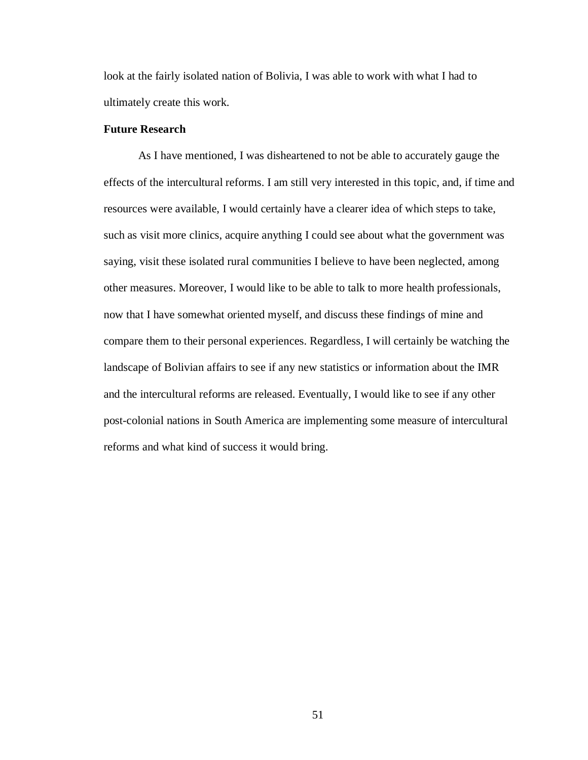look at the fairly isolated nation of Bolivia, I was able to work with what I had to ultimately create this work.

**Future Research**

As I have mentioned, I was disheartened to not be able to accurately gauge the effects of the intercultural reforms. I am still very interested in this topic, and, if time and resources were available, I would certainly have a clearer idea of which steps to take, such as visit more clinics, acquire anything I could see about what the government was saying, visit these isolated rural communities I believe to have been neglected, among other measures. Moreover, I would like to be able to talk to more health professionals, now that I have somewhat oriented myself, and discuss these findings of mine and compare them to their personal experiences. Regardless, I will certainly be watching the landscape of Bolivian affairs to see if any new statistics or information about the IMR and the intercultural reforms are released. Eventually, I would like to see if any other post-colonial nations in South America are implementing some measure of intercultural reforms and what kind of success it would bring.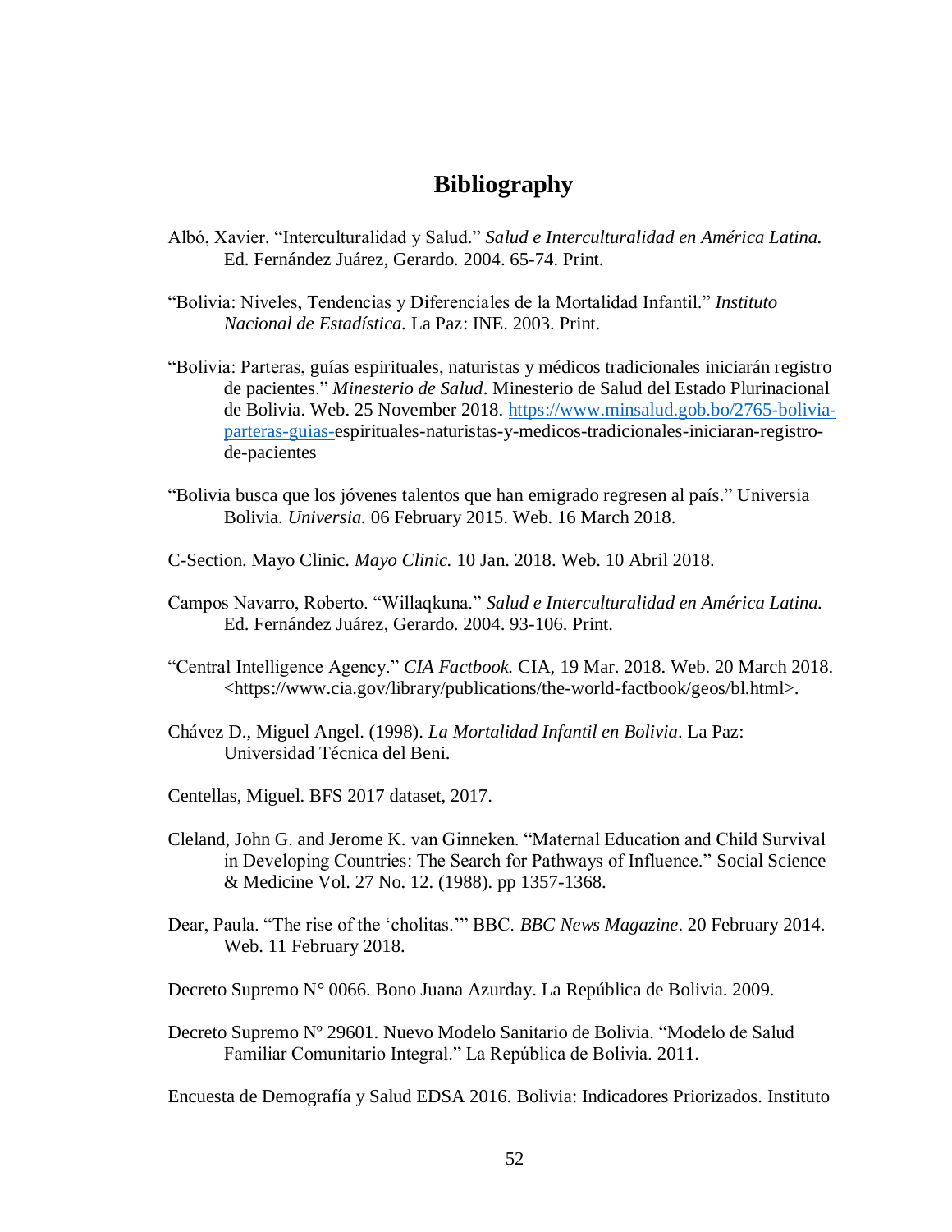# Bibliography

Albó, Xavier. "Interculturalidad y Salud." *Salud e Interculturalidad en América Latina.* Ed. Fernández Juárez, Gerardo. 2004. 65-74. Print.

"Bolivia: Niveles, Tendencias y Diferenciales de la Mortalidad Infantil." *Instituto Nacional de Estadística.* La Paz: INE. 2003. Print.

"Bolivia: Parteras, guías espirituales, naturistas y médicos tradicionales iniciarán registro de pacientes." *Minesterio de Salud*. Minesterio de Salud del Estado Plurinacional de Bolivia. Web. 25 November 2018. https://www.minsalud.gob.bo/2765-bolivia-parteras-guias-espirituales-naturistas-y-medicos-tradicionales-iniciaran-registro-de-pacientes

"Bolivia busca que los jóvenes talentos que han emigrado regresen al país." Universia Bolivia. *Universia.* 06 February 2015. Web. 16 March 2018.

C-Section. Mayo Clinic. *Mayo Clinic.* 10 Jan. 2018. Web. 10 Abril 2018.

Campos Navarro, Roberto. "Willaqkuna." *Salud e Interculturalidad en América Latina.* Ed. Fernández Juárez, Gerardo. 2004. 93-106. Print.

"Central Intelligence Agency." *CIA Factbook.* CIA, 19 Mar. 2018. Web. 20 March 2018. <https://www.cia.gov/library/publications/the-world-factbook/geos/bl.html>.

Chávez D., Miguel Angel. (1998). *La Mortalidad Infantil en Bolivia*. La Paz: Universidad Técnica del Beni.

Centellas, Miguel. BFS 2017 dataset, 2017.

Cleland, John G. and Jerome K. van Ginneken. "Maternal Education and Child Survival in Developing Countries: The Search for Pathways of Influence." Social Science & Medicine Vol. 27 No. 12. (1988). pp 1357-1368.

Dear, Paula. "The rise of the 'cholitas.'" BBC. *BBC News Magazine*. 20 February 2014. Web. 11 February 2018.

Decreto Supremo N° 0066. Bono Juana Azurday. La República de Bolivia. 2009.

Decreto Supremo Nº 29601. Nuevo Modelo Sanitario de Bolivia. "Modelo de Salud Familiar Comunitario Integral." La República de Bolivia. 2011.

Encuesta de Demografía y Salud EDSA 2016. Bolivia: Indicadores Priorizados. Instituto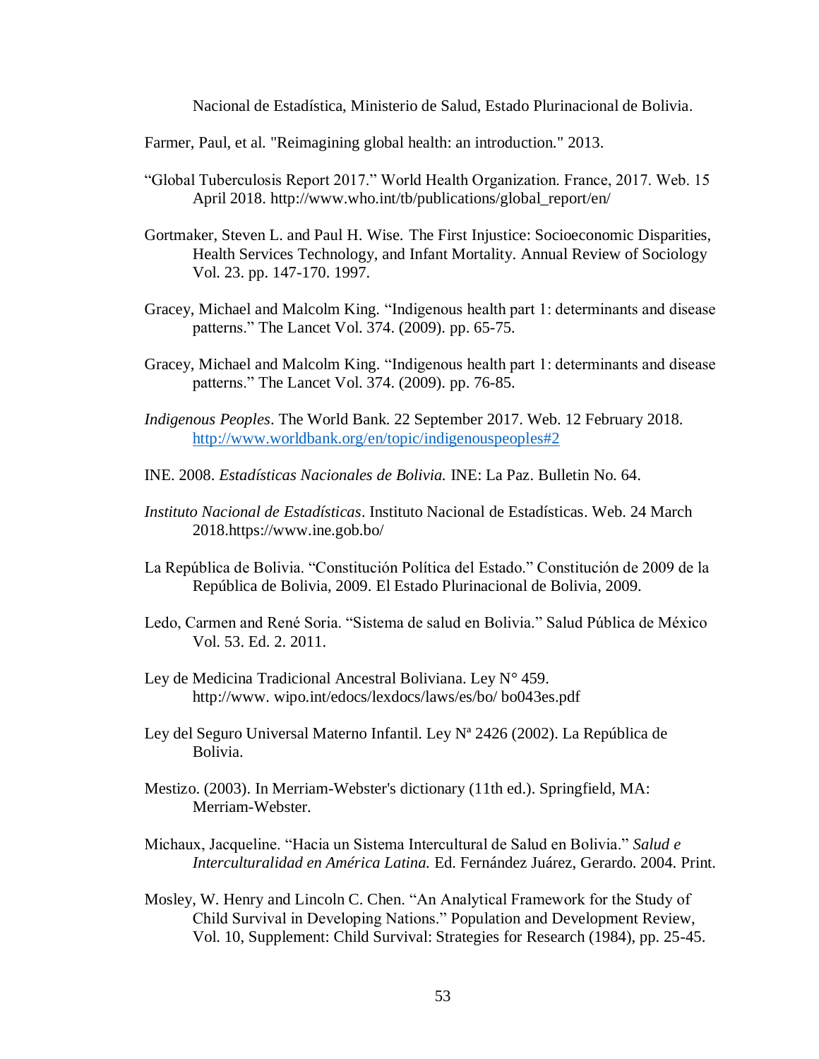Nacional de Estadística, Ministerio de Salud, Estado Plurinacional de Bolivia.

Farmer, Paul, et al. "Reimagining global health: an introduction." 2013.

"Global Tuberculosis Report 2017." World Health Organization. France, 2017. Web. 15 April 2018. http://www.who.int/tb/publications/global_report/en/

Gortmaker, Steven L. and Paul H. Wise. The First Injustice: Socioeconomic Disparities, Health Services Technology, and Infant Mortality. Annual Review of Sociology Vol. 23. pp. 147-170. 1997.

Gracey, Michael and Malcolm King. "Indigenous health part 1: determinants and disease patterns." The Lancet Vol. 374. (2009). pp. 65-75.

Gracey, Michael and Malcolm King. "Indigenous health part 1: determinants and disease patterns." The Lancet Vol. 374. (2009). pp. 76-85.

*Indigenous Peoples*. The World Bank. 22 September 2017. Web. 12 February 2018. http://www.worldbank.org/en/topic/indigenouspeoples#2

INE. 2008. *Estadísticas Nacionales de Bolivia.* INE: La Paz. Bulletin No. 64.

*Instituto Nacional de Estadísticas*. Instituto Nacional de Estadísticas. Web. 24 March 2018.https://www.ine.gob.bo/

La República de Bolivia. "Constitución Política del Estado." Constitución de 2009 de la República de Bolivia, 2009. El Estado Plurinacional de Bolivia, 2009.

Ledo, Carmen and René Soria. "Sistema de salud en Bolivia." Salud Pública de México Vol. 53. Ed. 2. 2011.

Ley de Medicina Tradicional Ancestral Boliviana. Ley N° 459. http://www. wipo.int/edocs/lexdocs/laws/es/bo/ bo043es.pdf

Ley del Seguro Universal Materno Infantil. Ley Nª 2426 (2002). La República de Bolivia.

Mestizo. (2003). In Merriam-Webster's dictionary (11th ed.). Springfield, MA: Merriam-Webster.

Michaux, Jacqueline. "Hacia un Sistema Intercultural de Salud en Bolivia." *Salud e Interculturalidad en América Latina.* Ed. Fernández Juárez, Gerardo. 2004. Print.

Mosley, W. Henry and Lincoln C. Chen. "An Analytical Framework for the Study of Child Survival in Developing Nations." Population and Development Review, Vol. 10, Supplement: Child Survival: Strategies for Research (1984), pp. 25-45.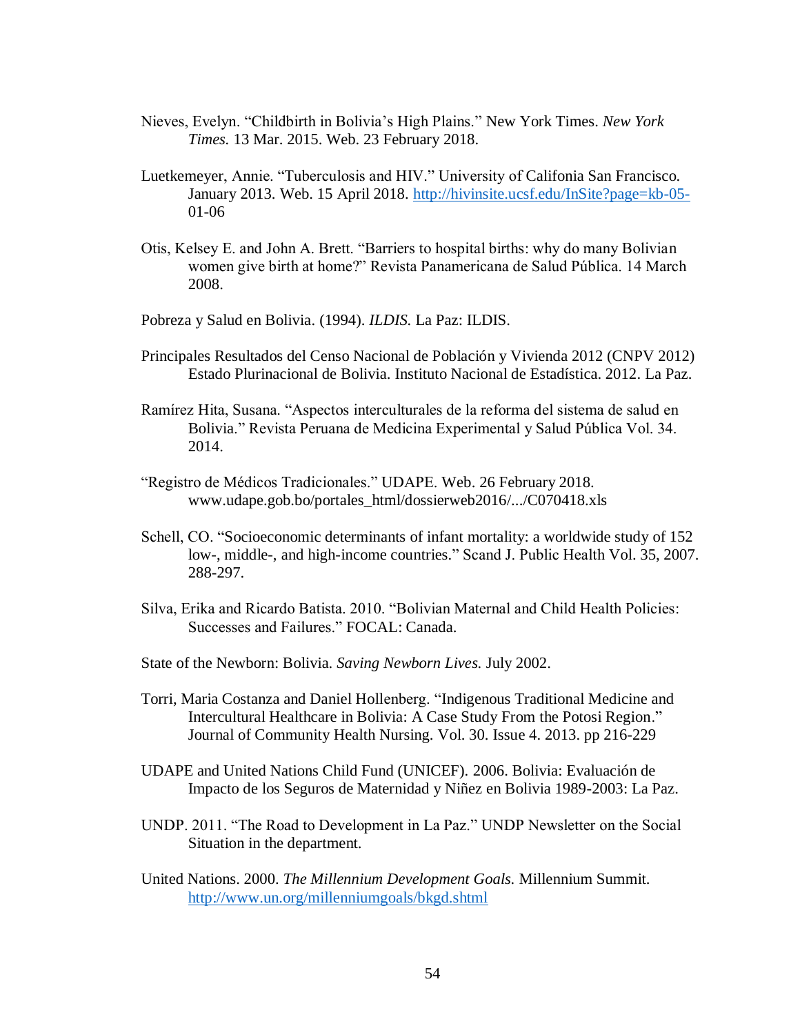Nieves, Evelyn. "Childbirth in Bolivia's High Plains." New York Times. *New York Times.* 13 Mar. 2015. Web. 23 February 2018.

Luetkemeyer, Annie. "Tuberculosis and HIV." University of Califonia San Francisco. January 2013. Web. 15 April 2018. http://hivinsite.ucsf.edu/InSite?page=kb-05-01-06

Otis, Kelsey E. and John A. Brett. "Barriers to hospital births: why do many Bolivian women give birth at home?" Revista Panamericana de Salud Pública. 14 March 2008.

Pobreza y Salud en Bolivia. (1994). *ILDIS.* La Paz: ILDIS.

Principales Resultados del Censo Nacional de Población y Vivienda 2012 (CNPV 2012) Estado Plurinacional de Bolivia. Instituto Nacional de Estadística. 2012. La Paz.

Ramírez Hita, Susana. "Aspectos interculturales de la reforma del sistema de salud en Bolivia." Revista Peruana de Medicina Experimental y Salud Pública Vol. 34. 2014.

"Registro de Médicos Tradicionales." UDAPE. Web. 26 February 2018. www.udape.gob.bo/portales_html/dossierweb2016/.../C070418.xls

Schell, CO. "Socioeconomic determinants of infant mortality: a worldwide study of 152 low-, middle-, and high-income countries." Scand J. Public Health Vol. 35, 2007. 288-297.

Silva, Erika and Ricardo Batista. 2010. "Bolivian Maternal and Child Health Policies: Successes and Failures." FOCAL: Canada.

State of the Newborn: Bolivia. *Saving Newborn Lives.* July 2002.

Torri, Maria Costanza and Daniel Hollenberg. "Indigenous Traditional Medicine and Intercultural Healthcare in Bolivia: A Case Study From the Potosi Region." Journal of Community Health Nursing. Vol. 30. Issue 4. 2013. pp 216-229

UDAPE and United Nations Child Fund (UNICEF). 2006. Bolivia: Evaluación de Impacto de los Seguros de Maternidad y Niñez en Bolivia 1989-2003: La Paz.

UNDP. 2011. "The Road to Development in La Paz." UNDP Newsletter on the Social Situation in the department.

United Nations. 2000. *The Millennium Development Goals.* Millennium Summit. http://www.un.org/millenniumgoals/bkgd.shtml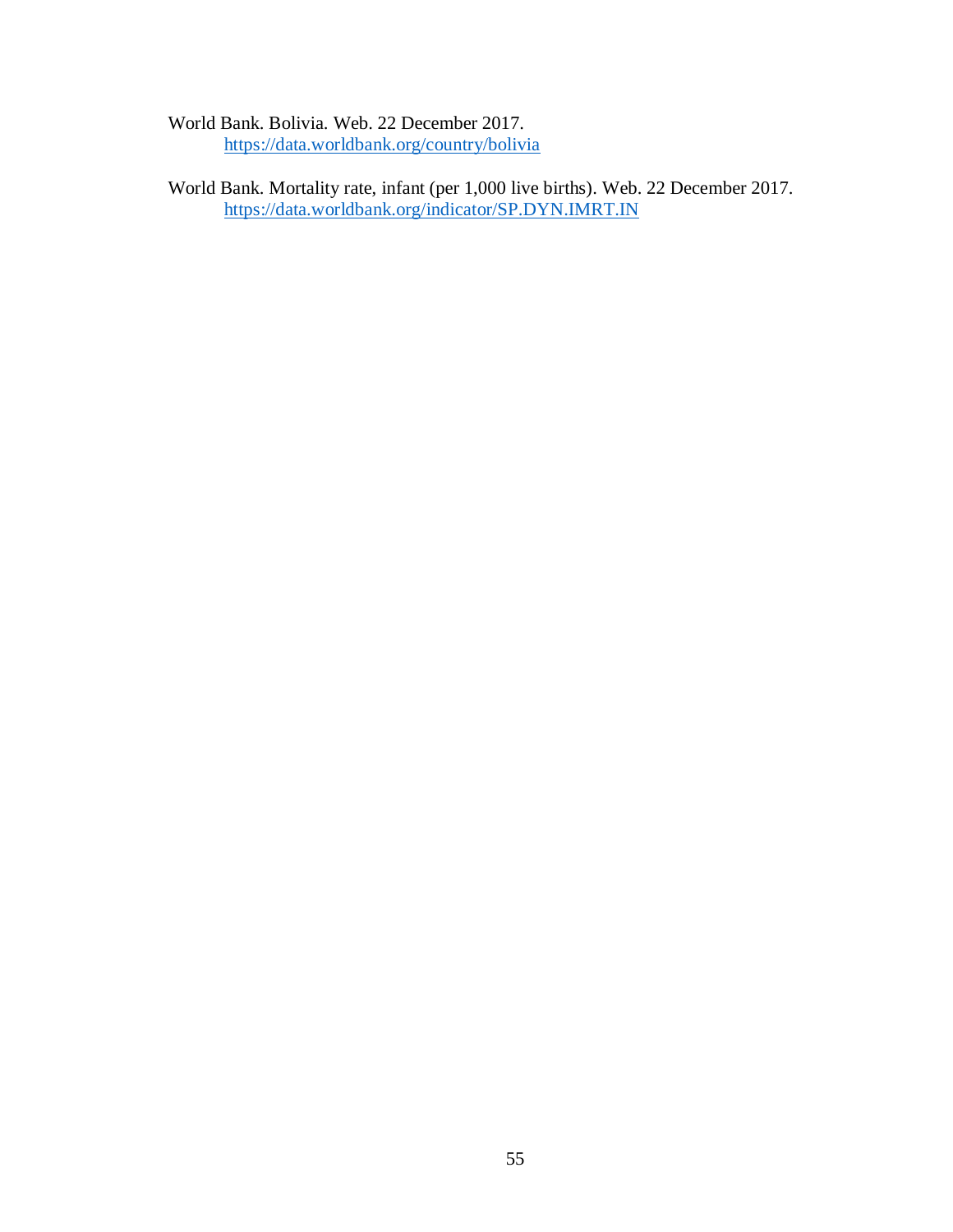World Bank. Bolivia. Web. 22 December 2017.
https://data.worldbank.org/country/bolivia

World Bank. Mortality rate, infant (per 1,000 live births). Web. 22 December 2017.
https://data.worldbank.org/indicator/SP.DYN.IMRT.IN